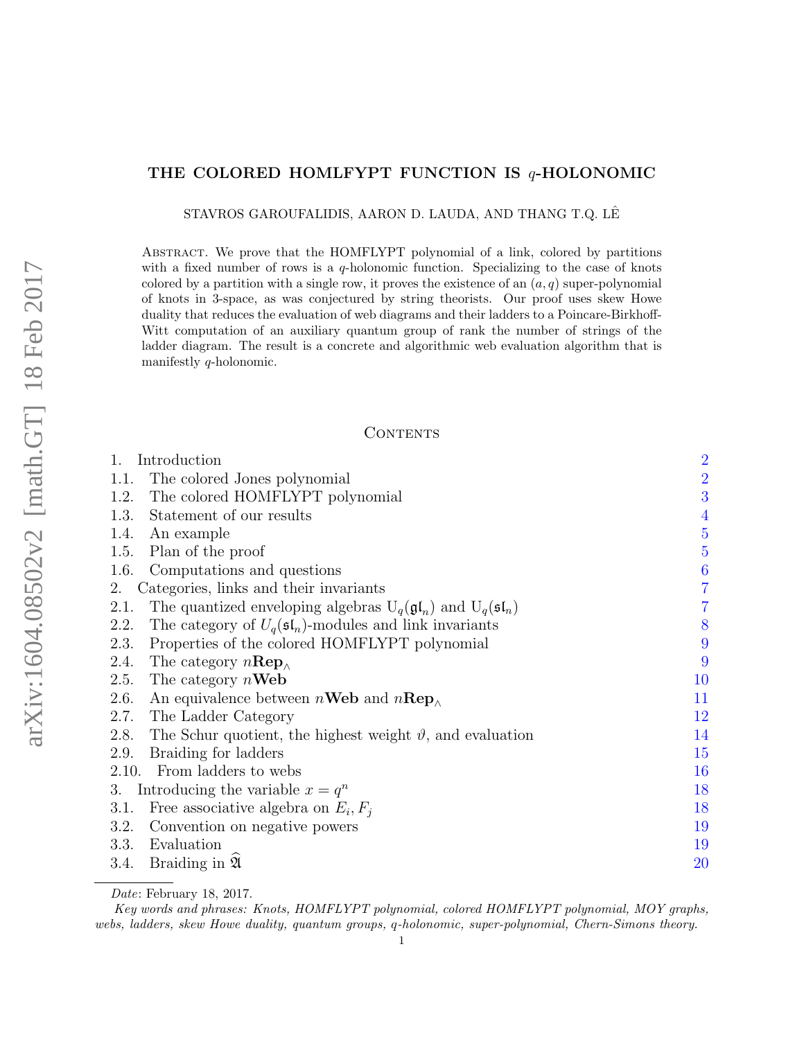# THE COLORED HOMFLYPT FUNCTION IS $q$-HOLONOMIC

STAVROS GAROUFALIDIS, AARON D. LAUDA, AND THANG T.Q. LÊ

Abstract. We prove that the HOMFLYPT polynomial of a link, colored by partitions with a fixed number of rows is a $q$-holonomic function. Specializing to the case of knots colored by a partition with a single row, it proves the existence of an $(a, q)$ super-polynomial of knots in 3-space, as was conjectured by string theorists. Our proof uses skew Howe duality that reduces the evaluation of web diagrams and their ladders to a Poincare-Birkhoff-Witt computation of an auxiliary quantum group of rank the number of strings of the ladder diagram. The result is a concrete and algorithmic web evaluation algorithm that is manifestly $q$-holonomic.

## Contents

1. Introduction — 2
   - 1.1. The colored Jones polynomial — 2
   - 1.2. The colored HOMFLYPT polynomial — 3
   - 1.3. Statement of our results — 4
   - 1.4. An example — 5
   - 1.5. Plan of the proof — 5
   - 1.6. Computations and questions — 6
2. Categories, links and their invariants — 7
   - 2.1. The quantized enveloping algebras $\mathrm{U}_q(\mathfrak{gl}_n)$ and $\mathrm{U}_q(\mathfrak{sl}_n)$ — 7
   - 2.2. The category of $U_q(\mathfrak{sl}_n)$-modules and link invariants — 8
   - 2.3. Properties of the colored HOMFLYPT polynomial — 9
   - 2.4. The category $n\mathbf{Rep}_\wedge$ — 9
   - 2.5. The category $n\mathbf{Web}$ — 10
   - 2.6. An equivalence between $n\mathbf{Web}$ and $n\mathbf{Rep}_\wedge$ — 11
   - 2.7. The Ladder Category — 12
   - 2.8. The Schur quotient, the highest weight $\vartheta$, and evaluation — 14
   - 2.9. Braiding for ladders — 15
   - 2.10. From ladders to webs — 16
3. Introducing the variable $x = q^n$ — 18
   - 3.1. Free associative algebra on $E_i, F_j$ — 18
   - 3.2. Convention on negative powers — 19
   - 3.3. Evaluation — 19
   - 3.4. Braiding in $\widehat{\mathfrak{A}}$ — 20

*Date*: February 18, 2017.

*Key words and phrases:* Knots, HOMFLYPT polynomial, colored HOMFLYPT polynomial, MOY graphs, webs, ladders, skew Howe duality, quantum groups, $q$-holonomic, super-polynomial, Chern-Simons theory.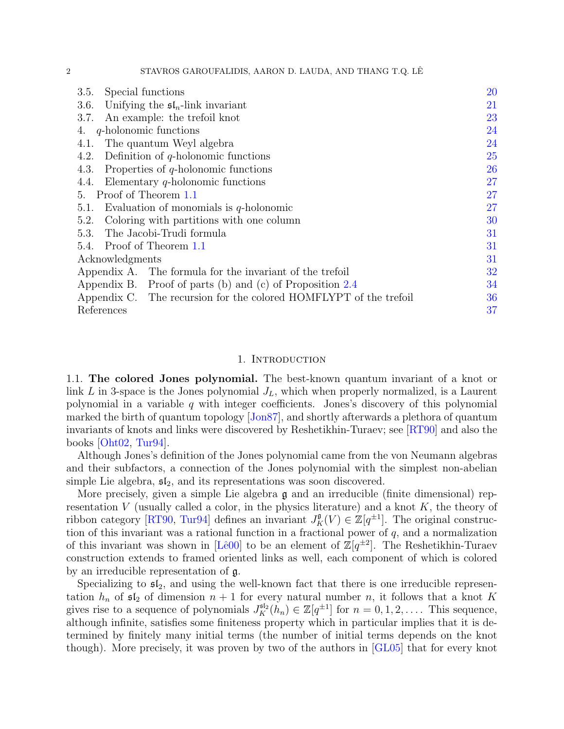| | | |
|---|---|---|
| 3.5. | Special functions | 20 |
| 3.6. | Unifying the $\mathfrak{sl}_n$-link invariant | 21 |
| 3.7. | An example: the trefoil knot | 23 |
| 4. | $q$-holonomic functions | 24 |
| 4.1. | The quantum Weyl algebra | 24 |
| 4.2. | Definition of $q$-holonomic functions | 25 |
| 4.3. | Properties of $q$-holonomic functions | 26 |
| 4.4. | Elementary $q$-holonomic functions | 27 |
| 5. | Proof of Theorem 1.1 | 27 |
| 5.1. | Evaluation of monomials is $q$-holonomic | 27 |
| 5.2. | Coloring with partitions with one column | 30 |
| 5.3. | The Jacobi-Trudi formula | 31 |
| 5.4. | Proof of Theorem 1.1 | 31 |
| | Acknowledgments | 31 |
| Appendix A. | The formula for the invariant of the trefoil | 32 |
| Appendix B. | Proof of parts (b) and (c) of Proposition 2.4 | 34 |
| Appendix C. | The recursion for the colored HOMFLYPT of the trefoil | 36 |
| | References | 37 |

# 1. Introduction

**1.1. The colored Jones polynomial.** The best-known quantum invariant of a knot or link $L$ in 3-space is the Jones polynomial $J_L$, which when properly normalized, is a Laurent polynomial in a variable $q$ with integer coefficients. Jones's discovery of this polynomial marked the birth of quantum topology [Jon87], and shortly afterwards a plethora of quantum invariants of knots and links were discovered by Reshetikhin-Turaev; see [RT90] and also the books [Oht02, Tur94].

Although Jones's definition of the Jones polynomial came from the von Neumann algebras and their subfactors, a connection of the Jones polynomial with the simplest non-abelian simple Lie algebra, $\mathfrak{sl}_2$, and its representations was soon discovered.

More precisely, given a simple Lie algebra $\mathfrak{g}$ and an irreducible (finite dimensional) representation $V$ (usually called a color, in the physics literature) and a knot $K$, the theory of ribbon category [RT90, Tur94] defines an invariant $J_K^{\mathfrak{g}}(V) \in \mathbb{Z}[q^{\pm 1}]$. The original construction of this invariant was a rational function in a fractional power of $q$, and a normalization of this invariant was shown in [Lê00] to be an element of $\mathbb{Z}[q^{\pm 2}]$. The Reshetikhin-Turaev construction extends to framed oriented links as well, each component of which is colored by an irreducible representation of $\mathfrak{g}$.

Specializing to $\mathfrak{sl}_2$, and using the well-known fact that there is one irreducible representation $h_n$ of $\mathfrak{sl}_2$ of dimension $n+1$ for every natural number $n$, it follows that a knot $K$ gives rise to a sequence of polynomials $J_K^{\mathfrak{sl}_2}(h_n) \in \mathbb{Z}[q^{\pm 1}]$ for $n = 0, 1, 2, \ldots$. This sequence, although infinite, satisfies some finiteness property which in particular implies that it is determined by finitely many initial terms (the number of initial terms depends on the knot though). More precisely, it was proven by two of the authors in [GL05] that for every knot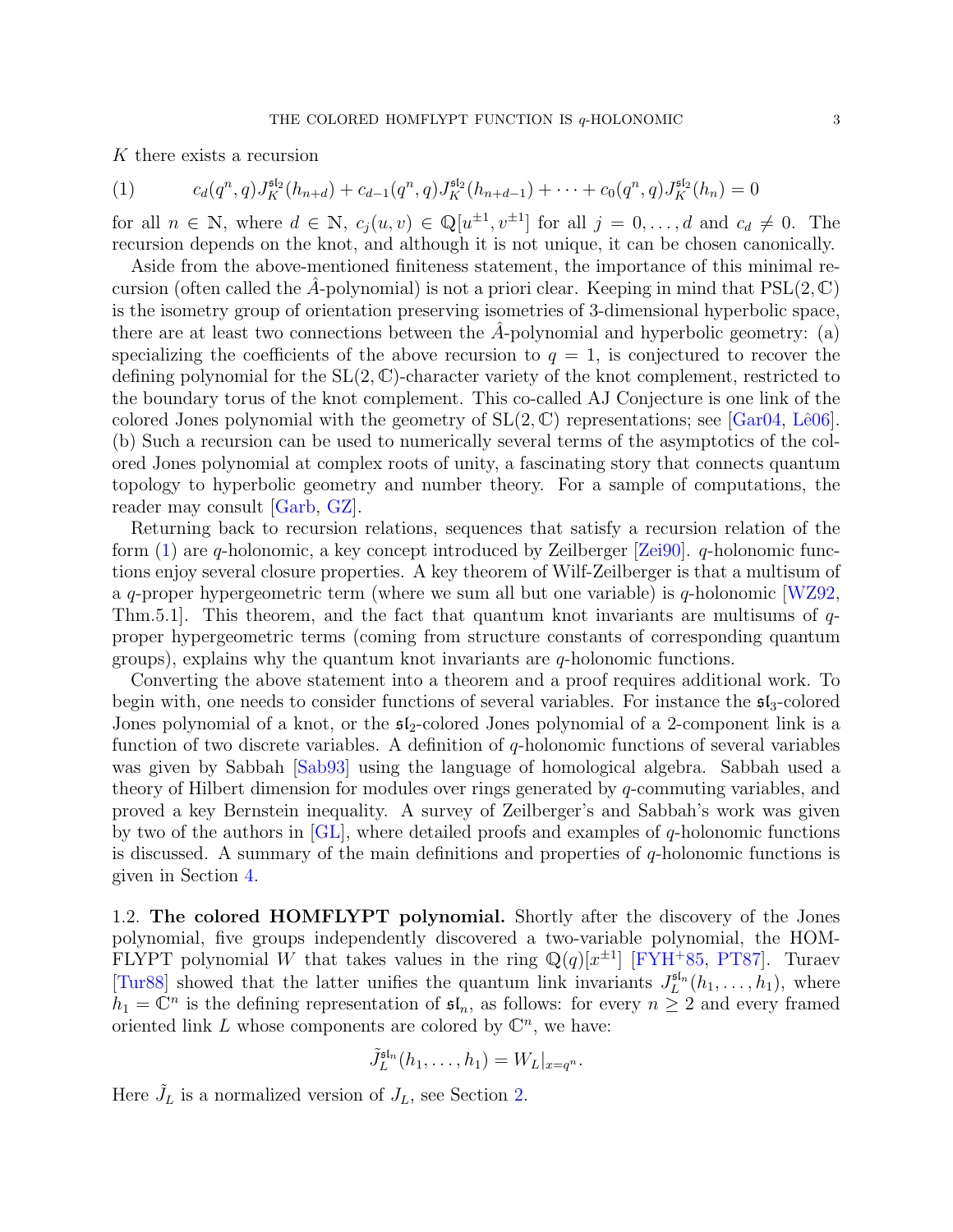$K$ there exists a recursion

$$c_d(q^n, q) J_K^{\mathfrak{sl}_2}(h_{n+d}) + c_{d-1}(q^n, q) J_K^{\mathfrak{sl}_2}(h_{n+d-1}) + \cdots + c_0(q^n, q) J_K^{\mathfrak{sl}_2}(h_n) = 0 \tag{1}$$

for all $n \in \mathbb{N}$, where $d \in \mathbb{N}$, $c_j(u, v) \in \mathbb{Q}[u^{\pm 1}, v^{\pm 1}]$ for all $j = 0, \ldots, d$ and $c_d \neq 0$. The recursion depends on the knot, and although it is not unique, it can be chosen canonically.

Aside from the above-mentioned finiteness statement, the importance of this minimal recursion (often called the $\hat{A}$-polynomial) is not a priori clear. Keeping in mind that $\mathrm{PSL}(2, \mathbb{C})$ is the isometry group of orientation preserving isometries of 3-dimensional hyperbolic space, there are at least two connections between the $\hat{A}$-polynomial and hyperbolic geometry: (a) specializing the coefficients of the above recursion to $q = 1$, is conjectured to recover the defining polynomial for the $\mathrm{SL}(2, \mathbb{C})$-character variety of the knot complement, restricted to the boundary torus of the knot complement. This so-called AJ Conjecture is one link of the colored Jones polynomial with the geometry of $\mathrm{SL}(2, \mathbb{C})$ representations; see [Gar04, Lê06]. (b) Such a recursion can be used to numerically several terms of the asymptotics of the colored Jones polynomial at complex roots of unity, a fascinating story that connects quantum topology to hyperbolic geometry and number theory. For a sample of computations, the reader may consult [Garb, GZ].

Returning back to recursion relations, sequences that satisfy a recursion relation of the form (1) are $q$-holonomic, a key concept introduced by Zeilberger [Zei90]. $q$-holonomic functions enjoy several closure properties. A key theorem of Wilf-Zeilberger is that a multisum of a $q$-proper hypergeometric term (where we sum all but one variable) is $q$-holonomic [WZ92, Thm.5.1]. This theorem, and the fact that quantum knot invariants are multisums of $q$-proper hypergeometric terms (coming from structure constants of corresponding quantum groups), explains why the quantum knot invariants are $q$-holonomic functions.

Converting the above statement into a theorem and a proof requires additional work. To begin with, one needs to consider functions of several variables. For instance the $\mathfrak{sl}_3$-colored Jones polynomial of a knot, or the $\mathfrak{sl}_2$-colored Jones polynomial of a 2-component link is a function of two discrete variables. A definition of $q$-holonomic functions of several variables was given by Sabbah [Sab93] using the language of homological algebra. Sabbah used a theory of Hilbert dimension for modules over rings generated by $q$-commuting variables, and proved a key Bernstein inequality. A survey of Zeilberger's and Sabbah's work was given by two of the authors in [GL], where detailed proofs and examples of $q$-holonomic functions is discussed. A summary of the main definitions and properties of $q$-holonomic functions is given in Section 4.

1.2. **The colored HOMFLYPT polynomial.** Shortly after the discovery of the Jones polynomial, five groups independently discovered a two-variable polynomial, the HOMFLYPT polynomial $W$ that takes values in the ring $\mathbb{Q}(q)[x^{\pm 1}]$ [FYH+85, PT87]. Turaev [Tur88] showed that the latter unifies the quantum link invariants $J_L^{\mathfrak{sl}_n}(h_1, \ldots, h_1)$, where $h_1 = \mathbb{C}^n$ is the defining representation of $\mathfrak{sl}_n$, as follows: for every $n \geq 2$ and every framed oriented link $L$ whose components are colored by $\mathbb{C}^n$, we have:

$$\tilde{J}_L^{\mathfrak{sl}_n}(h_1, \ldots, h_1) = W_L|_{x=q^n}.$$

Here $\tilde{J}_L$ is a normalized version of $J_L$, see Section 2.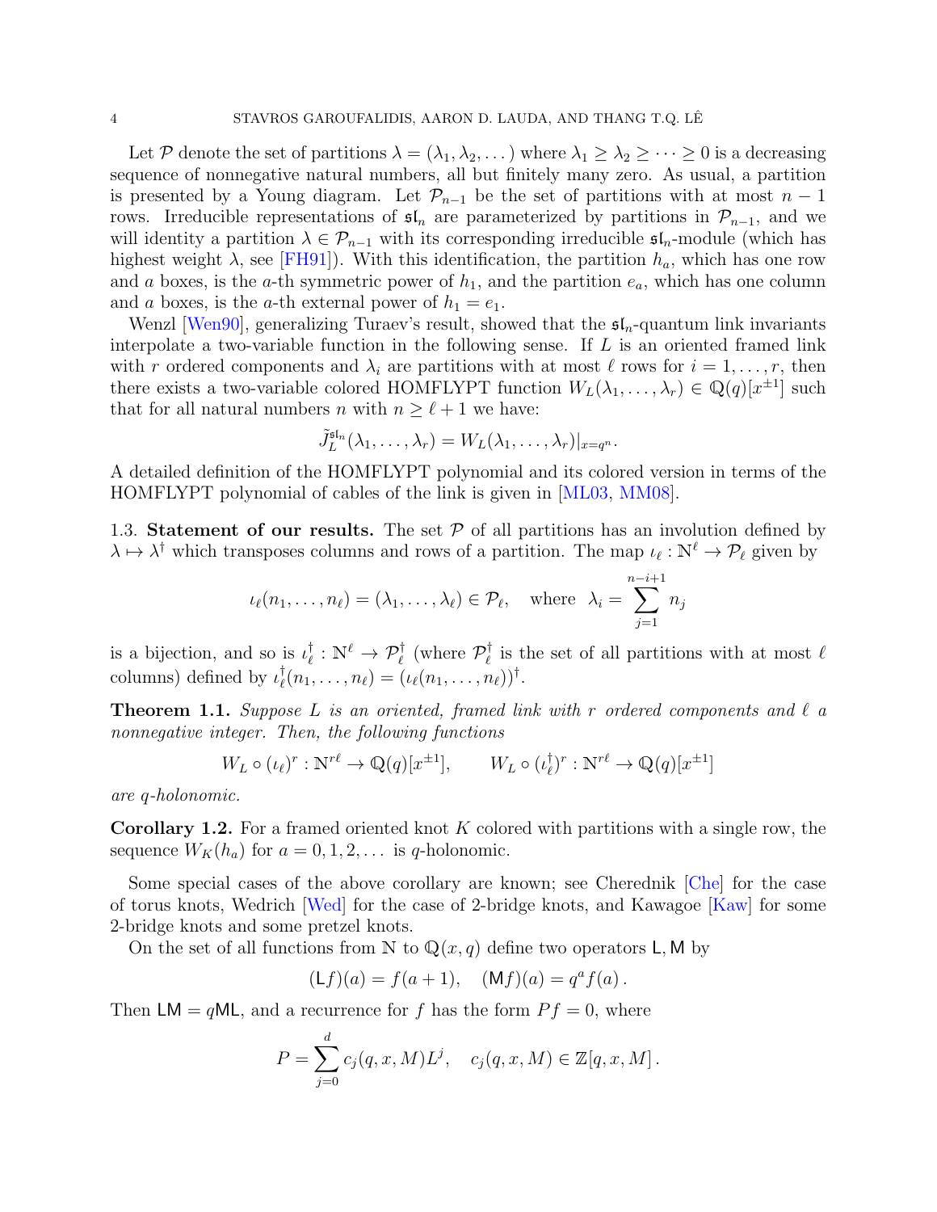Let $\mathcal{P}$ denote the set of partitions $\lambda = (\lambda_1, \lambda_2, \dots)$ where $\lambda_1 \geq \lambda_2 \geq \dots \geq 0$ is a decreasing sequence of nonnegative natural numbers, all but finitely many zero. As usual, a partition is presented by a Young diagram. Let $\mathcal{P}_{n-1}$ be the set of partitions with at most $n-1$ rows. Irreducible representations of $\mathfrak{sl}_n$ are parameterized by partitions in $\mathcal{P}_{n-1}$, and we will identity a partition $\lambda \in \mathcal{P}_{n-1}$ with its corresponding irreducible $\mathfrak{sl}_n$-module (which has highest weight $\lambda$, see [FH91]). With this identification, the partition $h_a$, which has one row and $a$ boxes, is the $a$-th symmetric power of $h_1$, and the partition $e_a$, which has one column and $a$ boxes, is the $a$-th external power of $h_1 = e_1$.

Wenzl [Wen90], generalizing Turaev's result, showed that the $\mathfrak{sl}_n$-quantum link invariants interpolate a two-variable function in the following sense. If $L$ is an oriented framed link with $r$ ordered components and $\lambda_i$ are partitions with at most $\ell$ rows for $i = 1, \dots, r$, then there exists a two-variable colored HOMFLYPT function $W_L(\lambda_1, \dots, \lambda_r) \in \mathbb{Q}(q)[x^{\pm 1}]$ such that for all natural numbers $n$ with $n \geq \ell + 1$ we have:

$$\tilde{J}_L^{\mathfrak{sl}_n}(\lambda_1, \dots, \lambda_r) = W_L(\lambda_1, \dots, \lambda_r)|_{x=q^n}.$$

A detailed definition of the HOMFLYPT polynomial and its colored version in terms of the HOMFLYPT polynomial of cables of the link is given in [ML03, MM08].

1.3. **Statement of our results.** The set $\mathcal{P}$ of all partitions has an involution defined by $\lambda \mapsto \lambda^\dagger$ which transposes columns and rows of a partition. The map $\iota_\ell : \mathbb{N}^\ell \to \mathcal{P}_\ell$ given by

$$\iota_\ell(n_1, \dots, n_\ell) = (\lambda_1, \dots, \lambda_\ell) \in \mathcal{P}_\ell, \quad \text{where } \lambda_i = \sum_{j=1}^{n-i+1} n_j$$

is a bijection, and so is $\iota_\ell^\dagger : \mathbb{N}^\ell \to \mathcal{P}_\ell^\dagger$ (where $\mathcal{P}_\ell^\dagger$ is the set of all partitions with at most $\ell$ columns) defined by $\iota_\ell^\dagger(n_1, \dots, n_\ell) = (\iota_\ell(n_1, \dots, n_\ell))^\dagger$.

**Theorem 1.1.** *Suppose $L$ is an oriented, framed link with $r$ ordered components and $\ell$ a nonnegative integer. Then, the following functions*

$$W_L \circ (\iota_\ell)^r : \mathbb{N}^{r\ell} \to \mathbb{Q}(q)[x^{\pm 1}], \qquad W_L \circ (\iota_\ell^\dagger)^r : \mathbb{N}^{r\ell} \to \mathbb{Q}(q)[x^{\pm 1}]$$

*are $q$-holonomic.*

**Corollary 1.2.** For a framed oriented knot $K$ colored with partitions with a single row, the sequence $W_K(h_a)$ for $a = 0, 1, 2, \dots$ is $q$-holonomic.

Some special cases of the above corollary are known; see Cherednik [Che] for the case of torus knots, Wedrich [Wed] for the case of 2-bridge knots, and Kawagoe [Kaw] for some 2-bridge knots and some pretzel knots.

On the set of all functions from $\mathbb{N}$ to $\mathbb{Q}(x, q)$ define two operators $\mathsf{L}, \mathsf{M}$ by

$$(\mathsf{L}f)(a) = f(a+1), \quad (\mathsf{M}f)(a) = q^a f(a)\,.$$

Then $\mathsf{LM} = q\mathsf{ML}$, and a recurrence for $f$ has the form $Pf = 0$, where

$$P = \sum_{j=0}^{d} c_j(q, x, M) L^j, \quad c_j(q, x, M) \in \mathbb{Z}[q, x, M]\,.$$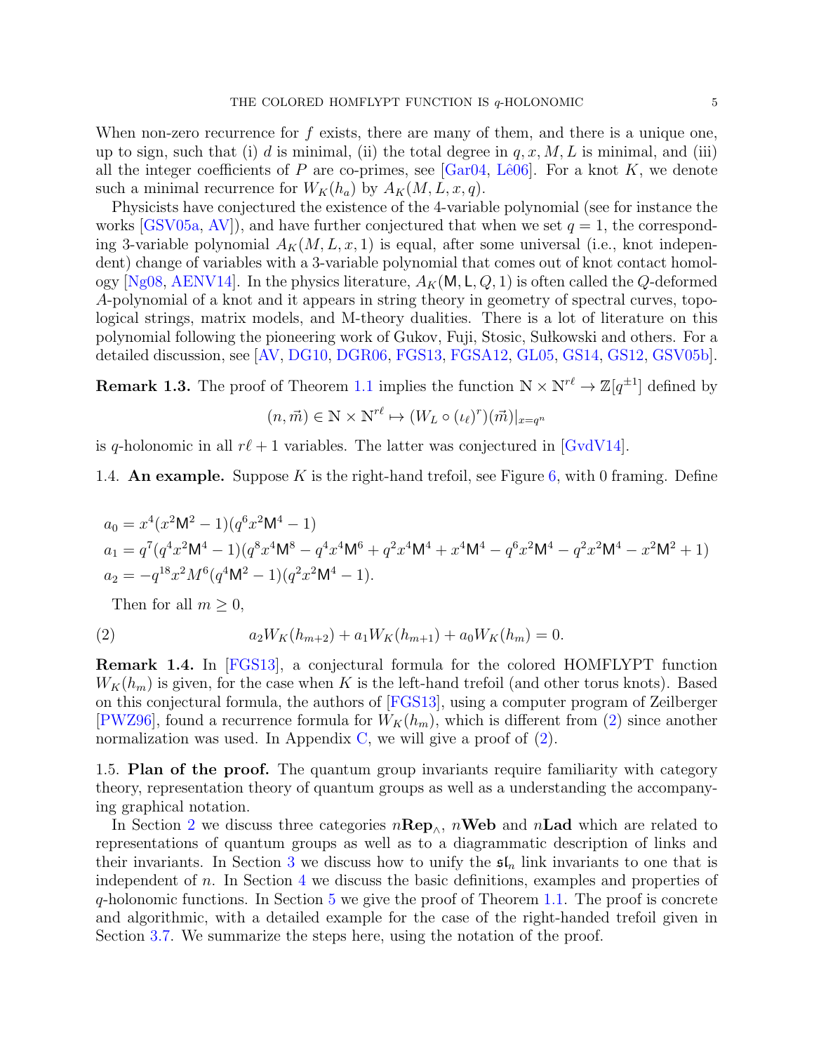When non-zero recurrence for $f$ exists, there are many of them, and there is a unique one, up to sign, such that (i) $d$ is minimal, (ii) the total degree in $q, x, M, L$ is minimal, and (iii) all the integer coefficients of $P$ are co-primes, see [Gar04, Lê06]. For a knot $K$, we denote such a minimal recurrence for $W_K(h_a)$ by $A_K(M, L, x, q)$.

Physicists have conjectured the existence of the 4-variable polynomial (see for instance the works [GSV05a, AV]), and have further conjectured that when we set $q = 1$, the corresponding 3-variable polynomial $A_K(M, L, x, 1)$ is equal, after some universal (i.e., knot independent) change of variables with a 3-variable polynomial that comes out of knot contact homology [Ng08, AENV14]. In the physics literature, $A_K(\mathsf{M}, \mathsf{L}, Q, 1)$ is often called the $Q$-deformed $A$-polynomial of a knot and it appears in string theory in geometry of spectral curves, topological strings, matrix models, and M-theory dualities. There is a lot of literature on this polynomial following the pioneering work of Gukov, Fuji, Stosic, Sułkowski and others. For a detailed discussion, see [AV, DG10, DGR06, FGS13, FGSA12, GL05, GS14, GS12, GSV05b].

**Remark 1.3.** The proof of Theorem 1.1 implies the function $\mathbb{N} \times \mathbb{N}^{r\ell} \to \mathbb{Z}[q^{\pm 1}]$ defined by

$$(n, \vec{m}) \in \mathbb{N} \times \mathbb{N}^{r\ell} \mapsto (W_L \circ (\iota_\ell)^r)(\vec{m})|_{x=q^n}$$

is $q$-holonomic in all $r\ell + 1$ variables. The latter was conjectured in [GvdV14].

1.4. **An example.** Suppose $K$ is the right-hand trefoil, see Figure 6, with 0 framing. Define

$$a_0 = x^4(x^2\mathsf{M}^2 - 1)(q^6x^2\mathsf{M}^4 - 1)$$
$$a_1 = q^7(q^4x^2\mathsf{M}^4 - 1)(q^8x^4\mathsf{M}^8 - q^4x^4\mathsf{M}^6 + q^2x^4\mathsf{M}^4 + x^4\mathsf{M}^4 - q^6x^2\mathsf{M}^4 - q^2x^2\mathsf{M}^4 - x^2\mathsf{M}^2 + 1)$$
$$a_2 = -q^{18}x^2M^6(q^4\mathsf{M}^2 - 1)(q^2x^2\mathsf{M}^4 - 1).$$

Then for all $m \geq 0$,

$$a_2W_K(h_{m+2}) + a_1W_K(h_{m+1}) + a_0W_K(h_m) = 0. \tag{2}$$

**Remark 1.4.** In [FGS13], a conjectural formula for the colored HOMFLYPT function $W_K(h_m)$ is given, for the case when $K$ is the left-hand trefoil (and other torus knots). Based on this conjectural formula, the authors of [FGS13], using a computer program of Zeilberger [PWZ96], found a recurrence formula for $W_K(h_m)$, which is different from (2) since another normalization was used. In Appendix C, we will give a proof of (2).

1.5. **Plan of the proof.** The quantum group invariants require familiarity with category theory, representation theory of quantum groups as well as a understanding the accompanying graphical notation.

In Section 2 we discuss three categories $n\mathbf{Rep}_\wedge$, $n\mathbf{Web}$ and $n\mathbf{Lad}$ which are related to representations of quantum groups as well as to a diagrammatic description of links and their invariants. In Section 3 we discuss how to unify the $\mathfrak{sl}_n$ link invariants to one that is independent of $n$. In Section 4 we discuss the basic definitions, examples and properties of $q$-holonomic functions. In Section 5 we give the proof of Theorem 1.1. The proof is concrete and algorithmic, with a detailed example for the case of the right-handed trefoil given in Section 3.7. We summarize the steps here, using the notation of the proof.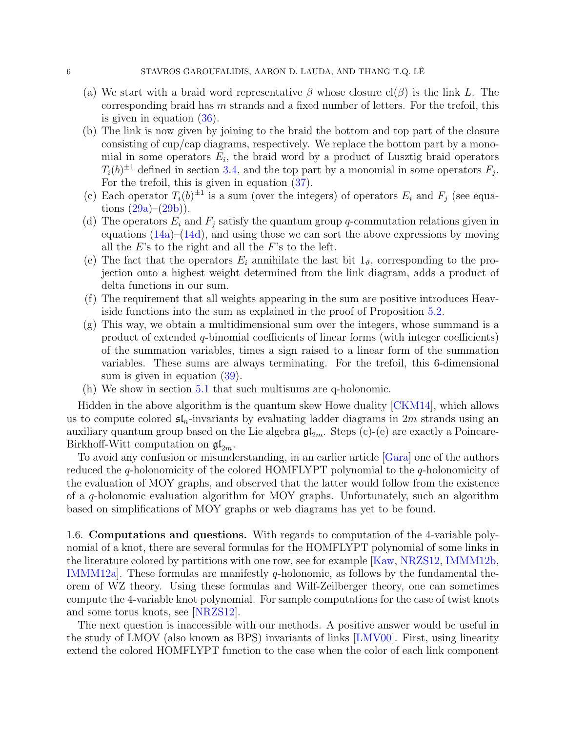(a) We start with a braid word representative $\beta$ whose closure $\mathrm{cl}(\beta)$ is the link $L$. The corresponding braid has $m$ strands and a fixed number of letters. For the trefoil, this is given in equation (36).

(b) The link is now given by joining to the braid the bottom and top part of the closure consisting of cup/cap diagrams, respectively. We replace the bottom part by a monomial in some operators $E_i$, the braid word by a product of Lusztig braid operators $T_i(b)^{\pm 1}$ defined in section 3.4, and the top part by a monomial in some operators $F_j$. For the trefoil, this is given in equation (37).

(c) Each operator $T_i(b)^{\pm 1}$ is a sum (over the integers) of operators $E_i$ and $F_j$ (see equations (29a)–(29b)).

(d) The operators $E_i$ and $F_j$ satisfy the quantum group $q$-commutation relations given in equations (14a)–(14d), and using those we can sort the above expressions by moving all the $E$'s to the right and all the $F$'s to the left.

(e) The fact that the operators $E_i$ annihilate the last bit $1_\vartheta$, corresponding to the projection onto a highest weight determined from the link diagram, adds a product of delta functions in our sum.

(f) The requirement that all weights appearing in the sum are positive introduces Heaviside functions into the sum as explained in the proof of Proposition 5.2.

(g) This way, we obtain a multidimensional sum over the integers, whose summand is a product of extended $q$-binomial coefficients of linear forms (with integer coefficients) of the summation variables, times a sign raised to a linear form of the summation variables. These sums are always terminating. For the trefoil, this 6-dimensional sum is given in equation (39).

(h) We show in section 5.1 that such multisums are q-holonomic.

Hidden in the above algorithm is the quantum skew Howe duality [CKM14], which allows us to compute colored $\mathfrak{sl}_n$-invariants by evaluating ladder diagrams in $2m$ strands using an auxiliary quantum group based on the Lie algebra $\mathfrak{gl}_{2m}$. Steps (c)-(e) are exactly a Poincare-Birkhoff-Witt computation on $\mathfrak{gl}_{2m}$.

To avoid any confusion or misunderstanding, in an earlier article [Gara] one of the authors reduced the $q$-holonomicity of the colored HOMFLYPT polynomial to the $q$-holonomicity of the evaluation of MOY graphs, and observed that the latter would follow from the existence of a $q$-holonomic evaluation algorithm for MOY graphs. Unfortunately, such an algorithm based on simplifications of MOY graphs or web diagrams has yet to be found.

### 1.6. Computations and questions.

With regards to computation of the 4-variable polynomial of a knot, there are several formulas for the HOMFLYPT polynomial of some links in the literature colored by partitions with one row, see for example [Kaw, NRZS12, IMMM12b, IMMM12a]. These formulas are manifestly $q$-holonomic, as follows by the fundamental theorem of WZ theory. Using these formulas and Wilf-Zeilberger theory, one can sometimes compute the 4-variable knot polynomial. For sample computations for the case of twist knots and some torus knots, see [NRZS12].

The next question is inaccessible with our methods. A positive answer would be useful in the study of LMOV (also known as BPS) invariants of links [LMV00]. First, using linearity extend the colored HOMFLYPT function to the case when the color of each link component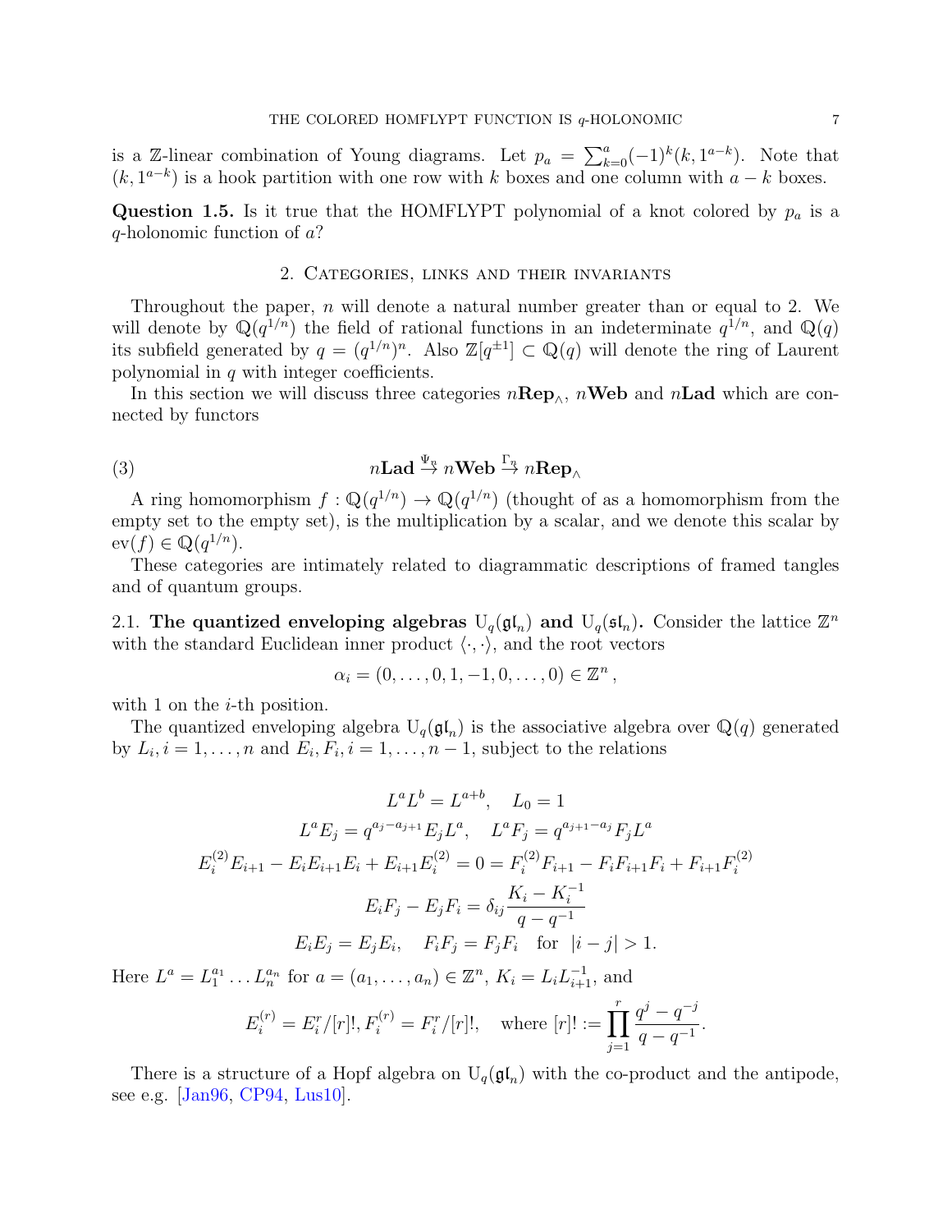is a $\mathbb{Z}$-linear combination of Young diagrams. Let $p_a = \sum_{k=0}^{a}(-1)^k(k, 1^{a-k})$. Note that $(k, 1^{a-k})$ is a hook partition with one row with $k$ boxes and one column with $a-k$ boxes.

**Question 1.5.** Is it true that the HOMFLYPT polynomial of a knot colored by $p_a$ is a $q$-holonomic function of $a$?

## 2. Categories, links and their invariants

Throughout the paper, $n$ will denote a natural number greater than or equal to 2. We will denote by $\mathbb{Q}(q^{1/n})$ the field of rational functions in an indeterminate $q^{1/n}$, and $\mathbb{Q}(q)$ its subfield generated by $q = (q^{1/n})^n$. Also $\mathbb{Z}[q^{\pm 1}] \subset \mathbb{Q}(q)$ will denote the ring of Laurent polynomial in $q$ with integer coefficients.

In this section we will discuss three categories $n\mathbf{Rep}_\wedge$, $n\mathbf{Web}$ and $n\mathbf{Lad}$ which are connected by functors

$$n\mathbf{Lad} \overset{\Psi_n}{\to} n\mathbf{Web} \overset{\Gamma_n}{\to} n\mathbf{Rep}_\wedge \tag{3}$$

A ring homomorphism $f : \mathbb{Q}(q^{1/n}) \to \mathbb{Q}(q^{1/n})$ (thought of as a homomorphism from the empty set to the empty set), is the multiplication by a scalar, and we denote this scalar by $\mathrm{ev}(f) \in \mathbb{Q}(q^{1/n})$.

These categories are intimately related to diagrammatic descriptions of framed tangles and of quantum groups.

### 2.1. The quantized enveloping algebras $\mathrm{U}_q(\mathfrak{gl}_n)$ and $\mathrm{U}_q(\mathfrak{sl}_n)$.

Consider the lattice $\mathbb{Z}^n$ with the standard Euclidean inner product $\langle \cdot, \cdot \rangle$, and the root vectors

$$\alpha_i = (0, \ldots, 0, 1, -1, 0, \ldots, 0) \in \mathbb{Z}^n \,,$$

with 1 on the $i$-th position.

The quantized enveloping algebra $\mathrm{U}_q(\mathfrak{gl}_n)$ is the associative algebra over $\mathbb{Q}(q)$ generated by $L_i, i = 1, \ldots, n$ and $E_i, F_i, i = 1, \ldots, n-1$, subject to the relations

$$L^a L^b = L^{a+b}, \quad L_0 = 1$$
$$L^a E_j = q^{a_j - a_{j+1}} E_j L^a, \quad L^a F_j = q^{a_{j+1} - a_j} F_j L^a$$
$$E_i^{(2)} E_{i+1} - E_i E_{i+1} E_i + E_{i+1} E_i^{(2)} = 0 = F_i^{(2)} F_{i+1} - F_i F_{i+1} F_i + F_{i+1} F_i^{(2)}$$
$$E_i F_j - E_j F_i = \delta_{ij} \frac{K_i - K_i^{-1}}{q - q^{-1}}$$
$$E_i E_j = E_j E_i, \quad F_i F_j = F_j F_i \quad \text{for } |i - j| > 1.$$

Here $L^a = L_1^{a_1} \ldots L_n^{a_n}$ for $a = (a_1, \ldots, a_n) \in \mathbb{Z}^n$, $K_i = L_i L_{i+1}^{-1}$, and

$$E_i^{(r)} = E_i^r/[r]!, F_i^{(r)} = F_i^r/[r]!, \quad \text{where } [r]! := \prod_{j=1}^{r} \frac{q^j - q^{-j}}{q - q^{-1}}.$$

There is a structure of a Hopf algebra on $\mathrm{U}_q(\mathfrak{gl}_n)$ with the co-product and the antipode, see e.g. [Jan96, CP94, Lus10].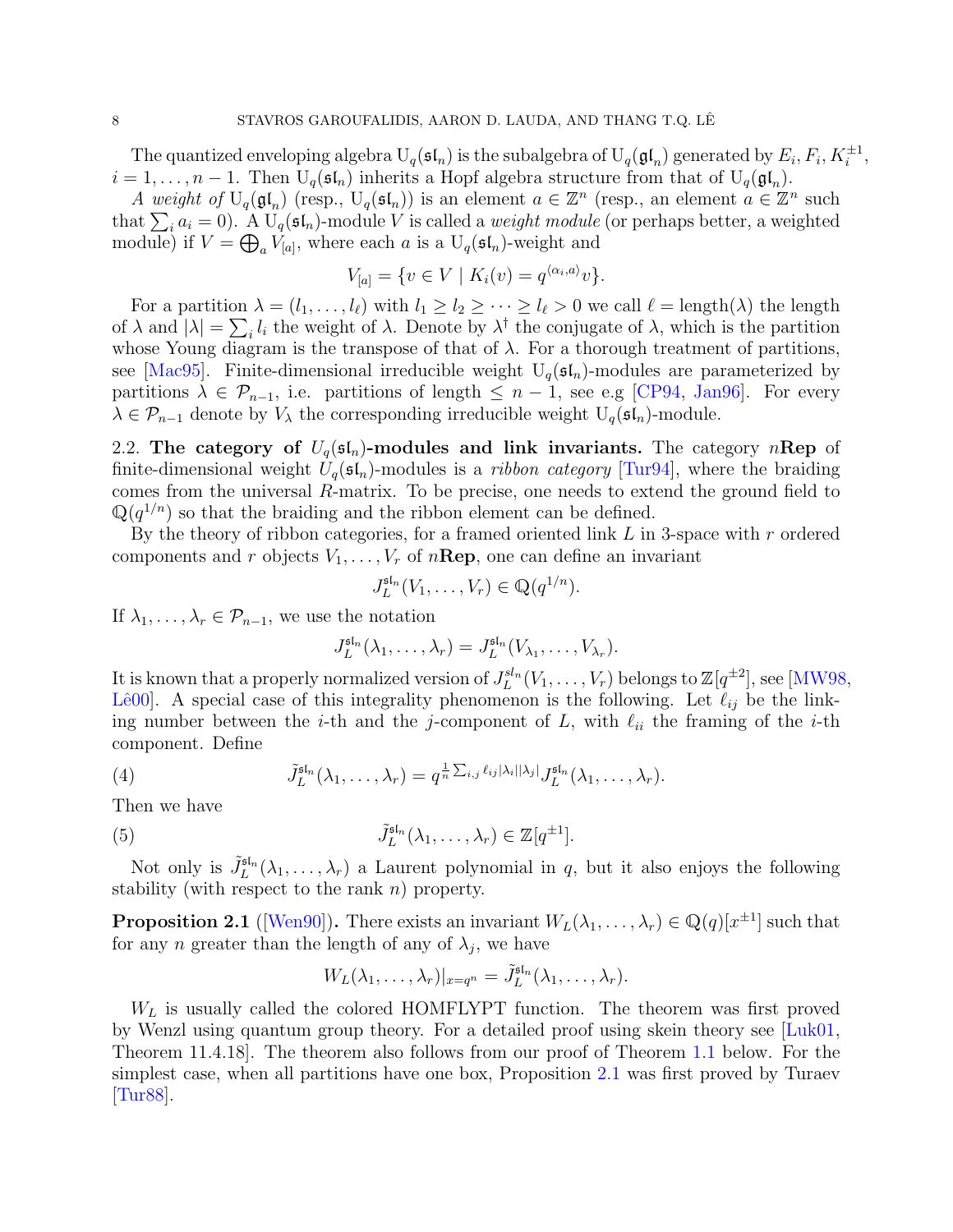The quantized enveloping algebra $\mathrm{U}_q(\mathfrak{sl}_n)$ is the subalgebra of $\mathrm{U}_q(\mathfrak{gl}_n)$ generated by $E_i, F_i, K_i^{\pm 1}$, $i = 1, \dots, n-1$. Then $\mathrm{U}_q(\mathfrak{sl}_n)$ inherits a Hopf algebra structure from that of $\mathrm{U}_q(\mathfrak{gl}_n)$.

*A weight of* $\mathrm{U}_q(\mathfrak{gl}_n)$ (resp., $\mathrm{U}_q(\mathfrak{sl}_n)$) is an element $a \in \mathbb{Z}^n$ (resp., an element $a \in \mathbb{Z}^n$ such that $\sum_i a_i = 0$). A $\mathrm{U}_q(\mathfrak{sl}_n)$-module $V$ is called a *weight module* (or perhaps better, a weighted module) if $V = \bigoplus_a V_{[a]}$, where each $a$ is a $\mathrm{U}_q(\mathfrak{sl}_n)$-weight and

$$V_{[a]} = \{v \in V \mid K_i(v) = q^{\langle \alpha_i, a\rangle} v\}.$$

For a partition $\lambda = (l_1, \dots, l_\ell)$ with $l_1 \geq l_2 \geq \dots \geq l_\ell > 0$ we call $\ell = \mathrm{length}(\lambda)$ the length of $\lambda$ and $|\lambda| = \sum_i l_i$ the weight of $\lambda$. Denote by $\lambda^\dagger$ the conjugate of $\lambda$, which is the partition whose Young diagram is the transpose of that of $\lambda$. For a thorough treatment of partitions, see [Mac95]. Finite-dimensional irreducible weight $\mathrm{U}_q(\mathfrak{sl}_n)$-modules are parameterized by partitions $\lambda \in \mathcal{P}_{n-1}$, i.e. partitions of length $\leq n-1$, see e.g [CP94, Jan96]. For every $\lambda \in \mathcal{P}_{n-1}$ denote by $V_\lambda$ the corresponding irreducible weight $\mathrm{U}_q(\mathfrak{sl}_n)$-module.

2.2. **The category of $U_q(\mathfrak{sl}_n)$-modules and link invariants.** The category $n\mathbf{Rep}$ of finite-dimensional weight $U_q(\mathfrak{sl}_n)$-modules is a *ribbon category* [Tur94], where the braiding comes from the universal $R$-matrix. To be precise, one needs to extend the ground field to $\mathbb{Q}(q^{1/n})$ so that the braiding and the ribbon element can be defined.

By the theory of ribbon categories, for a framed oriented link $L$ in 3-space with $r$ ordered components and $r$ objects $V_1, \dots, V_r$ of $n\mathbf{Rep}$, one can define an invariant

$$J_L^{\mathfrak{sl}_n}(V_1, \dots, V_r) \in \mathbb{Q}(q^{1/n}).$$

If $\lambda_1, \dots, \lambda_r \in \mathcal{P}_{n-1}$, we use the notation

$$J_L^{\mathfrak{sl}_n}(\lambda_1, \dots, \lambda_r) = J_L^{\mathfrak{sl}_n}(V_{\lambda_1}, \dots, V_{\lambda_r}).$$

It is known that a properly normalized version of $J_L^{sl_n}(V_1, \dots, V_r)$ belongs to $\mathbb{Z}[q^{\pm 2}]$, see [MW98, Lê00]. A special case of this integrality phenomenon is the following. Let $\ell_{ij}$ be the linking number between the $i$-th and the $j$-component of $L$, with $\ell_{ii}$ the framing of the $i$-th component. Define

$$\tilde{J}_L^{\mathfrak{sl}_n}(\lambda_1, \dots, \lambda_r) = q^{\frac{1}{n}\sum_{i,j} \ell_{ij}|\lambda_i||\lambda_j|} J_L^{\mathfrak{sl}_n}(\lambda_1, \dots, \lambda_r). \tag{4}$$

Then we have

$$\tilde{J}_L^{\mathfrak{sl}_n}(\lambda_1, \dots, \lambda_r) \in \mathbb{Z}[q^{\pm 1}]. \tag{5}$$

Not only is $\tilde{J}_L^{\mathfrak{sl}_n}(\lambda_1, \dots, \lambda_r)$ a Laurent polynomial in $q$, but it also enjoys the following stability (with respect to the rank $n$) property.

**Proposition 2.1** ([Wen90])**.** There exists an invariant $W_L(\lambda_1, \dots, \lambda_r) \in \mathbb{Q}(q)[x^{\pm 1}]$ such that for any $n$ greater than the length of any of $\lambda_j$, we have

$$W_L(\lambda_1, \dots, \lambda_r)|_{x=q^n} = \tilde{J}_L^{\mathfrak{sl}_n}(\lambda_1, \dots, \lambda_r).$$

$W_L$ is usually called the colored HOMFLYPT function. The theorem was first proved by Wenzl using quantum group theory. For a detailed proof using skein theory see [Luk01, Theorem 11.4.18]. The theorem also follows from our proof of Theorem 1.1 below. For the simplest case, when all partitions have one box, Proposition 2.1 was first proved by Turaev [Tur88].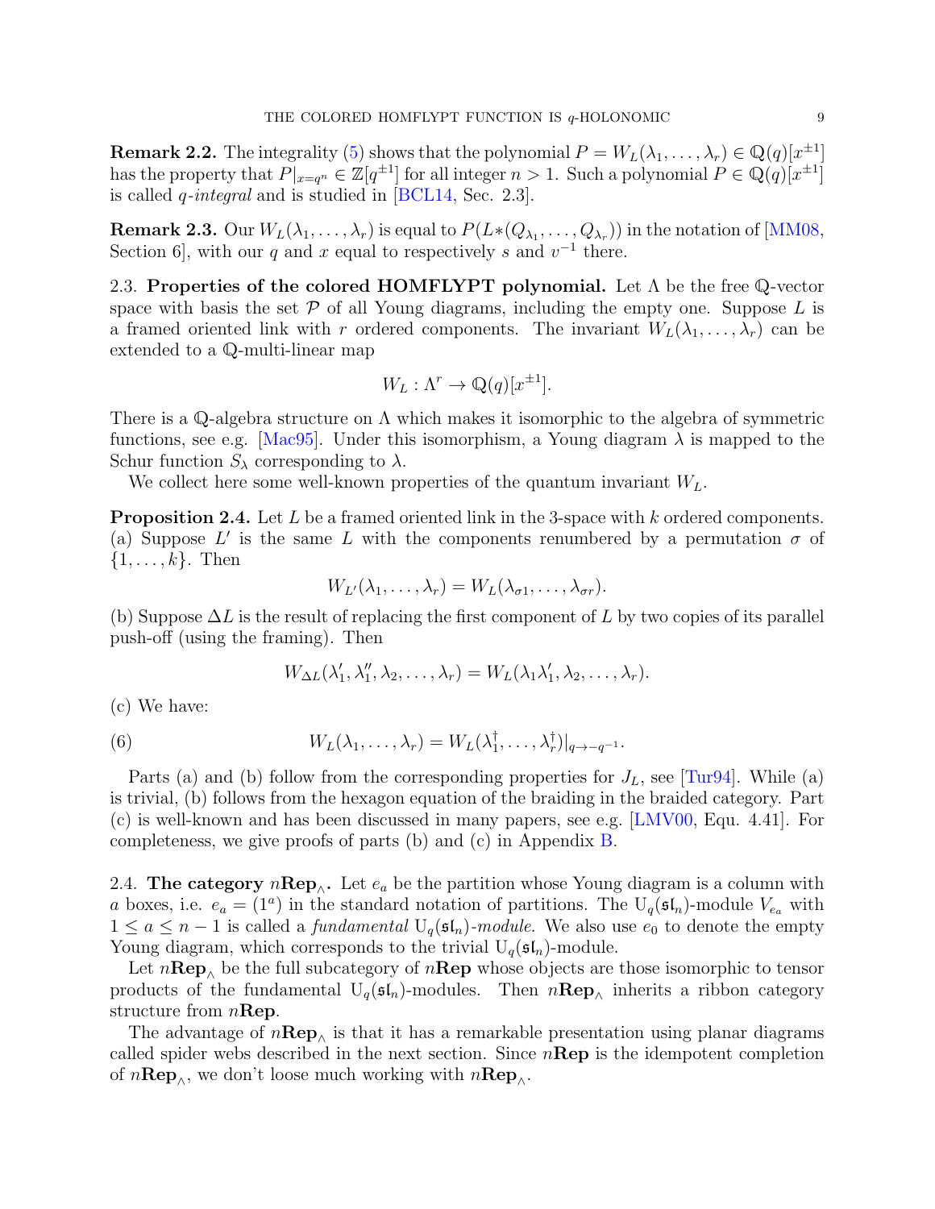**Remark 2.2.** The integrality (5) shows that the polynomial $P = W_L(\lambda_1, \dots, \lambda_r) \in \mathbb{Q}(q)[x^{\pm 1}]$ has the property that $P|_{x=q^n} \in \mathbb{Z}[q^{\pm 1}]$ for all integer $n > 1$. Such a polynomial $P \in \mathbb{Q}(q)[x^{\pm 1}]$ is called *$q$-integral* and is studied in [BCL14, Sec. 2.3].

**Remark 2.3.** Our $W_L(\lambda_1, \dots, \lambda_r)$ is equal to $P(L*(Q_{\lambda_1}, \dots, Q_{\lambda_r}))$ in the notation of [MM08, Section 6], with our $q$ and $x$ equal to respectively $s$ and $v^{-1}$ there.

2.3. **Properties of the colored HOMFLYPT polynomial.** Let $\Lambda$ be the free $\mathbb{Q}$-vector space with basis the set $\mathcal{P}$ of all Young diagrams, including the empty one. Suppose $L$ is a framed oriented link with $r$ ordered components. The invariant $W_L(\lambda_1, \dots, \lambda_r)$ can be extended to a $\mathbb{Q}$-multi-linear map

$$W_L : \Lambda^r \to \mathbb{Q}(q)[x^{\pm 1}].$$

There is a $\mathbb{Q}$-algebra structure on $\Lambda$ which makes it isomorphic to the algebra of symmetric functions, see e.g. [Mac95]. Under this isomorphism, a Young diagram $\lambda$ is mapped to the Schur function $S_\lambda$ corresponding to $\lambda$.

We collect here some well-known properties of the quantum invariant $W_L$.

**Proposition 2.4.** Let $L$ be a framed oriented link in the 3-space with $k$ ordered components.
(a) Suppose $L'$ is the same $L$ with the components renumbered by a permutation $\sigma$ of $\{1, \dots, k\}$. Then

$$W_{L'}(\lambda_1, \dots, \lambda_r) = W_L(\lambda_{\sigma 1}, \dots, \lambda_{\sigma r}).$$

(b) Suppose $\Delta L$ is the result of replacing the first component of $L$ by two copies of its parallel push-off (using the framing). Then

$$W_{\Delta L}(\lambda_1', \lambda_1'', \lambda_2, \dots, \lambda_r) = W_L(\lambda_1 \lambda_1', \lambda_2, \dots, \lambda_r).$$

(c) We have:

$$W_L(\lambda_1, \dots, \lambda_r) = W_L(\lambda_1^\dagger, \dots, \lambda_r^\dagger)|_{q \to -q^{-1}}. \tag{6}$$

Parts (a) and (b) follow from the corresponding properties for $J_L$, see [Tur94]. While (a) is trivial, (b) follows from the hexagon equation of the braiding in the braided category. Part (c) is well-known and has been discussed in many papers, see e.g. [LMV00, Equ. 4.41]. For completeness, we give proofs of parts (b) and (c) in Appendix B.

2.4. **The category $n\mathbf{Rep}_\wedge$.** Let $e_a$ be the partition whose Young diagram is a column with $a$ boxes, i.e. $e_a = (1^a)$ in the standard notation of partitions. The $\mathrm{U}_q(\mathfrak{sl}_n)$-module $V_{e_a}$ with $1 \le a \le n-1$ is called a *fundamental* $\mathrm{U}_q(\mathfrak{sl}_n)$*-module*. We also use $e_0$ to denote the empty Young diagram, which corresponds to the trivial $\mathrm{U}_q(\mathfrak{sl}_n)$-module.

Let $n\mathbf{Rep}_\wedge$ be the full subcategory of $n\mathbf{Rep}$ whose objects are those isomorphic to tensor products of the fundamental $\mathrm{U}_q(\mathfrak{sl}_n)$-modules. Then $n\mathbf{Rep}_\wedge$ inherits a ribbon category structure from $n\mathbf{Rep}$.

The advantage of $n\mathbf{Rep}_\wedge$ is that it has a remarkable presentation using planar diagrams called spider webs described in the next section. Since $n\mathbf{Rep}$ is the idempotent completion of $n\mathbf{Rep}_\wedge$, we don't loose much working with $n\mathbf{Rep}_\wedge$.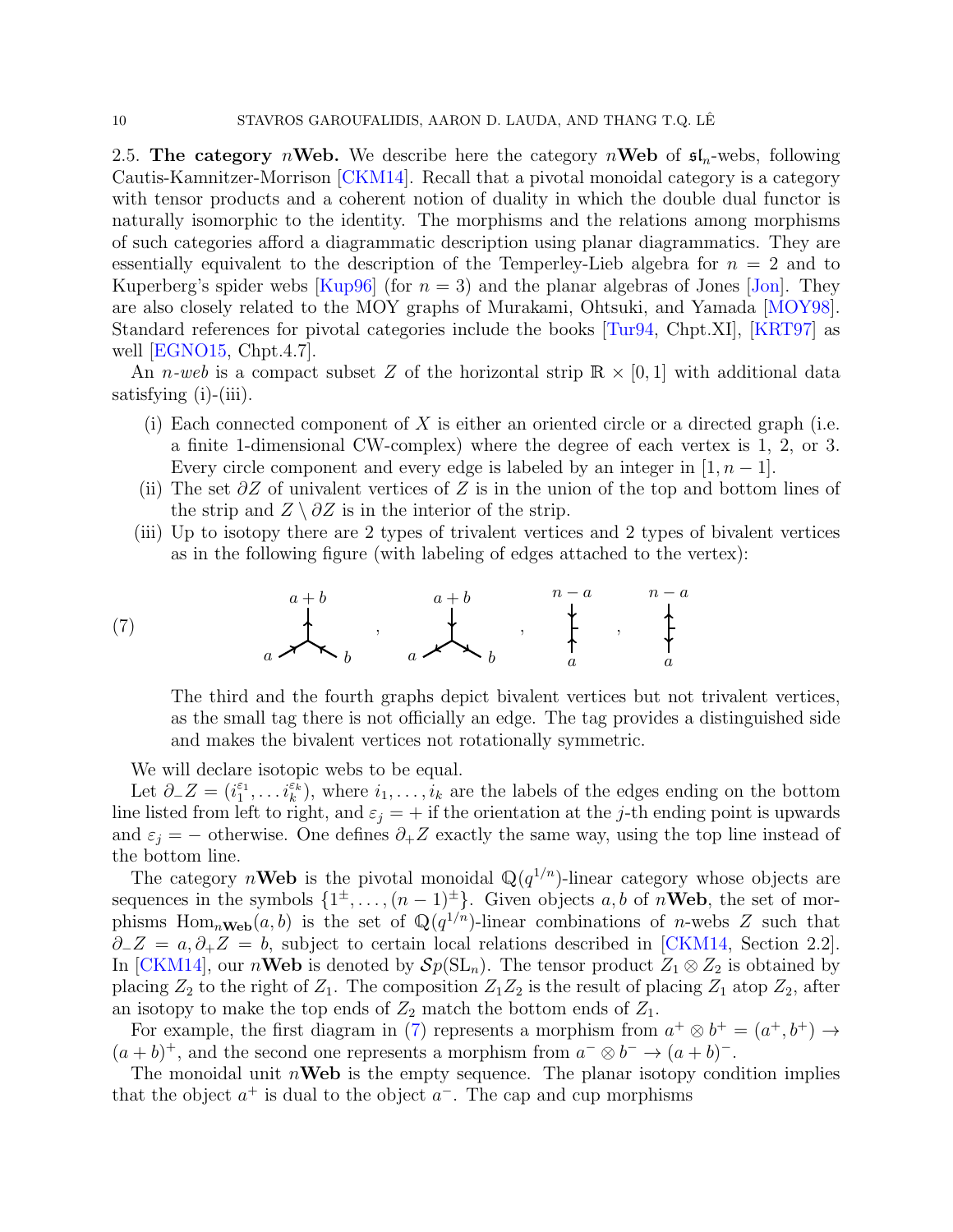2.5. **The category $n$Web.** We describe here the category $n\mathbf{Web}$ of $\mathfrak{sl}_n$-webs, following Cautis-Kamnitzer-Morrison [CKM14]. Recall that a pivotal monoidal category is a category with tensor products and a coherent notion of duality in which the double dual functor is naturally isomorphic to the identity. The morphisms and the relations among morphisms of such categories afford a diagrammatic description using planar diagrammatics. They are essentially equivalent to the description of the Temperley-Lieb algebra for $n = 2$ and to Kuperberg's spider webs [Kup96] (for $n = 3$) and the planar algebras of Jones [Jon]. They are also closely related to the MOY graphs of Murakami, Ohtsuki, and Yamada [MOY98]. Standard references for pivotal categories include the books [Tur94, Chpt.XI], [KRT97] as well [EGNO15, Chpt.4.7].

An *$n$-web* is a compact subset $Z$ of the horizontal strip $\mathbb{R} \times [0, 1]$ with additional data satisfying (i)-(iii).

(i) Each connected component of $X$ is either an oriented circle or a directed graph (i.e. a finite 1-dimensional CW-complex) where the degree of each vertex is 1, 2, or 3. Every circle component and every edge is labeled by an integer in $[1, n-1]$.

(ii) The set $\partial Z$ of univalent vertices of $Z$ is in the union of the top and bottom lines of the strip and $Z \setminus \partial Z$ is in the interior of the strip.

(iii) Up to isotopy there are 2 types of trivalent vertices and 2 types of bivalent vertices as in the following figure (with labeling of edges attached to the vertex):

(7) [Figure: two trivalent vertices with edges labeled $a$, $b$, $a+b$, and two tagged bivalent vertices with edges labeled $a$ and $n-a$]

The third and the fourth graphs depict bivalent vertices but not trivalent vertices, as the small tag there is not officially an edge. The tag provides a distinguished side and makes the bivalent vertices not rotationally symmetric.

We will declare isotopic webs to be equal.

Let $\partial_- Z = (i_1^{\varepsilon_1}, \dots i_k^{\varepsilon_k})$, where $i_1, \dots, i_k$ are the labels of the edges ending on the bottom line listed from left to right, and $\varepsilon_j = +$ if the orientation at the $j$-th ending point is upwards and $\varepsilon_j = -$ otherwise. One defines $\partial_+ Z$ exactly the same way, using the top line instead of the bottom line.

The category $n\mathbf{Web}$ is the pivotal monoidal $\mathbb{Q}(q^{1/n})$-linear category whose objects are sequences in the symbols $\{1^{\pm}, \dots, (n-1)^{\pm}\}$. Given objects $a, b$ of $n\mathbf{Web}$, the set of morphisms $\mathrm{Hom}_{n\mathbf{Web}}(a, b)$ is the set of $\mathbb{Q}(q^{1/n})$-linear combinations of $n$-webs $Z$ such that $\partial_- Z = a, \partial_+ Z = b$, subject to certain local relations described in [CKM14, Section 2.2]. In [CKM14], our $n\mathbf{Web}$ is denoted by $\mathcal{S}p(\mathrm{SL}_n)$. The tensor product $Z_1 \otimes Z_2$ is obtained by placing $Z_2$ to the right of $Z_1$. The composition $Z_1 Z_2$ is the result of placing $Z_1$ atop $Z_2$, after an isotopy to make the top ends of $Z_2$ match the bottom ends of $Z_1$.

For example, the first diagram in (7) represents a morphism from $a^+ \otimes b^+ = (a^+, b^+) \to (a+b)^+$, and the second one represents a morphism from $a^- \otimes b^- \to (a+b)^-$.

The monoidal unit $n\mathbf{Web}$ is the empty sequence. The planar isotopy condition implies that the object $a^+$ is dual to the object $a^-$. The cap and cup morphisms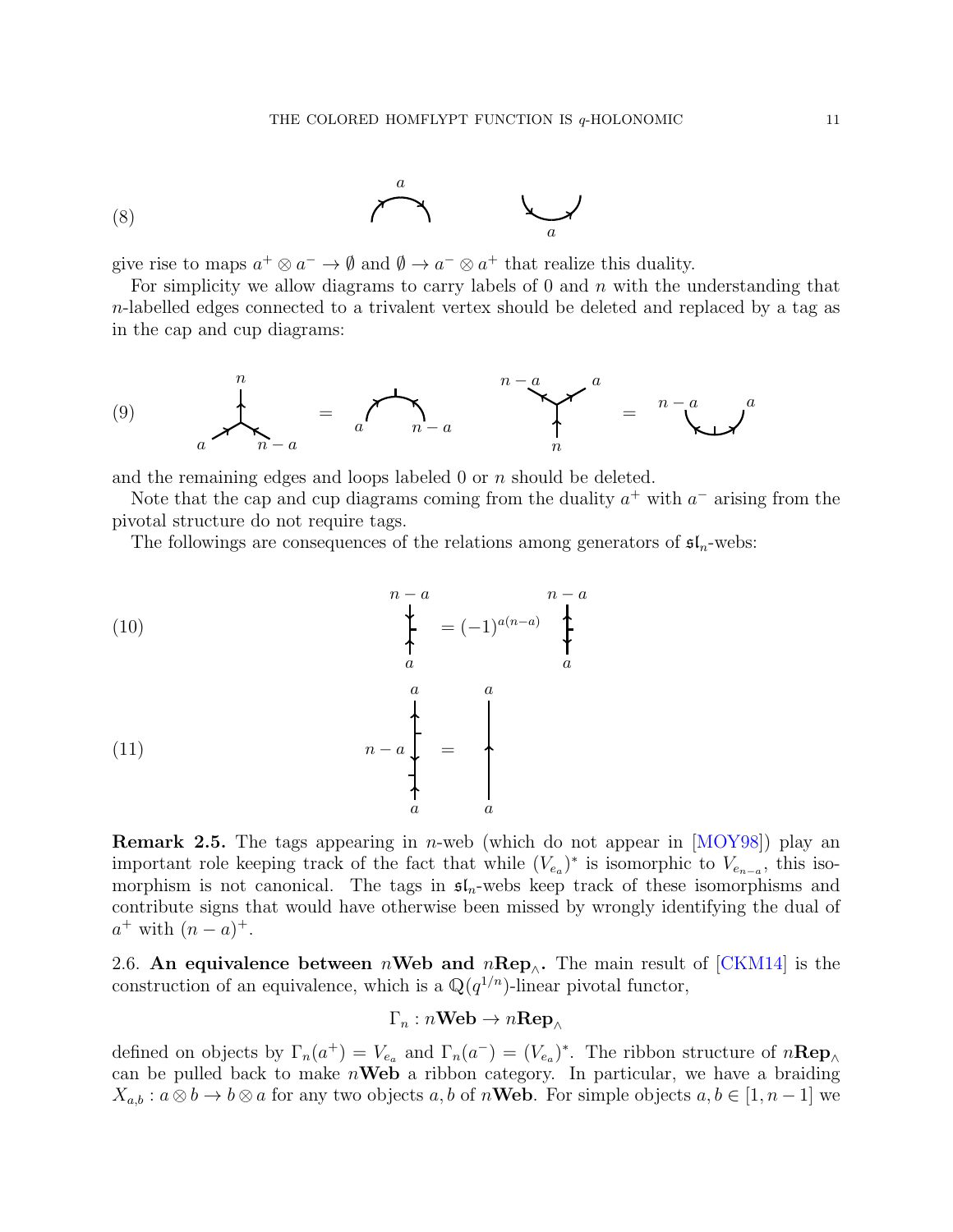(8)

give rise to maps $a^+ \otimes a^- \to \emptyset$ and $\emptyset \to a^- \otimes a^+$ that realize this duality.

For simplicity we allow diagrams to carry labels of 0 and $n$ with the understanding that $n$-labelled edges connected to a trivalent vertex should be deleted and replaced by a tag as in the cap and cup diagrams:

(9)

and the remaining edges and loops labeled 0 or $n$ should be deleted.

Note that the cap and cup diagrams coming from the duality $a^+$ with $a^-$ arising from the pivotal structure do not require tags.

The followings are consequences of the relations among generators of $\mathfrak{sl}_n$-webs:

(10) $= (-1)^{a(n-a)}$

(11) $=$

**Remark 2.5.** The tags appearing in $n$-web (which do not appear in [MOY98]) play an important role keeping track of the fact that while $(V_{e_a})^*$ is isomorphic to $V_{e_{n-a}}$, this isomorphism is not canonical. The tags in $\mathfrak{sl}_n$-webs keep track of these isomorphisms and contribute signs that would have otherwise been missed by wrongly identifying the dual of $a^+$ with $(n-a)^+$.

2.6. **An equivalence between $n$Web and $n$Rep$_\wedge$.** The main result of [CKM14] is the construction of an equivalence, which is a $\mathbb{Q}(q^{1/n})$-linear pivotal functor,

$$\Gamma_n : n\mathbf{Web} \to n\mathbf{Rep}_\wedge$$

defined on objects by $\Gamma_n(a^+) = V_{e_a}$ and $\Gamma_n(a^-) = (V_{e_a})^*$. The ribbon structure of $n\mathbf{Rep}_\wedge$ can be pulled back to make $n\mathbf{Web}$ a ribbon category. In particular, we have a braiding $X_{a,b} : a \otimes b \to b \otimes a$ for any two objects $a, b$ of $n\mathbf{Web}$. For simple objects $a, b \in [1, n-1]$ we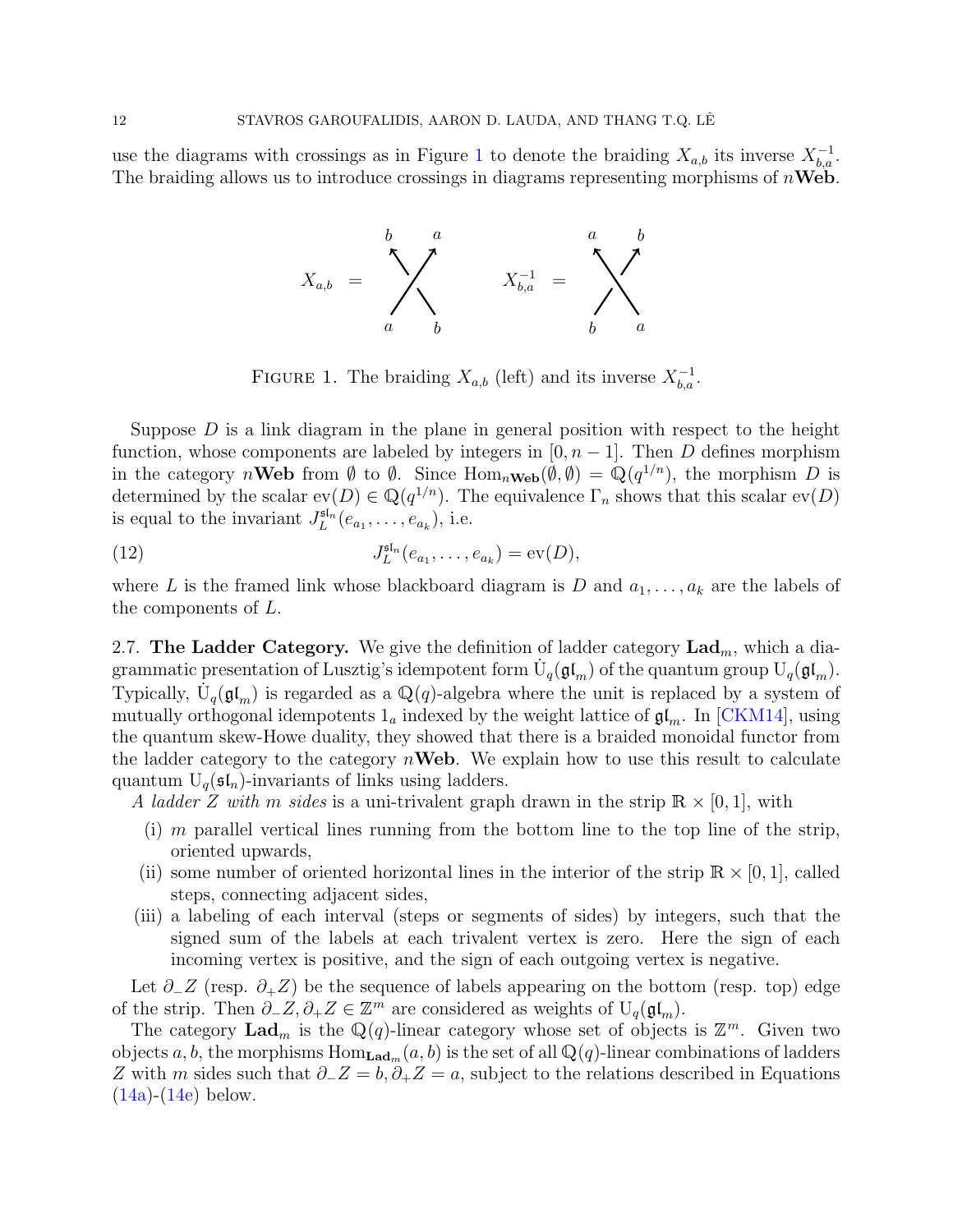use the diagrams with crossings as in Figure 1 to denote the braiding $X_{a,b}$ its inverse $X_{b,a}^{-1}$. The braiding allows us to introduce crossings in diagrams representing morphisms of $n\mathbf{Web}$.

FIGURE 1. The braiding $X_{a,b}$ (left) and its inverse $X_{b,a}^{-1}$.

Suppose $D$ is a link diagram in the plane in general position with respect to the height function, whose components are labeled by integers in $[0, n-1]$. Then $D$ defines morphism in the category $n\mathbf{Web}$ from $\emptyset$ to $\emptyset$. Since $\mathrm{Hom}_{n\mathbf{Web}}(\emptyset, \emptyset) = \mathbb{Q}(q^{1/n})$, the morphism $D$ is determined by the scalar $\mathrm{ev}(D) \in \mathbb{Q}(q^{1/n})$. The equivalence $\Gamma_n$ shows that this scalar $\mathrm{ev}(D)$ is equal to the invariant $J_L^{\mathfrak{sl}_n}(e_{a_1}, \dots, e_{a_k})$, i.e.

$$J_L^{\mathfrak{sl}_n}(e_{a_1}, \dots, e_{a_k}) = \mathrm{ev}(D), \tag{12}$$

where $L$ is the framed link whose blackboard diagram is $D$ and $a_1, \dots, a_k$ are the labels of the components of $L$.

2.7. **The Ladder Category.** We give the definition of ladder category $\mathbf{Lad}_m$, which a diagrammatic presentation of Lusztig's idempotent form $\dot{\mathrm{U}}_q(\mathfrak{gl}_m)$ of the quantum group $\mathrm{U}_q(\mathfrak{gl}_m)$. Typically, $\dot{\mathrm{U}}_q(\mathfrak{gl}_m)$ is regarded as a $\mathbb{Q}(q)$-algebra where the unit is replaced by a system of mutually orthogonal idempotents $1_a$ indexed by the weight lattice of $\mathfrak{gl}_m$. In [CKM14], using the quantum skew-Howe duality, they showed that there is a braided monoidal functor from the ladder category to the category $n\mathbf{Web}$. We explain how to use this result to calculate quantum $\mathrm{U}_q(\mathfrak{sl}_n)$-invariants of links using ladders.

*A ladder $Z$ with $m$ sides* is a uni-trivalent graph drawn in the strip $\mathbb{R} \times [0,1]$, with

(i) $m$ parallel vertical lines running from the bottom line to the top line of the strip, oriented upwards,
(ii) some number of oriented horizontal lines in the interior of the strip $\mathbb{R} \times [0,1]$, called steps, connecting adjacent sides,
(iii) a labeling of each interval (steps or segments of sides) by integers, such that the signed sum of the labels at each trivalent vertex is zero. Here the sign of each incoming vertex is positive, and the sign of each outgoing vertex is negative.

Let $\partial_- Z$ (resp. $\partial_+ Z$) be the sequence of labels appearing on the bottom (resp. top) edge of the strip. Then $\partial_- Z, \partial_+ Z \in \mathbb{Z}^m$ are considered as weights of $\mathrm{U}_q(\mathfrak{gl}_m)$.

The category $\mathbf{Lad}_m$ is the $\mathbb{Q}(q)$-linear category whose set of objects is $\mathbb{Z}^m$. Given two objects $a, b$, the morphisms $\mathrm{Hom}_{\mathbf{Lad}_m}(a, b)$ is the set of all $\mathbb{Q}(q)$-linear combinations of ladders $Z$ with $m$ sides such that $\partial_- Z = b, \partial_+ Z = a$, subject to the relations described in Equations (14a)-(14e) below.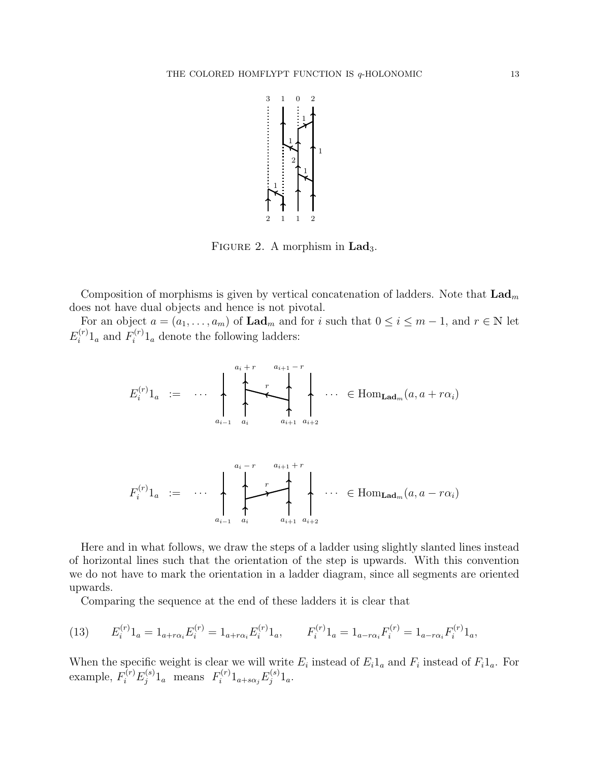FIGURE 2. A morphism in $\mathbf{Lad}_3$.

Composition of morphisms is given by vertical concatenation of ladders. Note that $\mathbf{Lad}_m$ does not have dual objects and hence is not pivotal.

For an object $a = (a_1, \ldots, a_m)$ of $\mathbf{Lad}_m$ and for $i$ such that $0 \le i \le m-1$, and $r \in \mathbb{N}$ let $E_i^{(r)} 1_a$ and $F_i^{(r)} 1_a$ denote the following ladders:

$$E_i^{(r)} 1_a \quad := \quad \cdots \quad \in \operatorname{Hom}_{\mathbf{Lad}_m}(a, a + r\alpha_i)$$

$$F_i^{(r)} 1_a \quad := \quad \cdots \quad \in \operatorname{Hom}_{\mathbf{Lad}_m}(a, a - r\alpha_i)$$

Here and in what follows, we draw the steps of a ladder using slightly slanted lines instead of horizontal lines such that the orientation of the step is upwards. With this convention we do not have to mark the orientation in a ladder diagram, since all segments are oriented upwards.

Comparing the sequence at the end of these ladders it is clear that

$$E_i^{(r)} 1_a = 1_{a+r\alpha_i} E_i^{(r)} = 1_{a+r\alpha_i} E_i^{(r)} 1_a, \qquad F_i^{(r)} 1_a = 1_{a-r\alpha_i} F_i^{(r)} = 1_{a-r\alpha_i} F_i^{(r)} 1_a, \tag{13}$$

When the specific weight is clear we will write $E_i$ instead of $E_i 1_a$ and $F_i$ instead of $F_i 1_a$. For example, $F_i^{(r)} E_j^{(s)} 1_a$ means $F_i^{(r)} 1_{a+s\alpha_j} E_j^{(s)} 1_a$.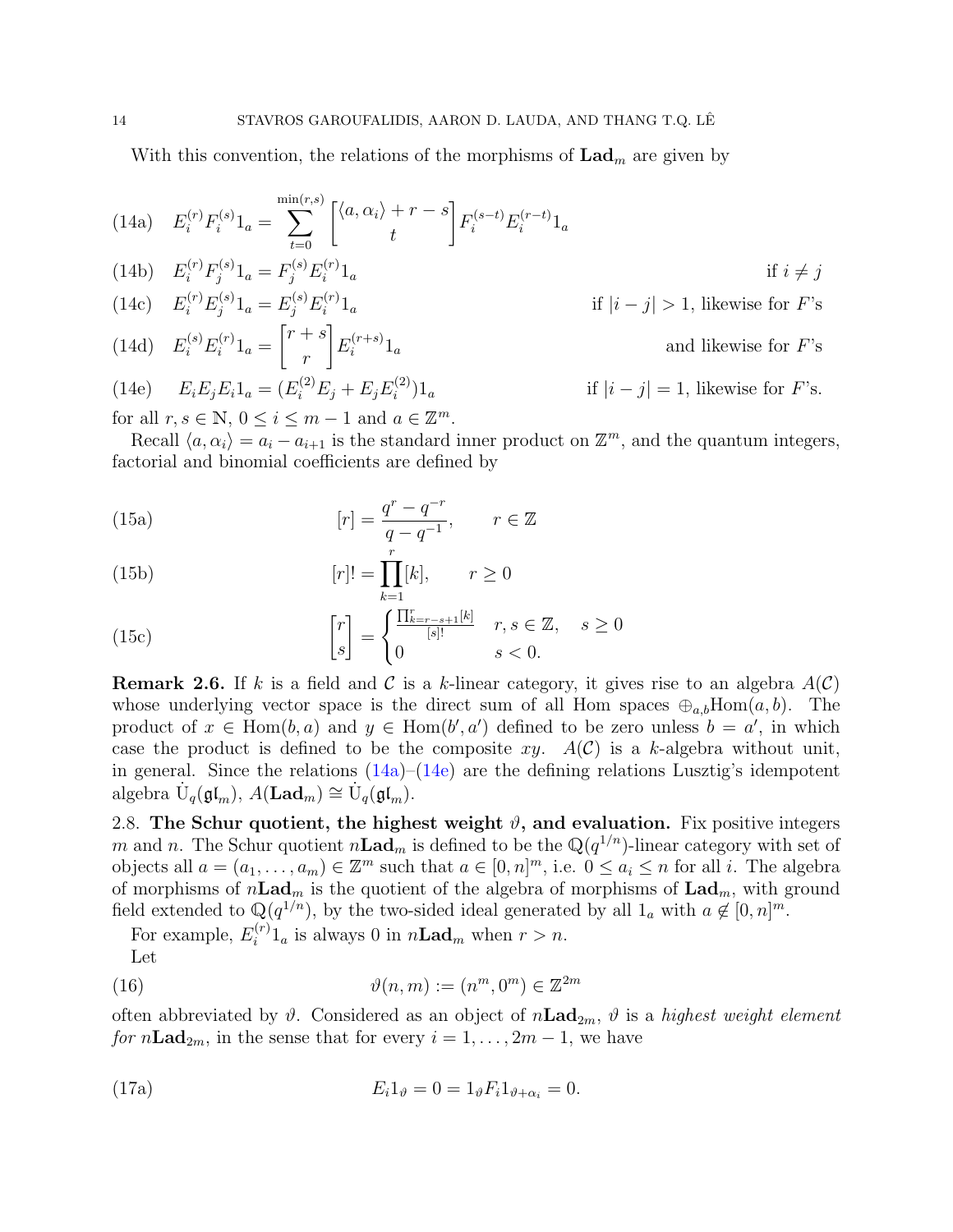With this convention, the relations of the morphisms of $\mathbf{Lad}_m$ are given by

$$E_i^{(r)}F_i^{(s)}1_a = \sum_{t=0}^{\min(r,s)} \begin{bmatrix} \langle a, \alpha_i\rangle + r - s \\ t \end{bmatrix} F_i^{(s-t)}E_i^{(r-t)}1_a \tag{14a}$$

$$E_i^{(r)}F_j^{(s)}1_a = F_j^{(s)}E_i^{(r)}1_a \qquad \text{if } i \neq j \tag{14b}$$

$$E_i^{(r)}E_j^{(s)}1_a = E_j^{(s)}E_i^{(r)}1_a \qquad \text{if } |i-j|>1\text{, likewise for } F\text{'s} \tag{14c}$$

$$E_i^{(s)}E_i^{(r)}1_a = \begin{bmatrix} r+s \\ r \end{bmatrix} E_i^{(r+s)}1_a \qquad \text{and likewise for } F\text{'s} \tag{14d}$$

$$E_iE_jE_i1_a = (E_i^{(2)}E_j + E_jE_i^{(2)})1_a \qquad \text{if } |i-j|=1\text{, likewise for } F\text{'s.} \tag{14e}$$

for all $r, s \in \mathbb{N}$, $0 \leq i \leq m-1$ and $a \in \mathbb{Z}^m$.

Recall $\langle a, \alpha_i\rangle = a_i - a_{i+1}$ is the standard inner product on $\mathbb{Z}^m$, and the quantum integers, factorial and binomial coefficients are defined by

$$[r] = \frac{q^r - q^{-r}}{q - q^{-1}}, \qquad r \in \mathbb{Z} \tag{15a}$$

$$[r]! = \prod_{k=1}^{r}[k], \qquad r \geq 0 \tag{15b}$$

$$\begin{bmatrix} r \\ s \end{bmatrix} = \begin{cases} \frac{\prod_{k=r-s+1}^{r}[k]}{[s]!} & r,s \in \mathbb{Z}, \quad s \geq 0 \\ 0 & s < 0. \end{cases} \tag{15c}$$

**Remark 2.6.** If $k$ is a field and $\mathcal{C}$ is a $k$-linear category, it gives rise to an algebra $A(\mathcal{C})$ whose underlying vector space is the direct sum of all Hom spaces $\oplus_{a,b}\mathrm{Hom}(a,b)$. The product of $x \in \mathrm{Hom}(b,a)$ and $y \in \mathrm{Hom}(b',a')$ defined to be zero unless $b = a'$, in which case the product is defined to be the composite $xy$. $A(\mathcal{C})$ is a $k$-algebra without unit, in general. Since the relations (14a)–(14e) are the defining relations Lusztig's idempotent algebra $\dot{\mathrm{U}}_q(\mathfrak{gl}_m)$, $A(\mathbf{Lad}_m) \cong \dot{\mathrm{U}}_q(\mathfrak{gl}_m)$.

2.8. **The Schur quotient, the highest weight $\vartheta$, and evaluation.** Fix positive integers $m$ and $n$. The Schur quotient $n\mathbf{Lad}_m$ is defined to be the $\mathbb{Q}(q^{1/n})$-linear category with set of objects all $a = (a_1, \dots, a_m) \in \mathbb{Z}^m$ such that $a \in [0,n]^m$, i.e. $0 \leq a_i \leq n$ for all $i$. The algebra of morphisms of $n\mathbf{Lad}_m$ is the quotient of the algebra of morphisms of $\mathbf{Lad}_m$, with ground field extended to $\mathbb{Q}(q^{1/n})$, by the two-sided ideal generated by all $1_a$ with $a \notin [0,n]^m$.

For example, $E_i^{(r)}1_a$ is always 0 in $n\mathbf{Lad}_m$ when $r > n$.

Let

$$\vartheta(n,m) := (n^m, 0^m) \in \mathbb{Z}^{2m} \tag{16}$$

often abbreviated by $\vartheta$. Considered as an object of $n\mathbf{Lad}_{2m}$, $\vartheta$ is a *highest weight element for* $n\mathbf{Lad}_{2m}$, in the sense that for every $i = 1, \dots, 2m-1$, we have

$$E_i1_\vartheta = 0 = 1_\vartheta F_i 1_{\vartheta+\alpha_i} = 0. \tag{17a}$$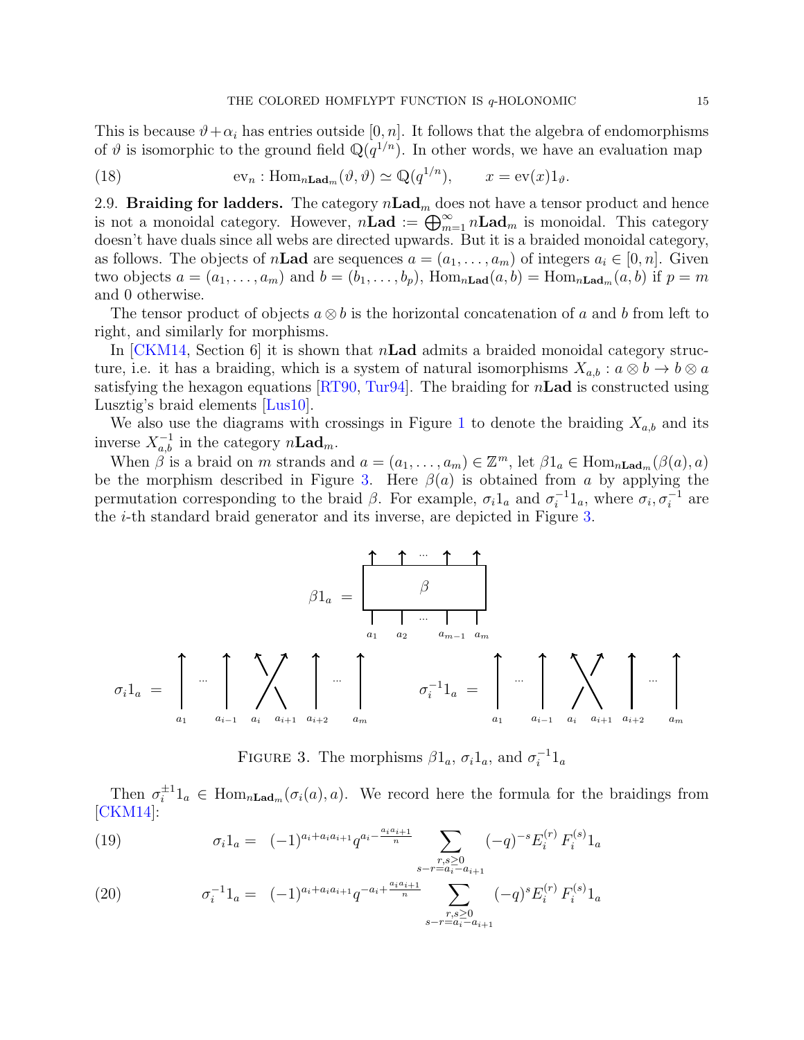This is because $\vartheta+\alpha_i$ has entries outside $[0,n]$. It follows that the algebra of endomorphisms of $\vartheta$ is isomorphic to the ground field $\mathbb{Q}(q^{1/n})$. In other words, we have an evaluation map

$$\mathrm{ev}_n : \mathrm{Hom}_{n\mathbf{Lad}_m}(\vartheta,\vartheta) \simeq \mathbb{Q}(q^{1/n}), \qquad x = \mathrm{ev}(x)1_\vartheta. \tag{18}$$

2.9. **Braiding for ladders.** The category $n\mathbf{Lad}_m$ does not have a tensor product and hence is not a monoidal category. However, $n\mathbf{Lad} := \bigoplus_{m=1}^{\infty} n\mathbf{Lad}_m$ is monoidal. This category doesn't have duals since all webs are directed upwards. But it is a braided monoidal category, as follows. The objects of $n\mathbf{Lad}$ are sequences $a=(a_1,\dots,a_m)$ of integers $a_i\in[0,n]$. Given two objects $a=(a_1,\dots,a_m)$ and $b=(b_1,\dots,b_p)$, $\mathrm{Hom}_{n\mathbf{Lad}}(a,b)=\mathrm{Hom}_{n\mathbf{Lad}_m}(a,b)$ if $p=m$ and 0 otherwise.

The tensor product of objects $a\otimes b$ is the horizontal concatenation of $a$ and $b$ from left to right, and similarly for morphisms.

In [CKM14, Section 6] it is shown that $n\mathbf{Lad}$ admits a braided monoidal category structure, i.e. it has a braiding, which is a system of natural isomorphisms $X_{a,b}: a\otimes b\to b\otimes a$ satisfying the hexagon equations [RT90, Tur94]. The braiding for $n\mathbf{Lad}$ is constructed using Lusztig's braid elements [Lus10].

We also use the diagrams with crossings in Figure 1 to denote the braiding $X_{a,b}$ and its inverse $X_{a,b}^{-1}$ in the category $n\mathbf{Lad}_m$.

When $\beta$ is a braid on $m$ strands and $a=(a_1,\dots,a_m)\in\mathbb{Z}^m$, let $\beta 1_a\in\mathrm{Hom}_{n\mathbf{Lad}_m}(\beta(a),a)$ be the morphism described in Figure 3. Here $\beta(a)$ is obtained from $a$ by applying the permutation corresponding to the braid $\beta$. For example, $\sigma_i 1_a$ and $\sigma_i^{-1}1_a$, where $\sigma_i,\sigma_i^{-1}$ are the $i$-th standard braid generator and its inverse, are depicted in Figure 3.

FIGURE 3. The morphisms $\beta 1_a$, $\sigma_i 1_a$, and $\sigma_i^{-1}1_a$

Then $\sigma_i^{\pm1}1_a\in\mathrm{Hom}_{n\mathbf{Lad}_m}(\sigma_i(a),a)$. We record here the formula for the braidings from [CKM14]:

$$\sigma_i 1_a = (-1)^{a_i+a_ia_{i+1}} q^{a_i-\frac{a_ia_{i+1}}{n}} \sum_{\substack{r,s\geq 0\\ s-r=a_i-a_{i+1}}} (-q)^{-s} E_i^{(r)} F_i^{(s)} 1_a \tag{19}$$

$$\sigma_i^{-1} 1_a = (-1)^{a_i+a_ia_{i+1}} q^{-a_i+\frac{a_ia_{i+1}}{n}} \sum_{\substack{r,s\geq 0\\ s-r=a_i-a_{i+1}}} (-q)^{s} E_i^{(r)} F_i^{(s)} 1_a \tag{20}$$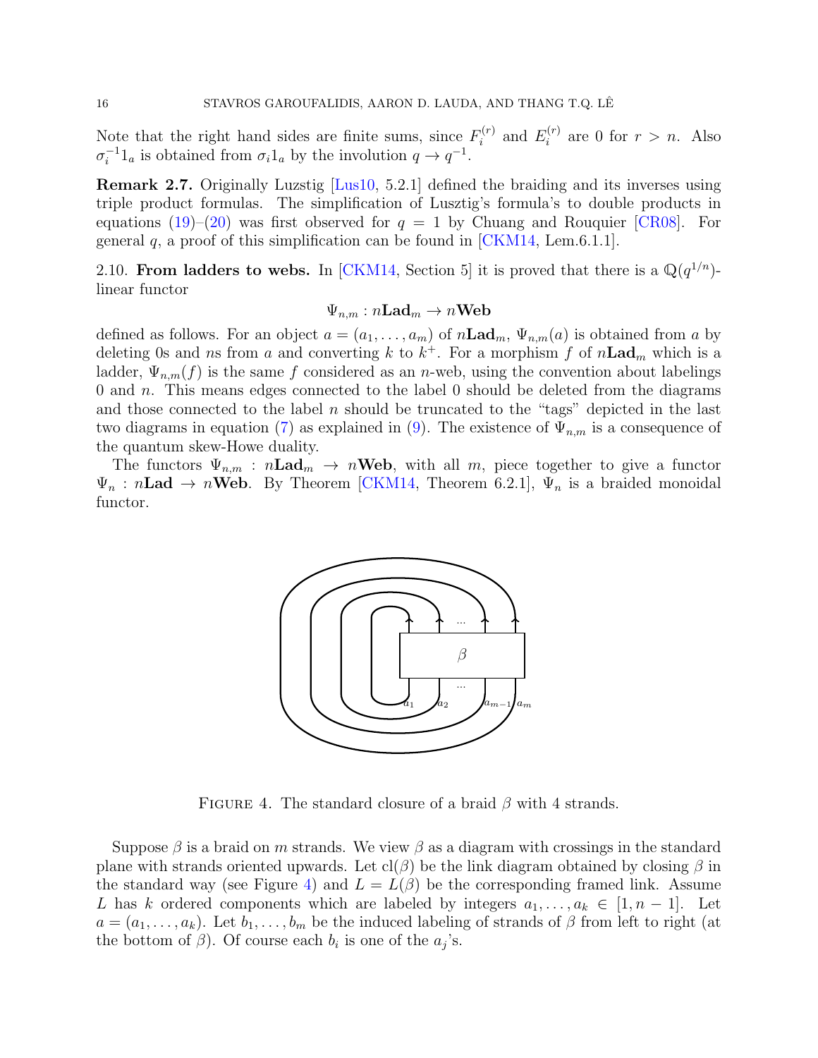Note that the right hand sides are finite sums, since $F_i^{(r)}$ and $E_i^{(r)}$ are 0 for $r > n$. Also $\sigma_i^{-1} 1_a$ is obtained from $\sigma_i 1_a$ by the involution $q \to q^{-1}$.

**Remark 2.7.** Originally Luzstig [Lus10, 5.2.1] defined the braiding and its inverses using triple product formulas. The simplification of Lusztig's formula's to double products in equations (19)–(20) was first observed for $q = 1$ by Chuang and Rouquier [CR08]. For general $q$, a proof of this simplification can be found in [CKM14, Lem.6.1.1].

2.10. **From ladders to webs.** In [CKM14, Section 5] it is proved that there is a $\mathbb{Q}(q^{1/n})$-linear functor

$$\Psi_{n,m} : n\mathbf{Lad}_m \to n\mathbf{Web}$$

defined as follows. For an object $a = (a_1, \dots, a_m)$ of $n\mathbf{Lad}_m$, $\Psi_{n,m}(a)$ is obtained from $a$ by deleting 0s and $n$s from $a$ and converting $k$ to $k^+$. For a morphism $f$ of $n\mathbf{Lad}_m$ which is a ladder, $\Psi_{n,m}(f)$ is the same $f$ considered as an $n$-web, using the convention about labelings 0 and $n$. This means edges connected to the label 0 should be deleted from the diagrams and those connected to the label $n$ should be truncated to the "tags" depicted in the last two diagrams in equation (7) as explained in (9). The existence of $\Psi_{n,m}$ is a consequence of the quantum skew-Howe duality.

The functors $\Psi_{n,m} : n\mathbf{Lad}_m \to n\mathbf{Web}$, with all $m$, piece together to give a functor $\Psi_n : n\mathbf{Lad} \to n\mathbf{Web}$. By Theorem [CKM14, Theorem 6.2.1], $\Psi_n$ is a braided monoidal functor.

Figure 4. The standard closure of a braid $\beta$ with 4 strands.

Suppose $\beta$ is a braid on $m$ strands. We view $\beta$ as a diagram with crossings in the standard plane with strands oriented upwards. Let $\mathrm{cl}(\beta)$ be the link diagram obtained by closing $\beta$ in the standard way (see Figure 4) and $L = L(\beta)$ be the corresponding framed link. Assume $L$ has $k$ ordered components which are labeled by integers $a_1, \dots, a_k \in [1, n-1]$. Let $a = (a_1, \dots, a_k)$. Let $b_1, \dots, b_m$ be the induced labeling of strands of $\beta$ from left to right (at the bottom of $\beta$). Of course each $b_i$ is one of the $a_j$'s.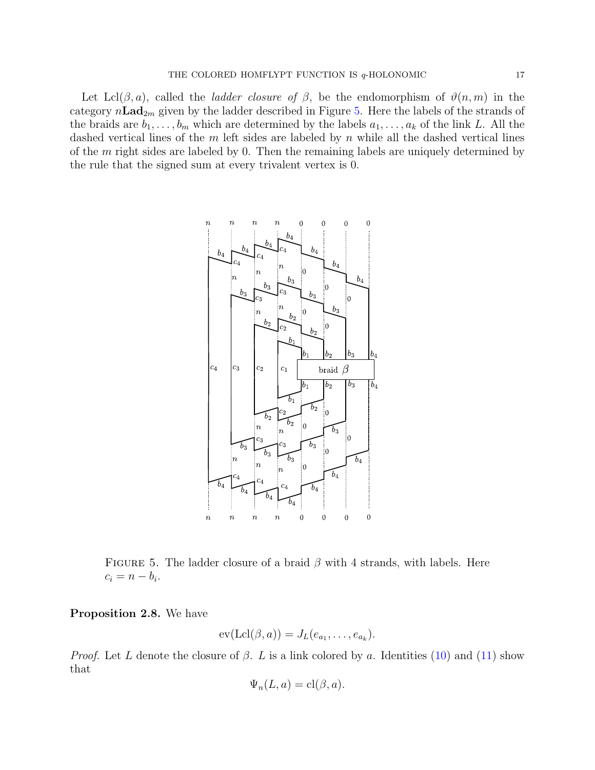Let $\mathrm{Lcl}(\beta, a)$, called the *ladder closure of* $\beta$, be the endomorphism of $\vartheta(n, m)$ in the category $n\mathbf{Lad}_{2m}$ given by the ladder described in Figure 5. Here the labels of the strands of the braids are $b_1, \ldots, b_m$ which are determined by the labels $a_1, \ldots, a_k$ of the link $L$. All the dashed vertical lines of the $m$ left sides are labeled by $n$ while all the dashed vertical lines of the $m$ right sides are labeled by 0. Then the remaining labels are uniquely determined by the rule that the signed sum at every trivalent vertex is 0.

Figure 5. The ladder closure of a braid $\beta$ with 4 strands, with labels. Here $c_i = n - b_i$.

**Proposition 2.8.** We have

$$\mathrm{ev}(\mathrm{Lcl}(\beta, a)) = J_L(e_{a_1}, \ldots, e_{a_k}).$$

*Proof.* Let $L$ denote the closure of $\beta$. $L$ is a link colored by $a$. Identities (10) and (11) show that

$$\Psi_n(L, a) = \mathrm{cl}(\beta, a).$$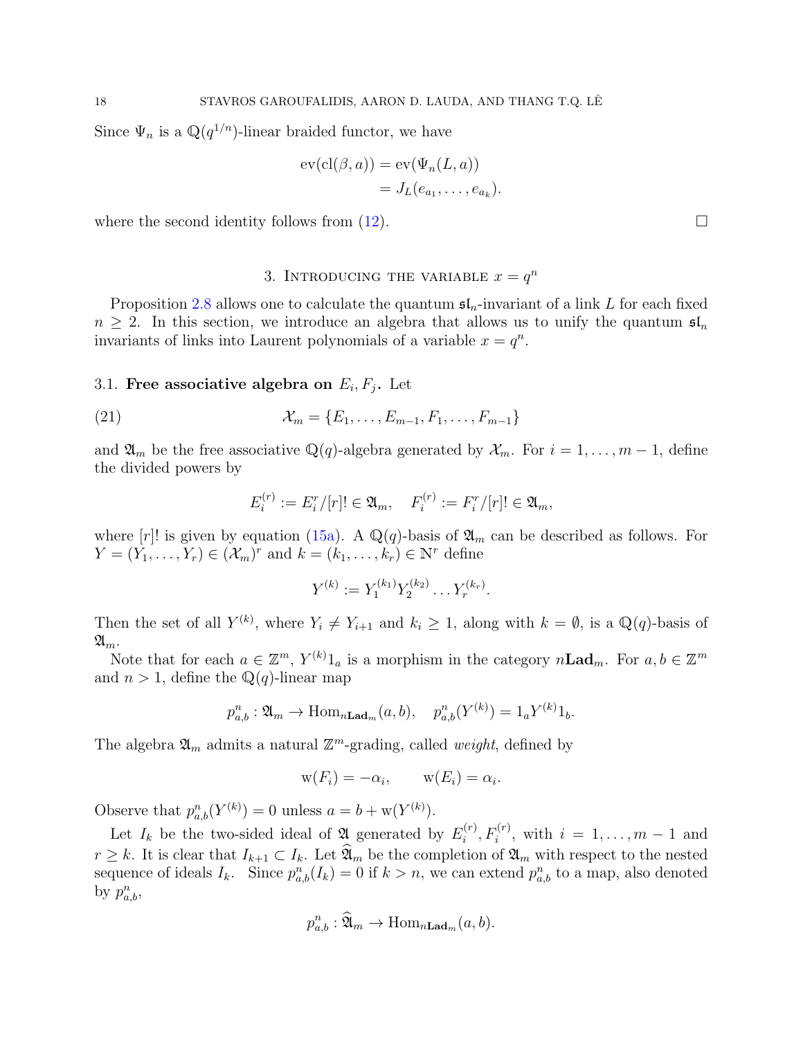Since $\Psi_n$ is a $\mathbb{Q}(q^{1/n})$-linear braided functor, we have

$$\begin{aligned}\mathrm{ev}(\mathrm{cl}(\beta, a)) &= \mathrm{ev}(\Psi_n(L, a)) \\ &= J_L(e_{a_1}, \dots, e_{a_k}).\end{aligned}$$

where the second identity follows from (12). $\square$

## 3. Introducing the variable $x = q^n$

Proposition 2.8 allows one to calculate the quantum $\mathfrak{sl}_n$-invariant of a link $L$ for each fixed $n \geq 2$. In this section, we introduce an algebra that allows us to unify the quantum $\mathfrak{sl}_n$ invariants of links into Laurent polynomials of a variable $x = q^n$.

### 3.1. Free associative algebra on $E_i, F_j$.

Let

$$\mathcal{X}_m = \{E_1, \dots, E_{m-1}, F_1, \dots, F_{m-1}\} \tag{21}$$

and $\mathfrak{A}_m$ be the free associative $\mathbb{Q}(q)$-algebra generated by $\mathcal{X}_m$. For $i = 1, \dots, m-1$, define the divided powers by

$$E_i^{(r)} := E_i^r/[r]! \in \mathfrak{A}_m, \quad F_i^{(r)} := F_i^r/[r]! \in \mathfrak{A}_m,$$

where $[r]!$ is given by equation (15a). A $\mathbb{Q}(q)$-basis of $\mathfrak{A}_m$ can be described as follows. For $Y = (Y_1, \dots, Y_r) \in (\mathcal{X}_m)^r$ and $k = (k_1, \dots, k_r) \in \mathbb{N}^r$ define

$$Y^{(k)} := Y_1^{(k_1)} Y_2^{(k_2)} \dots Y_r^{(k_r)}.$$

Then the set of all $Y^{(k)}$, where $Y_i \neq Y_{i+1}$ and $k_i \geq 1$, along with $k = \emptyset$, is a $\mathbb{Q}(q)$-basis of $\mathfrak{A}_m$.

Note that for each $a \in \mathbb{Z}^m$, $Y^{(k)} 1_a$ is a morphism in the category $n\mathbf{Lad}_m$. For $a, b \in \mathbb{Z}^m$ and $n > 1$, define the $\mathbb{Q}(q)$-linear map

$$p_{a,b}^n : \mathfrak{A}_m \to \mathrm{Hom}_{n\mathbf{Lad}_m}(a, b), \quad p_{a,b}^n(Y^{(k)}) = 1_a Y^{(k)} 1_b.$$

The algebra $\mathfrak{A}_m$ admits a natural $\mathbb{Z}^m$-grading, called *weight*, defined by

$$\mathrm{w}(F_i) = -\alpha_i, \qquad \mathrm{w}(E_i) = \alpha_i.$$

Observe that $p_{a,b}^n(Y^{(k)}) = 0$ unless $a = b + \mathrm{w}(Y^{(k)})$.

Let $I_k$ be the two-sided ideal of $\mathfrak{A}$ generated by $E_i^{(r)}, F_i^{(r)}$, with $i = 1, \dots, m-1$ and $r \geq k$. It is clear that $I_{k+1} \subset I_k$. Let $\widehat{\mathfrak{A}}_m$ be the completion of $\mathfrak{A}_m$ with respect to the nested sequence of ideals $I_k$. Since $p_{a,b}^n(I_k) = 0$ if $k > n$, we can extend $p_{a,b}^n$ to a map, also denoted by $p_{a,b}^n$,

$$p_{a,b}^n : \widehat{\mathfrak{A}}_m \to \mathrm{Hom}_{n\mathbf{Lad}_m}(a, b).$$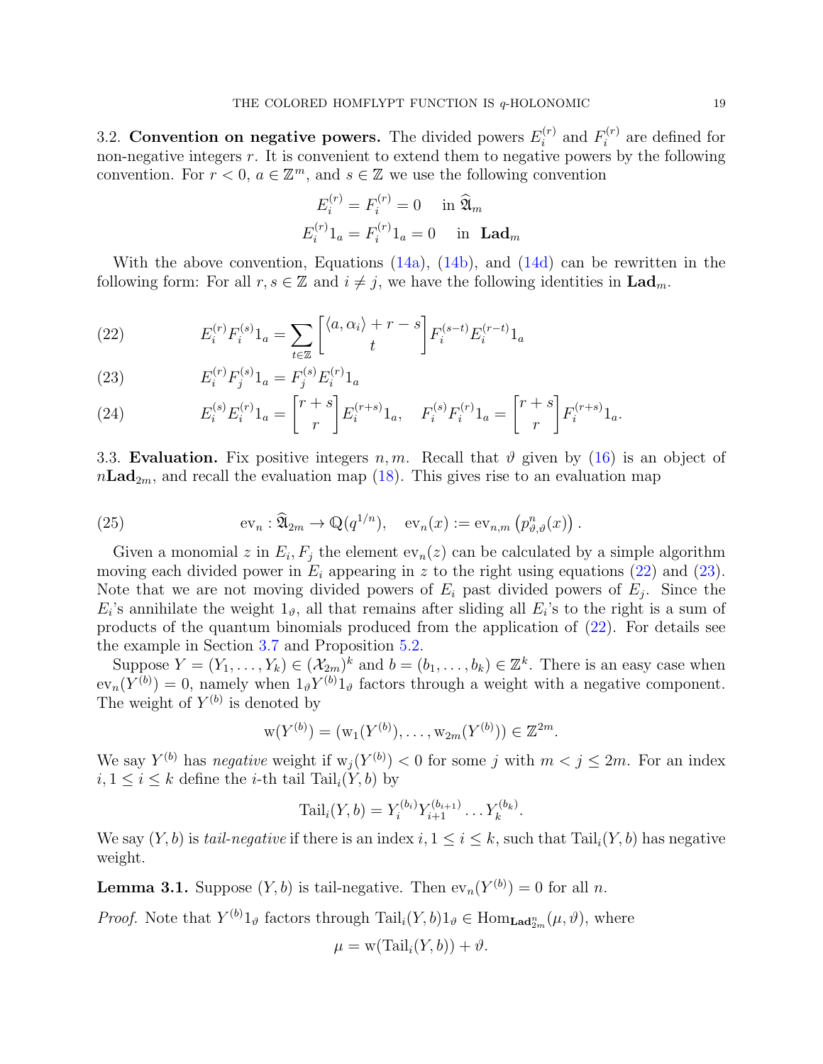3.2. **Convention on negative powers.** The divided powers $E_i^{(r)}$ and $F_i^{(r)}$ are defined for non-negative integers $r$. It is convenient to extend them to negative powers by the following convention. For $r < 0$, $a \in \mathbb{Z}^m$, and $s \in \mathbb{Z}$ we use the following convention

$$E_i^{(r)} = F_i^{(r)} = 0 \quad \text{in } \widehat{\mathfrak{A}}_m$$
$$E_i^{(r)} 1_a = F_i^{(r)} 1_a = 0 \quad \text{in } \mathbf{Lad}_m$$

With the above convention, Equations (14a), (14b), and (14d) can be rewritten in the following form: For all $r, s \in \mathbb{Z}$ and $i \neq j$, we have the following identities in $\mathbf{Lad}_m$.

$$E_i^{(r)} F_i^{(s)} 1_a = \sum_{t \in \mathbb{Z}} \begin{bmatrix} \langle a, \alpha_i \rangle + r - s \\ t \end{bmatrix} F_i^{(s-t)} E_i^{(r-t)} 1_a \tag{22}$$

$$E_i^{(r)} F_j^{(s)} 1_a = F_j^{(s)} E_i^{(r)} 1_a \tag{23}$$

$$E_i^{(s)} E_i^{(r)} 1_a = \begin{bmatrix} r+s \\ r \end{bmatrix} E_i^{(r+s)} 1_a, \quad F_i^{(s)} F_i^{(r)} 1_a = \begin{bmatrix} r+s \\ r \end{bmatrix} F_i^{(r+s)} 1_a. \tag{24}$$

3.3. **Evaluation.** Fix positive integers $n, m$. Recall that $\vartheta$ given by (16) is an object of $n\mathbf{Lad}_{2m}$, and recall the evaluation map (18). This gives rise to an evaluation map

$$\mathrm{ev}_n : \widehat{\mathfrak{A}}_{2m} \to \mathbb{Q}(q^{1/n}), \quad \mathrm{ev}_n(x) := \mathrm{ev}_{n,m}\left(p^n_{\vartheta,\vartheta}(x)\right). \tag{25}$$

Given a monomial $z$ in $E_i, F_j$ the element $\mathrm{ev}_n(z)$ can be calculated by a simple algorithm moving each divided power in $E_i$ appearing in $z$ to the right using equations (22) and (23). Note that we are not moving divided powers of $E_i$ past divided powers of $E_j$. Since the $E_i$'s annihilate the weight $1_\vartheta$, all that remains after sliding all $E_i$'s to the right is a sum of products of the quantum binomials produced from the application of (22). For details see the example in Section 3.7 and Proposition 5.2.

Suppose $Y = (Y_1, \dots, Y_k) \in (\mathcal{X}_{2m})^k$ and $b = (b_1, \dots, b_k) \in \mathbb{Z}^k$. There is an easy case when $\mathrm{ev}_n(Y^{(b)}) = 0$, namely when $1_\vartheta Y^{(b)} 1_\vartheta$ factors through a weight with a negative component. The weight of $Y^{(b)}$ is denoted by

$$\mathrm{w}(Y^{(b)}) = (\mathrm{w}_1(Y^{(b)}), \dots, \mathrm{w}_{2m}(Y^{(b)})) \in \mathbb{Z}^{2m}.$$

We say $Y^{(b)}$ has *negative* weight if $\mathrm{w}_j(Y^{(b)}) < 0$ for some $j$ with $m < j \leq 2m$. For an index $i, 1 \leq i \leq k$ define the $i$-th tail $\mathrm{Tail}_i(Y, b)$ by

$$\mathrm{Tail}_i(Y, b) = Y_i^{(b_i)} Y_{i+1}^{(b_{i+1})} \dots Y_k^{(b_k)}.$$

We say $(Y, b)$ is *tail-negative* if there is an index $i, 1 \leq i \leq k$, such that $\mathrm{Tail}_i(Y, b)$ has negative weight.

**Lemma 3.1.** Suppose $(Y, b)$ is tail-negative. Then $\mathrm{ev}_n(Y^{(b)}) = 0$ for all $n$.

*Proof.* Note that $Y^{(b)} 1_\vartheta$ factors through $\mathrm{Tail}_i(Y, b) 1_\vartheta \in \mathrm{Hom}_{\mathbf{Lad}^n_{2m}}(\mu, \vartheta)$, where

$$\mu = \mathrm{w}(\mathrm{Tail}_i(Y, b)) + \vartheta.$$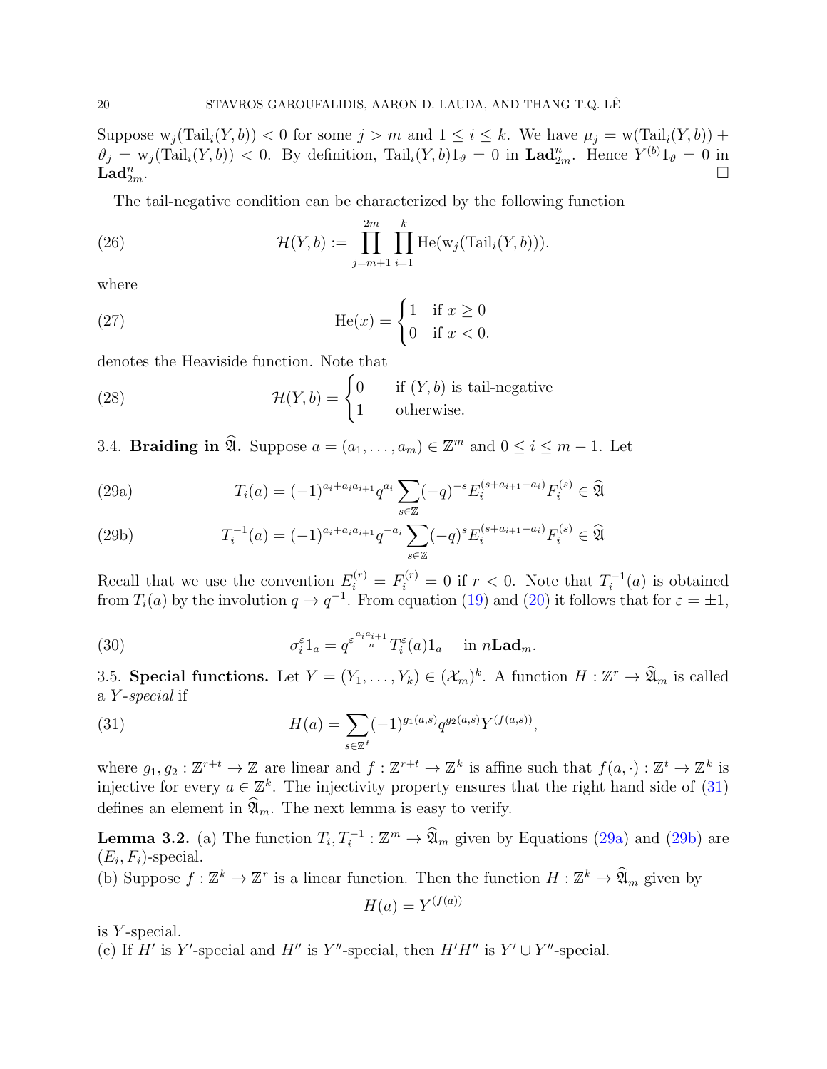Suppose $\mathrm{w}_j(\mathrm{Tail}_i(Y,b)) < 0$ for some $j > m$ and $1 \le i \le k$. We have $\mu_j = \mathrm{w}(\mathrm{Tail}_i(Y,b)) + \vartheta_j = \mathrm{w}_j(\mathrm{Tail}_i(Y,b)) < 0$. By definition, $\mathrm{Tail}_i(Y,b)1_\vartheta = 0$ in $\mathbf{Lad}^n_{2m}$. Hence $Y^{(b)}1_\vartheta = 0$ in $\mathbf{Lad}^n_{2m}$. □

The tail-negative condition can be characterized by the following function

$$\mathcal{H}(Y,b) := \prod_{j=m+1}^{2m} \prod_{i=1}^{k} \mathrm{He}(\mathrm{w}_j(\mathrm{Tail}_i(Y,b))). \tag{26}$$

where

$$\mathrm{He}(x) = \begin{cases} 1 & \text{if } x \ge 0 \\ 0 & \text{if } x < 0. \end{cases} \tag{27}$$

denotes the Heaviside function. Note that

$$\mathcal{H}(Y,b) = \begin{cases} 0 & \text{if } (Y,b) \text{ is tail-negative} \\ 1 & \text{otherwise.} \end{cases} \tag{28}$$

3.4. **Braiding in $\widehat{\mathfrak{A}}$.** Suppose $a = (a_1, \dots, a_m) \in \mathbb{Z}^m$ and $0 \le i \le m-1$. Let

$$T_i(a) = (-1)^{a_i + a_i a_{i+1}} q^{a_i} \sum_{s \in \mathbb{Z}} (-q)^{-s} E_i^{(s + a_{i+1} - a_i)} F_i^{(s)} \in \widehat{\mathfrak{A}} \tag{29a}$$

$$T_i^{-1}(a) = (-1)^{a_i + a_i a_{i+1}} q^{-a_i} \sum_{s \in \mathbb{Z}} (-q)^{s} E_i^{(s + a_{i+1} - a_i)} F_i^{(s)} \in \widehat{\mathfrak{A}} \tag{29b}$$

Recall that we use the convention $E_i^{(r)} = F_i^{(r)} = 0$ if $r < 0$. Note that $T_i^{-1}(a)$ is obtained from $T_i(a)$ by the involution $q \to q^{-1}$. From equation (19) and (20) it follows that for $\varepsilon = \pm 1$,

$$\sigma_i^\varepsilon 1_a = q^{\varepsilon \frac{a_i a_{i+1}}{n}} T_i^\varepsilon(a) 1_a \quad \text{ in } n\mathbf{Lad}_m. \tag{30}$$

3.5. **Special functions.** Let $Y = (Y_1, \dots, Y_k) \in (\mathcal{X}_m)^k$. A function $H : \mathbb{Z}^r \to \widehat{\mathfrak{A}}_m$ is called a $Y$*-special* if

$$H(a) = \sum_{s \in \mathbb{Z}^t} (-1)^{g_1(a,s)} q^{g_2(a,s)} Y^{(f(a,s))}, \tag{31}$$

where $g_1, g_2 : \mathbb{Z}^{r+t} \to \mathbb{Z}$ are linear and $f : \mathbb{Z}^{r+t} \to \mathbb{Z}^k$ is affine such that $f(a,\cdot) : \mathbb{Z}^t \to \mathbb{Z}^k$ is injective for every $a \in \mathbb{Z}^k$. The injectivity property ensures that the right hand side of (31) defines an element in $\widehat{\mathfrak{A}}_m$. The next lemma is easy to verify.

**Lemma 3.2.** (a) The function $T_i, T_i^{-1} : \mathbb{Z}^m \to \widehat{\mathfrak{A}}_m$ given by Equations (29a) and (29b) are $(E_i, F_i)$-special.
(b) Suppose $f : \mathbb{Z}^k \to \mathbb{Z}^r$ is a linear function. Then the function $H : \mathbb{Z}^k \to \widehat{\mathfrak{A}}_m$ given by

$$H(a) = Y^{(f(a))}$$

is $Y$-special.
(c) If $H'$ is $Y'$-special and $H''$ is $Y''$-special, then $H'H''$ is $Y' \cup Y''$-special.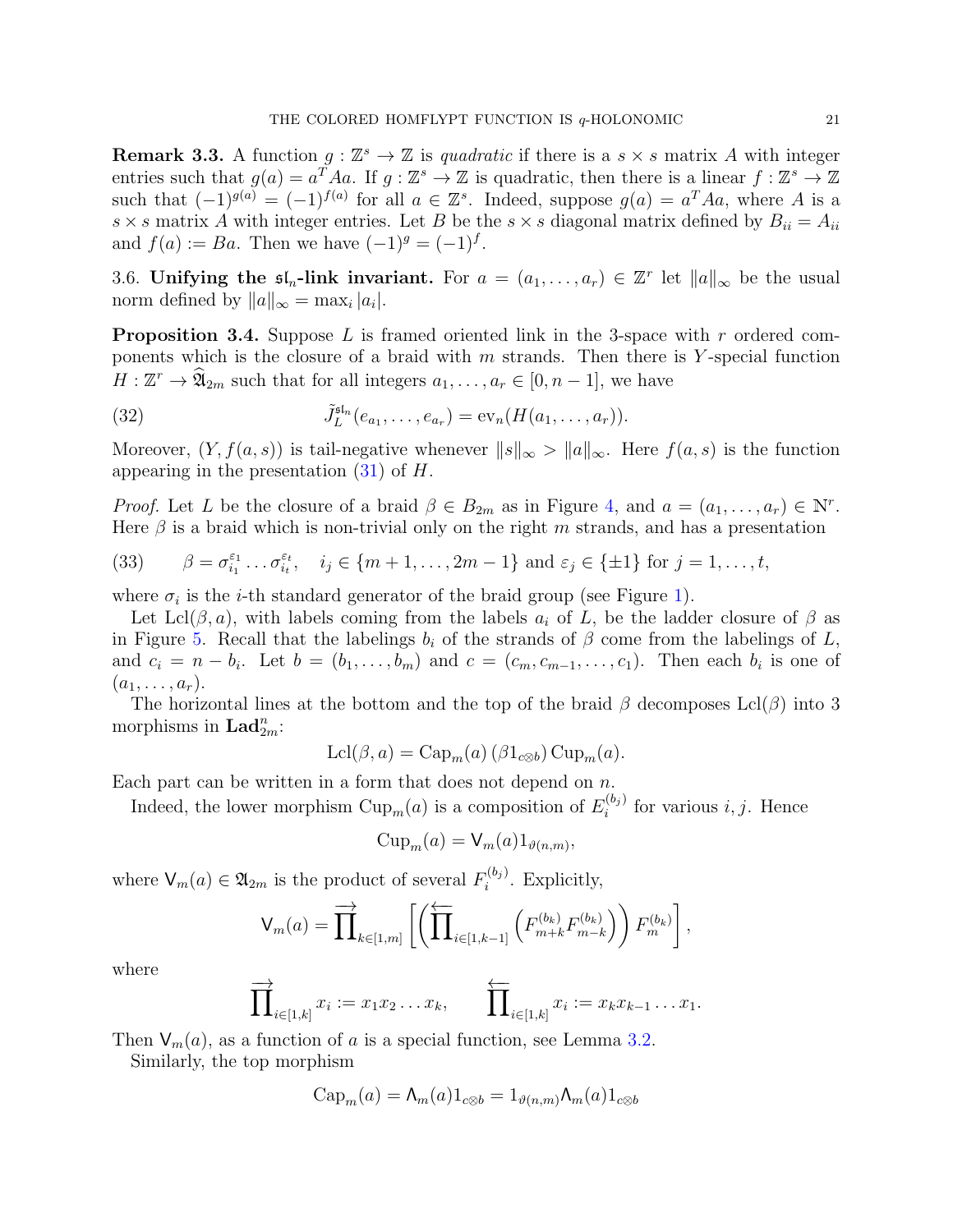**Remark 3.3.** A function $g : \mathbb{Z}^s \to \mathbb{Z}$ is *quadratic* if there is a $s \times s$ matrix $A$ with integer entries such that $g(a) = a^T A a$. If $g : \mathbb{Z}^s \to \mathbb{Z}$ is quadratic, then there is a linear $f : \mathbb{Z}^s \to \mathbb{Z}$ such that $(-1)^{g(a)} = (-1)^{f(a)}$ for all $a \in \mathbb{Z}^s$. Indeed, suppose $g(a) = a^T A a$, where $A$ is a $s \times s$ matrix $A$ with integer entries. Let $B$ be the $s \times s$ diagonal matrix defined by $B_{ii} = A_{ii}$ and $f(a) := Ba$. Then we have $(-1)^g = (-1)^f$.

3.6. **Unifying the $\mathfrak{sl}_n$-link invariant.** For $a = (a_1, \dots, a_r) \in \mathbb{Z}^r$ let $\|a\|_\infty$ be the usual norm defined by $\|a\|_\infty = \max_i |a_i|$.

**Proposition 3.4.** Suppose $L$ is framed oriented link in the 3-space with $r$ ordered components which is the closure of a braid with $m$ strands. Then there is $Y$-special function $H : \mathbb{Z}^r \to \widehat{\mathfrak{A}}_{2m}$ such that for all integers $a_1, \dots, a_r \in [0, n-1]$, we have

$$\tilde{J}_L^{\mathfrak{sl}_n}(e_{a_1}, \dots, e_{a_r}) = \mathrm{ev}_n(H(a_1, \dots, a_r)). \tag{32}$$

Moreover, $(Y, f(a,s))$ is tail-negative whenever $\|s\|_\infty > \|a\|_\infty$. Here $f(a,s)$ is the function appearing in the presentation (31) of $H$.

*Proof.* Let $L$ be the closure of a braid $\beta \in B_{2m}$ as in Figure 4, and $a = (a_1, \dots, a_r) \in \mathbb{N}^r$. Here $\beta$ is a braid which is non-trivial only on the right $m$ strands, and has a presentation

$$\beta = \sigma_{i_1}^{\varepsilon_1} \dots \sigma_{i_t}^{\varepsilon_t}, \quad i_j \in \{m+1, \dots, 2m-1\} \text{ and } \varepsilon_j \in \{\pm 1\} \text{ for } j = 1, \dots, t, \tag{33}$$

where $\sigma_i$ is the $i$-th standard generator of the braid group (see Figure 1).

Let $\mathrm{Lcl}(\beta, a)$, with labels coming from the labels $a_i$ of $L$, be the ladder closure of $\beta$ as in Figure 5. Recall that the labelings $b_i$ of the strands of $\beta$ come from the labelings of $L$, and $c_i = n - b_i$. Let $b = (b_1, \dots, b_m)$ and $c = (c_m, c_{m-1}, \dots, c_1)$. Then each $b_i$ is one of $(a_1, \dots, a_r)$.

The horizontal lines at the bottom and the top of the braid $\beta$ decomposes $\mathrm{Lcl}(\beta)$ into 3 morphisms in $\mathbf{Lad}_{2m}^n$:

$$\mathrm{Lcl}(\beta, a) = \mathrm{Cap}_m(a)\, (\beta 1_{c \otimes b})\, \mathrm{Cup}_m(a).$$

Each part can be written in a form that does not depend on $n$.

Indeed, the lower morphism $\mathrm{Cup}_m(a)$ is a composition of $E_i^{(b_j)}$ for various $i, j$. Hence

$$\mathrm{Cup}_m(a) = \mathsf{V}_m(a) 1_{\vartheta(n,m)},$$

where $\mathsf{V}_m(a) \in \mathfrak{A}_{2m}$ is the product of several $F_i^{(b_j)}$. Explicitly,

$$\mathsf{V}_m(a) = \overrightarrow{\prod}_{k \in [1,m]} \left[ \left( \overleftarrow{\prod}_{i \in [1,k-1]} \left( F_{m+k}^{(b_k)} F_{m-k}^{(b_k)} \right) \right) F_m^{(b_k)} \right],$$

where

$$\overrightarrow{\prod}_{i \in [1,k]} x_i := x_1 x_2 \dots x_k, \qquad \overleftarrow{\prod}_{i \in [1,k]} x_i := x_k x_{k-1} \dots x_1.$$

Then $\mathsf{V}_m(a)$, as a function of $a$ is a special function, see Lemma 3.2.

Similarly, the top morphism

$$\mathrm{Cap}_m(a) = \mathsf{\Lambda}_m(a) 1_{c \otimes b} = 1_{\vartheta(n,m)} \mathsf{\Lambda}_m(a) 1_{c \otimes b}$$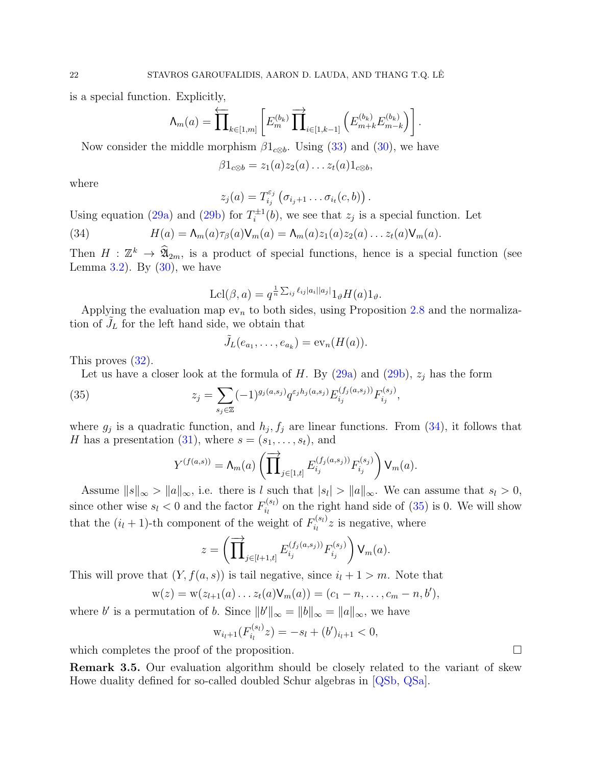is a special function. Explicitly,

$$\Lambda_m(a) = \overleftarrow{\prod}_{k\in[1,m]} \left[ E_m^{(b_k)} \overrightarrow{\prod}_{i\in[1,k-1]} \left( E_{m+k}^{(b_k)} E_{m-k}^{(b_k)} \right) \right].$$

Now consider the middle morphism $\beta 1_{c\otimes b}$. Using (33) and (30), we have

$$\beta 1_{c\otimes b} = z_1(a) z_2(a) \dots z_t(a) 1_{c\otimes b},$$

where

$$z_j(a) = T_{i_j}^{\varepsilon_j} \left( \sigma_{i_j+1} \dots \sigma_{i_t}(c,b) \right).$$

Using equation (29a) and (29b) for $T_i^{\pm 1}(b)$, we see that $z_j$ is a special function. Let

$$H(a) = \Lambda_m(a) \tau_\beta(a) \mathsf{V}_m(a) = \Lambda_m(a) z_1(a) z_2(a) \dots z_t(a) \mathsf{V}_m(a). \tag{34}$$

Then $H : \mathbb{Z}^k \to \widehat{\mathfrak{A}}_{2m}$, is a product of special functions, hence is a special function (see Lemma 3.2). By (30), we have

$$\mathrm{Lcl}(\beta, a) = q^{\frac{1}{n}\sum_{ij} \ell_{ij}|a_i||a_j|} 1_\vartheta H(a) 1_\vartheta.$$

Applying the evaluation map $\mathrm{ev}_n$ to both sides, using Proposition 2.8 and the normalization of $\tilde{J}_L$ for the left hand side, we obtain that

$$\tilde{J}_L(e_{a_1}, \dots, e_{a_k}) = \mathrm{ev}_n(H(a)).$$

This proves (32).

Let us have a closer look at the formula of $H$. By (29a) and (29b), $z_j$ has the form

$$z_j = \sum_{s_j\in\mathbb{Z}} (-1)^{g_j(a,s_j)} q^{\varepsilon_j h_j(a,s_j)} E_{i_j}^{(f_j(a,s_j))} F_{i_j}^{(s_j)}, \tag{35}$$

where $g_j$ is a quadratic function, and $h_j, f_j$ are linear functions. From (34), it follows that $H$ has a presentation (31), where $s = (s_1, \dots, s_t)$, and

$$Y^{(f(a,s))} = \Lambda_m(a) \left( \overrightarrow{\prod}_{j\in[1,t]} E_{i_j}^{(f_j(a,s_j))} F_{i_j}^{(s_j)} \right) \mathsf{V}_m(a).$$

Assume $\|s\|_\infty > \|a\|_\infty$, i.e. there is $l$ such that $|s_l| > \|a\|_\infty$. We can assume that $s_l > 0$, since other wise $s_l < 0$ and the factor $F_{i_l}^{(s_l)}$ on the right hand side of (35) is 0. We will show that the $(i_l+1)$-th component of the weight of $F_{i_l}^{(s_l)} z$ is negative, where

$$z = \left( \overrightarrow{\prod}_{j\in[l+1,t]} E_{i_j}^{(f_j(a,s_j))} F_{i_j}^{(s_j)} \right) \mathsf{V}_m(a).$$

This will prove that $(Y, f(a,s))$ is tail negative, since $i_l + 1 > m$. Note that

$$\mathrm{w}(z) = \mathrm{w}(z_{l+1}(a) \dots z_t(a) \mathsf{V}_m(a)) = (c_1 - n, \dots, c_m - n, b'),$$

where $b'$ is a permutation of $b$. Since $\|b'\|_\infty = \|b\|_\infty = \|a\|_\infty$, we have

$$\mathrm{w}_{i_l+1}(F_{i_l}^{(s_l)} z) = -s_l + (b')_{i_l+1} < 0,$$

which completes the proof of the proposition. $\square$

**Remark 3.5.** Our evaluation algorithm should be closely related to the variant of skew Howe duality defined for so-called doubled Schur algebras in [QSb, QSa].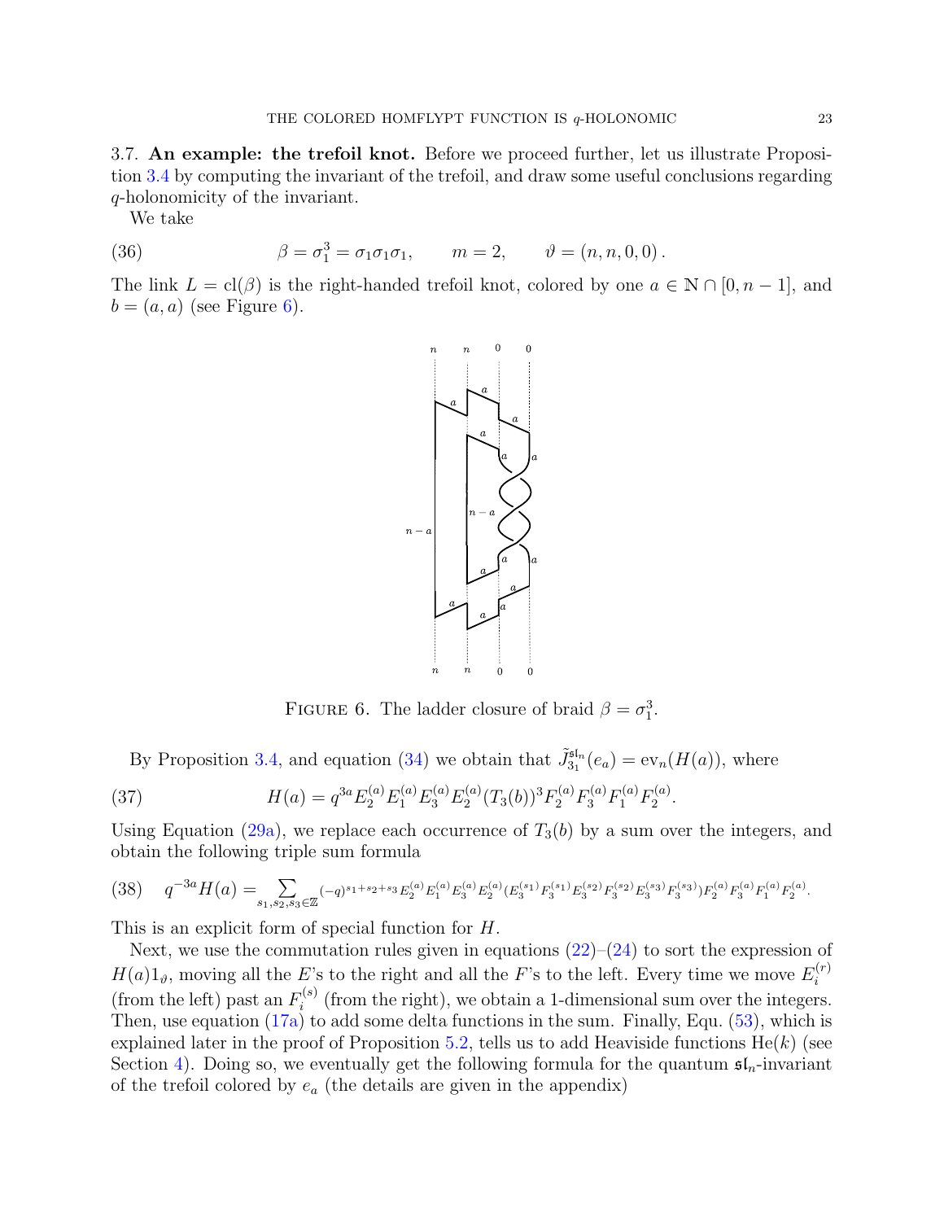3.7. **An example: the trefoil knot.** Before we proceed further, let us illustrate Proposition 3.4 by computing the invariant of the trefoil, and draw some useful conclusions regarding $q$-holonomicity of the invariant.

We take

$$\beta = \sigma_1^3 = \sigma_1\sigma_1\sigma_1, \qquad m = 2, \qquad \vartheta = (n, n, 0, 0)\,. \tag{36}$$

The link $L = \mathrm{cl}(\beta)$ is the right-handed trefoil knot, colored by one $a \in \mathbb{N} \cap [0, n-1]$, and $b = (a, a)$ (see Figure 6).

FIGURE 6. The ladder closure of braid $\beta = \sigma_1^3$.

By Proposition 3.4, and equation (34) we obtain that $\tilde{J}^{\mathfrak{sl}_n}_{3_1}(e_a) = \mathrm{ev}_n(H(a))$, where

$$H(a) = q^{3a} E_2^{(a)} E_1^{(a)} E_3^{(a)} E_2^{(a)} (T_3(b))^3 F_2^{(a)} F_3^{(a)} F_1^{(a)} F_2^{(a)}. \tag{37}$$

Using Equation (29a), we replace each occurrence of $T_3(b)$ by a sum over the integers, and obtain the following triple sum formula

$$q^{-3a}H(a) = \sum_{s_1,s_2,s_3\in\mathbb{Z}} (-q)^{s_1+s_2+s_3} E_2^{(a)} E_1^{(a)} E_3^{(a)} E_2^{(a)} (E_3^{(s_1)} F_3^{(s_1)} E_3^{(s_2)} F_3^{(s_2)} E_3^{(s_3)} F_3^{(s_3)}) F_2^{(a)} F_3^{(a)} F_1^{(a)} F_2^{(a)}. \tag{38}$$

This is an explicit form of special function for $H$.

Next, we use the commutation rules given in equations (22)–(24) to sort the expression of $H(a)1_\vartheta$, moving all the $E$'s to the right and all the $F$'s to the left. Every time we move $E_i^{(r)}$ (from the left) past an $F_i^{(s)}$ (from the right), we obtain a 1-dimensional sum over the integers. Then, use equation (17a) to add some delta functions in the sum. Finally, Equ. (53), which is explained later in the proof of Proposition 5.2, tells us to add Heaviside functions $\mathrm{He}(k)$ (see Section 4). Doing so, we eventually get the following formula for the quantum $\mathfrak{sl}_n$-invariant of the trefoil colored by $e_a$ (the details are given in the appendix)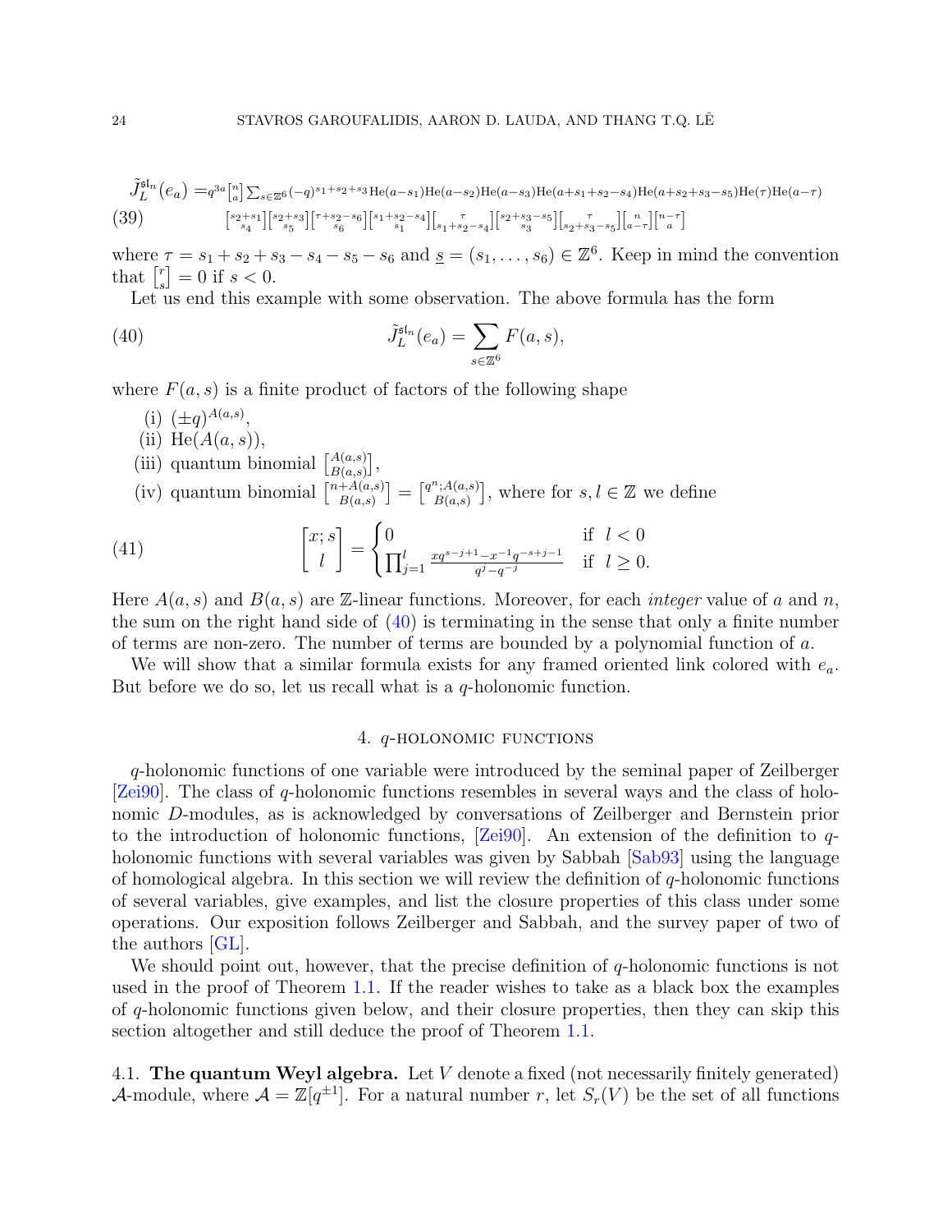$$
\begin{aligned}
\tilde{J}_L^{\mathfrak{sl}_n}(e_a) = & q^{3a}\begin{bmatrix} n \\ a \end{bmatrix} \sum_{s\in\mathbb{Z}^6} (-q)^{s_1+s_2+s_3} \mathrm{He}(a-s_1)\mathrm{He}(a-s_2)\mathrm{He}(a-s_3)\mathrm{He}(a+s_1+s_2-s_4)\mathrm{He}(a+s_2+s_3-s_5)\mathrm{He}(\tau)\mathrm{He}(a-\tau) \\
& \begin{bmatrix} s_2+s_1 \\ s_4 \end{bmatrix}\begin{bmatrix} s_2+s_3 \\ s_5 \end{bmatrix}\begin{bmatrix} \tau+s_2-s_6 \\ s_6 \end{bmatrix}\begin{bmatrix} s_1+s_2-s_4 \\ s_1 \end{bmatrix}\begin{bmatrix} \tau \\ s_1+s_2-s_4 \end{bmatrix}\begin{bmatrix} s_2+s_3-s_5 \\ s_3 \end{bmatrix}\begin{bmatrix} \tau \\ s_2+s_3-s_5 \end{bmatrix}\begin{bmatrix} n \\ a-\tau \end{bmatrix}\begin{bmatrix} n-\tau \\ a \end{bmatrix}
\end{aligned} \tag{39}
$$

where $\tau = s_1+s_2+s_3-s_4-s_5-s_6$ and $\underline{s} = (s_1,\dots,s_6) \in \mathbb{Z}^6$. Keep in mind the convention that $\begin{bmatrix} r \\ s \end{bmatrix} = 0$ if $s < 0$.

Let us end this example with some observation. The above formula has the form

$$
\tilde{J}_L^{\mathfrak{sl}_n}(e_a) = \sum_{s\in\mathbb{Z}^6} F(a,s), \tag{40}
$$

where $F(a,s)$ is a finite product of factors of the following shape

- (i) $(\pm q)^{A(a,s)}$,
- (ii) $\mathrm{He}(A(a,s))$,
- (iii) quantum binomial $\begin{bmatrix} A(a,s) \\ B(a,s) \end{bmatrix}$,
- (iv) quantum binomial $\begin{bmatrix} n+A(a,s) \\ B(a,s) \end{bmatrix} = \begin{bmatrix} q^n; A(a,s) \\ B(a,s) \end{bmatrix}$, where for $s,l \in \mathbb{Z}$ we define

$$
\begin{bmatrix} x;s \\ l \end{bmatrix} = \begin{cases} 0 & \text{if } \ l<0 \\ \prod_{j=1}^{l} \frac{xq^{s-j+1}-x^{-1}q^{-s+j-1}}{q^j-q^{-j}} & \text{if } \ l \geq 0. \end{cases} \tag{41}
$$

Here $A(a,s)$ and $B(a,s)$ are $\mathbb{Z}$-linear functions. Moreover, for each *integer* value of $a$ and $n$, the sum on the right hand side of (40) is terminating in the sense that only a finite number of terms are non-zero. The number of terms are bounded by a polynomial function of $a$.

We will show that a similar formula exists for any framed oriented link colored with $e_a$. But before we do so, let us recall what is a $q$-holonomic function.

## 4. $q$-holonomic functions

$q$-holonomic functions of one variable were introduced by the seminal paper of Zeilberger [Zei90]. The class of $q$-holonomic functions resembles in several ways and the class of holonomic $D$-modules, as is acknowledged by conversations of Zeilberger and Bernstein prior to the introduction of holonomic functions, [Zei90]. An extension of the definition to $q$-holonomic functions with several variables was given by Sabbah [Sab93] using the language of homological algebra. In this section we will review the definition of $q$-holonomic functions of several variables, give examples, and list the closure properties of this class under some operations. Our exposition follows Zeilberger and Sabbah, and the survey paper of two of the authors [GL].

We should point out, however, that the precise definition of $q$-holonomic functions is not used in the proof of Theorem 1.1. If the reader wishes to take as a black box the examples of $q$-holonomic functions given below, and their closure properties, then they can skip this section altogether and still deduce the proof of Theorem 1.1.

**4.1. The quantum Weyl algebra.** Let $V$ denote a fixed (not necessarily finitely generated) $\mathcal{A}$-module, where $\mathcal{A} = \mathbb{Z}[q^{\pm 1}]$. For a natural number $r$, let $S_r(V)$ be the set of all functions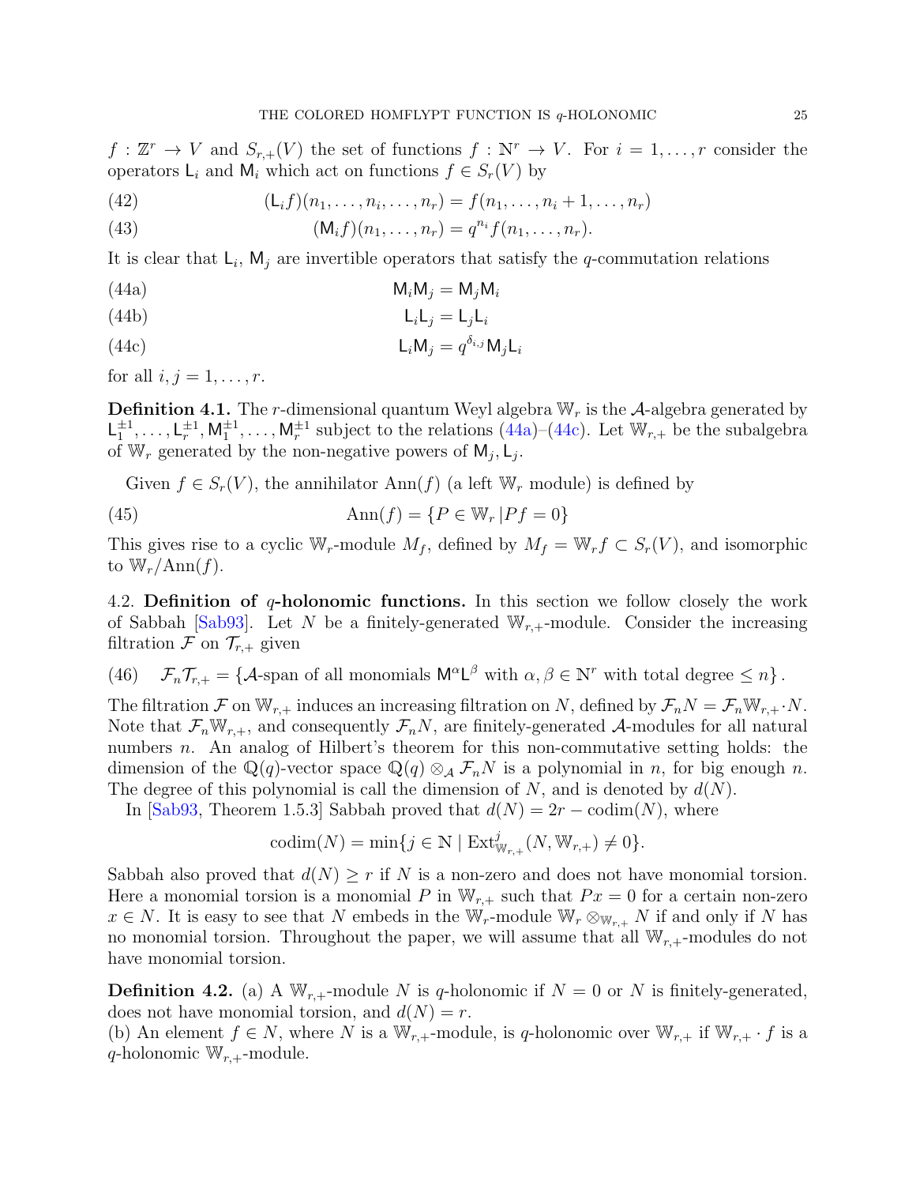$f : \mathbb{Z}^r \to V$ and $S_{r,+}(V)$ the set of functions $f : \mathbb{N}^r \to V$. For $i = 1, \dots, r$ consider the operators $\mathsf{L}_i$ and $\mathsf{M}_i$ which act on functions $f \in S_r(V)$ by

$$(\mathsf{L}_i f)(n_1, \dots, n_i, \dots, n_r) = f(n_1, \dots, n_i + 1, \dots, n_r) \tag{42}$$

$$(\mathsf{M}_i f)(n_1, \dots, n_r) = q^{n_i} f(n_1, \dots, n_r). \tag{43}$$

It is clear that $\mathsf{L}_i$, $\mathsf{M}_j$ are invertible operators that satisfy the $q$-commutation relations

$$\mathsf{M}_i \mathsf{M}_j = \mathsf{M}_j \mathsf{M}_i \tag{44a}$$

$$\mathsf{L}_i \mathsf{L}_j = \mathsf{L}_j \mathsf{L}_i \tag{44b}$$

$$\mathsf{L}_i \mathsf{M}_j = q^{\delta_{i,j}} \mathsf{M}_j \mathsf{L}_i \tag{44c}$$

for all $i, j = 1, \dots, r$.

**Definition 4.1.** The $r$-dimensional quantum Weyl algebra $\mathbb{W}_r$ is the $\mathcal{A}$-algebra generated by $\mathsf{L}_1^{\pm 1}, \dots, \mathsf{L}_r^{\pm 1}, \mathsf{M}_1^{\pm 1}, \dots, \mathsf{M}_r^{\pm 1}$ subject to the relations (44a)–(44c). Let $\mathbb{W}_{r,+}$ be the subalgebra of $\mathbb{W}_r$ generated by the non-negative powers of $\mathsf{M}_j, \mathsf{L}_j$.

Given $f \in S_r(V)$, the annihilator $\mathrm{Ann}(f)$ (a left $\mathbb{W}_r$ module) is defined by

$$\mathrm{Ann}(f) = \{P \in \mathbb{W}_r \,|\, Pf = 0\} \tag{45}$$

This gives rise to a cyclic $\mathbb{W}_r$-module $M_f$, defined by $M_f = \mathbb{W}_r f \subset S_r(V)$, and isomorphic to $\mathbb{W}_r / \mathrm{Ann}(f)$.

## 4.2. Definition of $q$-holonomic functions.

In this section we follow closely the work of Sabbah [Sab93]. Let $N$ be a finitely-generated $\mathbb{W}_{r,+}$-module. Consider the increasing filtration $\mathcal{F}$ on $\mathcal{T}_{r,+}$ given

$$\mathcal{F}_n \mathcal{T}_{r,+} = \{\mathcal{A}\text{-span of all monomials } \mathsf{M}^\alpha \mathsf{L}^\beta \text{ with } \alpha, \beta \in \mathbb{N}^r \text{ with total degree} \leq n\}. \tag{46}$$

The filtration $\mathcal{F}$ on $\mathbb{W}_{r,+}$ induces an increasing filtration on $N$, defined by $\mathcal{F}_n N = \mathcal{F}_n \mathbb{W}_{r,+} \cdot N$. Note that $\mathcal{F}_n \mathbb{W}_{r,+}$, and consequently $\mathcal{F}_n N$, are finitely-generated $\mathcal{A}$-modules for all natural numbers $n$. An analog of Hilbert's theorem for this non-commutative setting holds: the dimension of the $\mathbb{Q}(q)$-vector space $\mathbb{Q}(q) \otimes_{\mathcal{A}} \mathcal{F}_n N$ is a polynomial in $n$, for big enough $n$. The degree of this polynomial is call the dimension of $N$, and is denoted by $d(N)$.

In [Sab93, Theorem 1.5.3] Sabbah proved that $d(N) = 2r - \mathrm{codim}(N)$, where

$$\mathrm{codim}(N) = \min\{j \in \mathbb{N} \mid \mathrm{Ext}^j_{\mathbb{W}_{r,+}}(N, \mathbb{W}_{r,+}) \neq 0\}.$$

Sabbah also proved that $d(N) \geq r$ if $N$ is a non-zero and does not have monomial torsion. Here a monomial torsion is a monomial $P$ in $\mathbb{W}_{r,+}$ such that $Px = 0$ for a certain non-zero $x \in N$. It is easy to see that $N$ embeds in the $\mathbb{W}_r$-module $\mathbb{W}_r \otimes_{\mathbb{W}_{r,+}} N$ if and only if $N$ has no monomial torsion. Throughout the paper, we will assume that all $\mathbb{W}_{r,+}$-modules do not have monomial torsion.

**Definition 4.2.** (a) A $\mathbb{W}_{r,+}$-module $N$ is $q$-holonomic if $N = 0$ or $N$ is finitely-generated, does not have monomial torsion, and $d(N) = r$.
(b) An element $f \in N$, where $N$ is a $\mathbb{W}_{r,+}$-module, is $q$-holonomic over $\mathbb{W}_{r,+}$ if $\mathbb{W}_{r,+} \cdot f$ is a $q$-holonomic $\mathbb{W}_{r,+}$-module.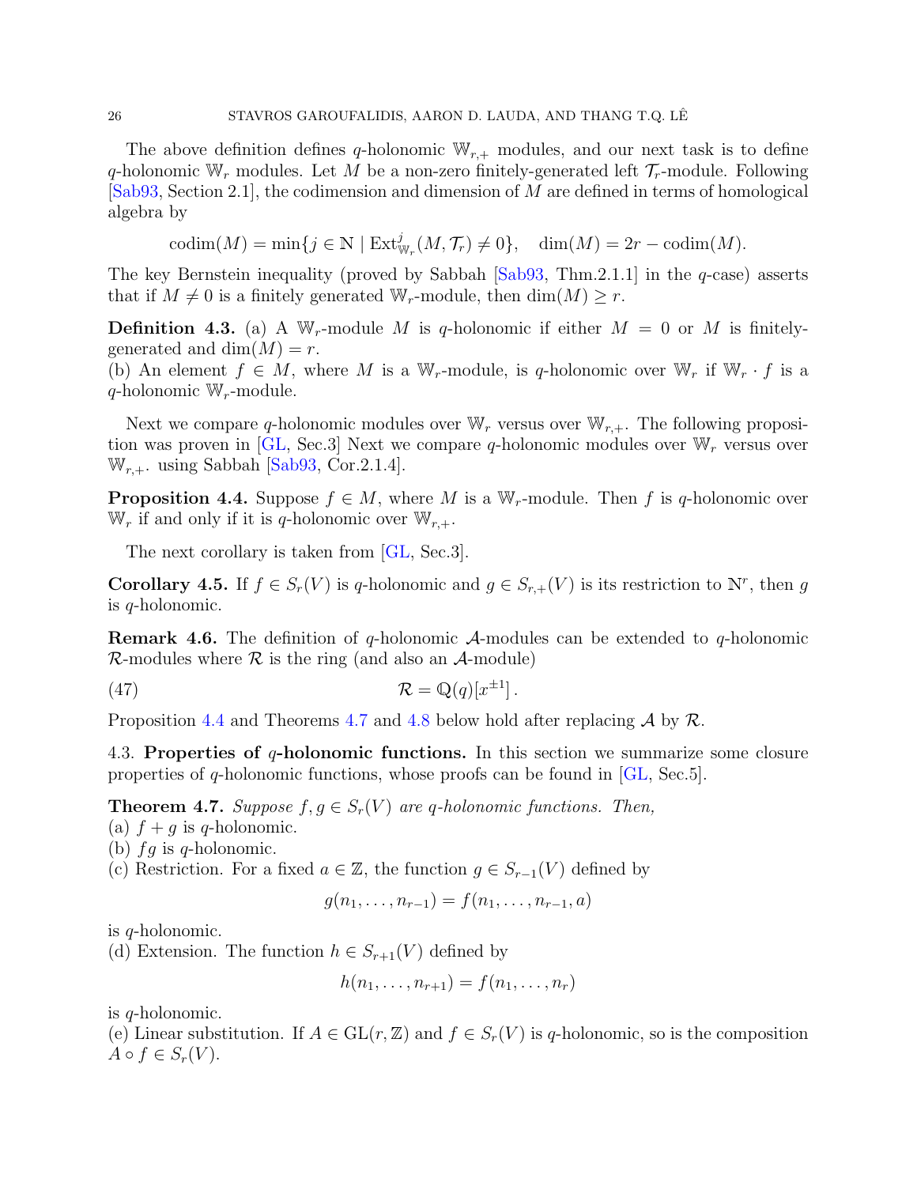The above definition defines $q$-holonomic $\mathbb{W}_{r,+}$ modules, and our next task is to define $q$-holonomic $\mathbb{W}_r$ modules. Let $M$ be a non-zero finitely-generated left $\mathcal{T}_r$-module. Following [Sab93, Section 2.1], the codimension and dimension of $M$ are defined in terms of homological algebra by

$$\operatorname{codim}(M) = \min\{j \in \mathbb{N} \mid \operatorname{Ext}^j_{\mathbb{W}_r}(M, \mathcal{T}_r) \neq 0\}, \quad \dim(M) = 2r - \operatorname{codim}(M).$$

The key Bernstein inequality (proved by Sabbah [Sab93, Thm.2.1.1] in the $q$-case) asserts that if $M \neq 0$ is a finitely generated $\mathbb{W}_r$-module, then $\dim(M) \geq r$.

**Definition 4.3.** (a) A $\mathbb{W}_r$-module $M$ is $q$-holonomic if either $M = 0$ or $M$ is finitely-generated and $\dim(M) = r$.
(b) An element $f \in M$, where $M$ is a $\mathbb{W}_r$-module, is $q$-holonomic over $\mathbb{W}_r$ if $\mathbb{W}_r \cdot f$ is a $q$-holonomic $\mathbb{W}_r$-module.

Next we compare $q$-holonomic modules over $\mathbb{W}_r$ versus over $\mathbb{W}_{r,+}$. The following proposition was proven in [GL, Sec.3] Next we compare $q$-holonomic modules over $\mathbb{W}_r$ versus over $\mathbb{W}_{r,+}$. using Sabbah [Sab93, Cor.2.1.4].

**Proposition 4.4.** Suppose $f \in M$, where $M$ is a $\mathbb{W}_r$-module. Then $f$ is $q$-holonomic over $\mathbb{W}_r$ if and only if it is $q$-holonomic over $\mathbb{W}_{r,+}$.

The next corollary is taken from [GL, Sec.3].

**Corollary 4.5.** If $f \in S_r(V)$ is $q$-holonomic and $g \in S_{r,+}(V)$ is its restriction to $\mathbb{N}^r$, then $g$ is $q$-holonomic.

**Remark 4.6.** The definition of $q$-holonomic $\mathcal{A}$-modules can be extended to $q$-holonomic $\mathcal{R}$-modules where $\mathcal{R}$ is the ring (and also an $\mathcal{A}$-module)

$$\mathcal{R} = \mathbb{Q}(q)[x^{\pm 1}]\,. \tag{47}$$

Proposition 4.4 and Theorems 4.7 and 4.8 below hold after replacing $\mathcal{A}$ by $\mathcal{R}$.

## 4.3. Properties of $q$-holonomic functions.

In this section we summarize some closure properties of $q$-holonomic functions, whose proofs can be found in [GL, Sec.5].

**Theorem 4.7.** *Suppose $f, g \in S_r(V)$ are $q$-holonomic functions. Then,*
(a) $f + g$ is $q$-holonomic.
(b) $fg$ is $q$-holonomic.
(c) Restriction. For a fixed $a \in \mathbb{Z}$, the function $g \in S_{r-1}(V)$ defined by

$$g(n_1, \dots, n_{r-1}) = f(n_1, \dots, n_{r-1}, a)$$

is $q$-holonomic.
(d) Extension. The function $h \in S_{r+1}(V)$ defined by

$$h(n_1, \dots, n_{r+1}) = f(n_1, \dots, n_r)$$

is $q$-holonomic.
(e) Linear substitution. If $A \in \mathrm{GL}(r, \mathbb{Z})$ and $f \in S_r(V)$ is $q$-holonomic, so is the composition $A \circ f \in S_r(V)$.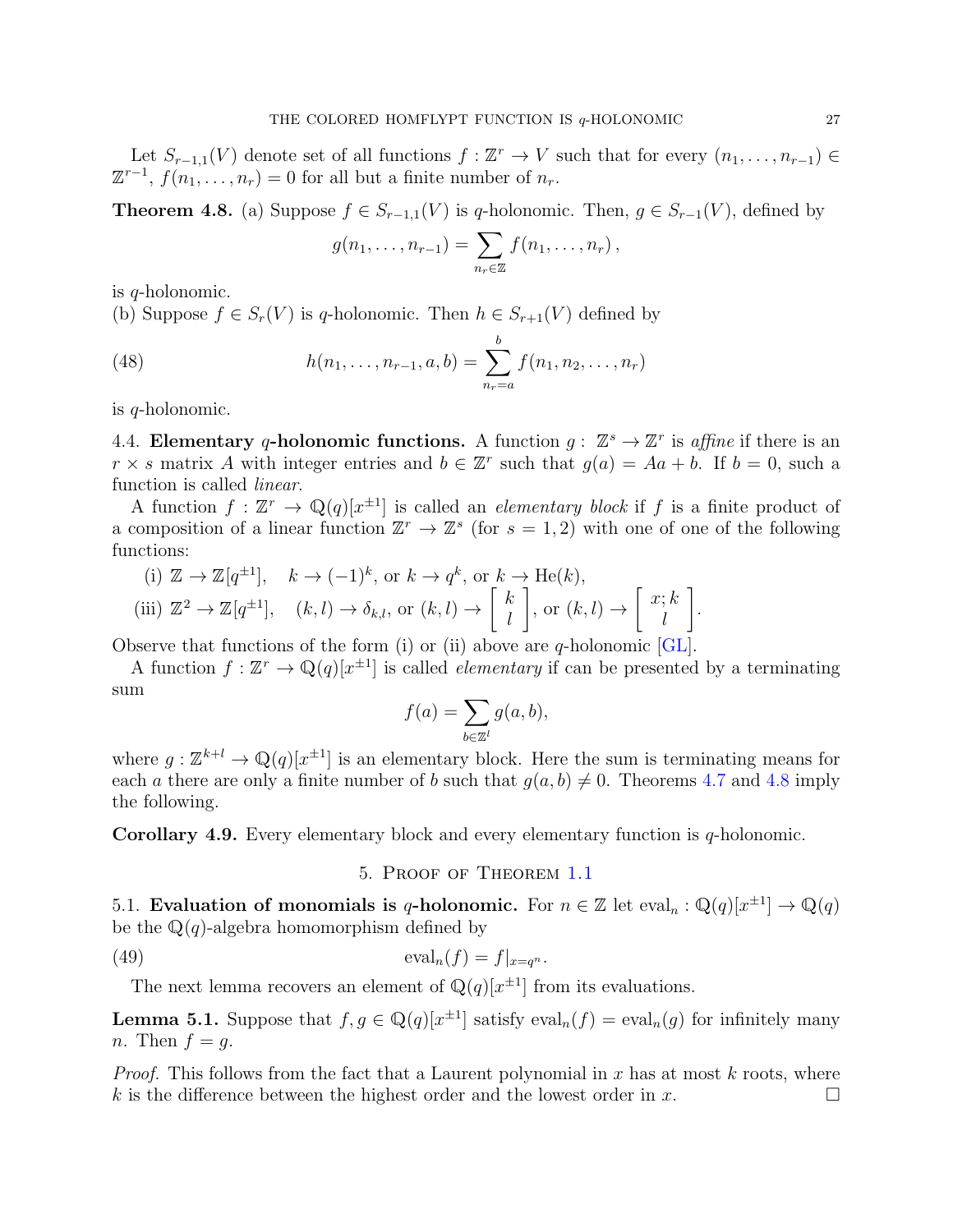Let $S_{r-1,1}(V)$ denote set of all functions $f : \mathbb{Z}^r \to V$ such that for every $(n_1, \dots, n_{r-1}) \in \mathbb{Z}^{r-1}$, $f(n_1, \dots, n_r) = 0$ for all but a finite number of $n_r$.

**Theorem 4.8.** (a) Suppose $f \in S_{r-1,1}(V)$ is $q$-holonomic. Then, $g \in S_{r-1}(V)$, defined by

$$g(n_1, \dots, n_{r-1}) = \sum_{n_r \in \mathbb{Z}} f(n_1, \dots, n_r)\,,$$

is $q$-holonomic.

(b) Suppose $f \in S_r(V)$ is $q$-holonomic. Then $h \in S_{r+1}(V)$ defined by

$$h(n_1, \dots, n_{r-1}, a, b) = \sum_{n_r=a}^{b} f(n_1, n_2, \dots, n_r) \tag{48}$$

is $q$-holonomic.

4.4. **Elementary $q$-holonomic functions.** A function $g : \mathbb{Z}^s \to \mathbb{Z}^r$ is *affine* if there is an $r \times s$ matrix $A$ with integer entries and $b \in \mathbb{Z}^r$ such that $g(a) = Aa + b$. If $b = 0$, such a function is called *linear*.

A function $f : \mathbb{Z}^r \to \mathbb{Q}(q)[x^{\pm 1}]$ is called an *elementary block* if $f$ is a finite product of a composition of a linear function $\mathbb{Z}^r \to \mathbb{Z}^s$ (for $s = 1, 2$) with one of one of the following functions:

(i) $\mathbb{Z} \to \mathbb{Z}[q^{\pm 1}]$, $\quad k \to (-1)^k$, or $k \to q^k$, or $k \to \mathrm{He}(k)$,

(iii) $\mathbb{Z}^2 \to \mathbb{Z}[q^{\pm 1}]$, $\quad (k, l) \to \delta_{k,l}$, or $(k, l) \to \begin{bmatrix} k \\ l \end{bmatrix}$, or $(k, l) \to \begin{bmatrix} x; k \\ l \end{bmatrix}$.

Observe that functions of the form (i) or (ii) above are $q$-holonomic [GL].

A function $f : \mathbb{Z}^r \to \mathbb{Q}(q)[x^{\pm 1}]$ is called *elementary* if can be presented by a terminating sum

$$f(a) = \sum_{b \in \mathbb{Z}^l} g(a, b),$$

where $g : \mathbb{Z}^{k+l} \to \mathbb{Q}(q)[x^{\pm 1}]$ is an elementary block. Here the sum is terminating means for each $a$ there are only a finite number of $b$ such that $g(a, b) \neq 0$. Theorems 4.7 and 4.8 imply the following.

**Corollary 4.9.** Every elementary block and every elementary function is $q$-holonomic.

## 5. Proof of Theorem 1.1

5.1. **Evaluation of monomials is $q$-holonomic.** For $n \in \mathbb{Z}$ let $\mathrm{eval}_n : \mathbb{Q}(q)[x^{\pm 1}] \to \mathbb{Q}(q)$ be the $\mathbb{Q}(q)$-algebra homomorphism defined by

$$\mathrm{eval}_n(f) = f|_{x=q^n}. \tag{49}$$

The next lemma recovers an element of $\mathbb{Q}(q)[x^{\pm 1}]$ from its evaluations.

**Lemma 5.1.** Suppose that $f, g \in \mathbb{Q}(q)[x^{\pm 1}]$ satisfy $\mathrm{eval}_n(f) = \mathrm{eval}_n(g)$ for infinitely many $n$. Then $f = g$.

*Proof.* This follows from the fact that a Laurent polynomial in $x$ has at most $k$ roots, where $k$ is the difference between the highest order and the lowest order in $x$. $\square$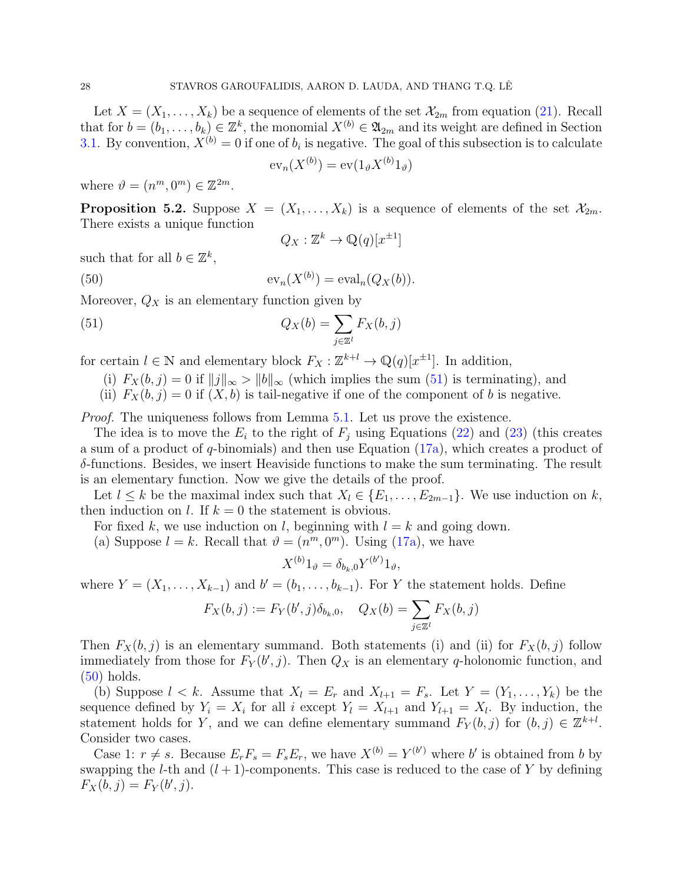Let $X = (X_1, \dots, X_k)$ be a sequence of elements of the set $\mathcal{X}_{2m}$ from equation (21). Recall that for $b = (b_1, \dots, b_k) \in \mathbb{Z}^k$, the monomial $X^{(b)} \in \mathfrak{A}_{2m}$ and its weight are defined in Section 3.1. By convention, $X^{(b)} = 0$ if one of $b_i$ is negative. The goal of this subsection is to calculate

$$\mathrm{ev}_n(X^{(b)}) = \mathrm{ev}(1_\vartheta X^{(b)} 1_\vartheta)$$

where $\vartheta = (n^m, 0^m) \in \mathbb{Z}^{2m}$.

**Proposition 5.2.** Suppose $X = (X_1, \dots, X_k)$ is a sequence of elements of the set $\mathcal{X}_{2m}$. There exists a unique function

$$Q_X : \mathbb{Z}^k \to \mathbb{Q}(q)[x^{\pm 1}]$$

such that for all $b \in \mathbb{Z}^k$,

$$\mathrm{ev}_n(X^{(b)}) = \mathrm{eval}_n(Q_X(b)). \tag{50}$$

Moreover, $Q_X$ is an elementary function given by

$$Q_X(b) = \sum_{j \in \mathbb{Z}^l} F_X(b, j) \tag{51}$$

for certain $l \in \mathbb{N}$ and elementary block $F_X : \mathbb{Z}^{k+l} \to \mathbb{Q}(q)[x^{\pm 1}]$. In addition,

(i) $F_X(b, j) = 0$ if $\|j\|_\infty > \|b\|_\infty$ (which implies the sum (51) is terminating), and
(ii) $F_X(b, j) = 0$ if $(X, b)$ is tail-negative if one of the component of $b$ is negative.

*Proof.* The uniqueness follows from Lemma 5.1. Let us prove the existence.

The idea is to move the $E_i$ to the right of $F_j$ using Equations (22) and (23) (this creates a sum of a product of $q$-binomials) and then use Equation (17a), which creates a product of $\delta$-functions. Besides, we insert Heaviside functions to make the sum terminating. The result is an elementary function. Now we give the details of the proof.

Let $l \le k$ be the maximal index such that $X_l \in \{E_1, \dots, E_{2m-1}\}$. We use induction on $k$, then induction on $l$. If $k = 0$ the statement is obvious.

For fixed $k$, we use induction on $l$, beginning with $l = k$ and going down.

(a) Suppose $l = k$. Recall that $\vartheta = (n^m, 0^m)$. Using (17a), we have

$$X^{(b)} 1_\vartheta = \delta_{b_k, 0} Y^{(b')} 1_\vartheta,$$

where $Y = (X_1, \dots, X_{k-1})$ and $b' = (b_1, \dots, b_{k-1})$. For $Y$ the statement holds. Define

$$F_X(b, j) := F_Y(b', j) \delta_{b_k, 0}, \quad Q_X(b) = \sum_{j \in \mathbb{Z}^l} F_X(b, j)$$

Then $F_X(b, j)$ is an elementary summand. Both statements (i) and (ii) for $F_X(b, j)$ follow immediately from those for $F_Y(b', j)$. Then $Q_X$ is an elementary $q$-holonomic function, and (50) holds.

(b) Suppose $l < k$. Assume that $X_l = E_r$ and $X_{l+1} = F_s$. Let $Y = (Y_1, \dots, Y_k)$ be the sequence defined by $Y_i = X_i$ for all $i$ except $Y_l = X_{l+1}$ and $Y_{l+1} = X_l$. By induction, the statement holds for $Y$, and we can define elementary summand $F_Y(b, j)$ for $(b, j) \in \mathbb{Z}^{k+l}$. Consider two cases.

Case 1: $r \neq s$. Because $E_r F_s = F_s E_r$, we have $X^{(b)} = Y^{(b')}$ where $b'$ is obtained from $b$ by swapping the $l$-th and $(l+1)$-components. This case is reduced to the case of $Y$ by defining $F_X(b, j) = F_Y(b', j)$.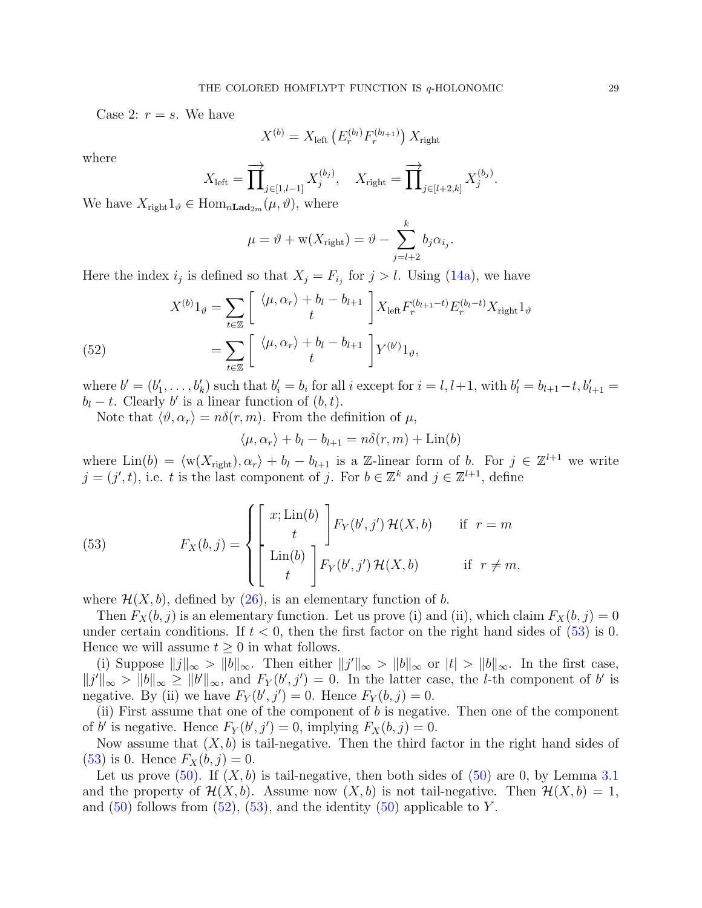Case 2: $r = s$. We have

$$X^{(b)} = X_{\text{left}} \left( E_r^{(b_l)} F_r^{(b_{l+1})} \right) X_{\text{right}}$$

where

$$X_{\text{left}} = \overrightarrow{\prod}_{j \in [1,l-1]} X_j^{(b_j)}, \quad X_{\text{right}} = \overrightarrow{\prod}_{j \in [l+2,k]} X_j^{(b_j)}.$$

We have $X_{\text{right}} 1_\vartheta \in \text{Hom}_{n\mathbf{Lad}_{2m}}(\mu, \vartheta)$, where

$$\mu = \vartheta + \text{w}(X_{\text{right}}) = \vartheta - \sum_{j=l+2}^{k} b_j \alpha_{i_j}.$$

Here the index $i_j$ is defined so that $X_j = F_{i_j}$ for $j > l$. Using (14a), we have

$$\begin{aligned} X^{(b)} 1_\vartheta &= \sum_{t \in \mathbb{Z}} \left[ \begin{array}{c} \langle \mu, \alpha_r \rangle + b_l - b_{l+1} \\ t \end{array} \right] X_{\text{left}} F_r^{(b_{l+1}-t)} E_r^{(b_l - t)} X_{\text{right}} 1_\vartheta \\ &= \sum_{t \in \mathbb{Z}} \left[ \begin{array}{c} \langle \mu, \alpha_r \rangle + b_l - b_{l+1} \\ t \end{array} \right] Y^{(b')} 1_\vartheta, \end{aligned} \tag{52}$$

where $b' = (b'_1, \dots, b'_k)$ such that $b'_i = b_i$ for all $i$ except for $i = l, l+1$, with $b'_l = b_{l+1} - t, b'_{l+1} = b_l - t$. Clearly $b'$ is a linear function of $(b, t)$.

Note that $\langle \vartheta, \alpha_r \rangle = n\delta(r, m)$. From the definition of $\mu$,

$$\langle \mu, \alpha_r \rangle + b_l - b_{l+1} = n\delta(r, m) + \text{Lin}(b)$$

where $\text{Lin}(b) = \langle \text{w}(X_{\text{right}}), \alpha_r \rangle + b_l - b_{l+1}$ is a $\mathbb{Z}$-linear form of $b$. For $j \in \mathbb{Z}^{l+1}$ we write $j = (j', t)$, i.e. $t$ is the last component of $j$. For $b \in \mathbb{Z}^k$ and $j \in \mathbb{Z}^{l+1}$, define

$$F_X(b, j) = \begin{cases} \left[ \begin{array}{c} x; \text{Lin}(b) \\ t \end{array} \right] F_Y(b', j') \, \mathcal{H}(X, b) & \text{if } \ r = m \\ \left[ \begin{array}{c} \text{Lin}(b) \\ t \end{array} \right] F_Y(b', j') \, \mathcal{H}(X, b) & \text{if } \ r \neq m, \end{cases} \tag{53}$$

where $\mathcal{H}(X, b)$, defined by (26), is an elementary function of $b$.

Then $F_X(b, j)$ is an elementary function. Let us prove (i) and (ii), which claim $F_X(b, j) = 0$ under certain conditions. If $t < 0$, then the first factor on the right hand sides of (53) is 0. Hence we will assume $t \geq 0$ in what follows.

(i) Suppose $\|j\|_\infty > \|b\|_\infty$. Then either $\|j'\|_\infty > \|b\|_\infty$ or $|t| > \|b\|_\infty$. In the first case, $\|j'\|_\infty > \|b\|_\infty \geq \|b'\|_\infty$, and $F_Y(b', j') = 0$. In the latter case, the $l$-th component of $b'$ is negative. By (ii) we have $F_Y(b', j') = 0$. Hence $F_Y(b, j) = 0$.

(ii) First assume that one of the component of $b$ is negative. Then one of the component of $b'$ is negative. Hence $F_Y(b', j') = 0$, implying $F_X(b, j) = 0$.

Now assume that $(X, b)$ is tail-negative. Then the third factor in the right hand sides of (53) is 0. Hence $F_X(b, j) = 0$.

Let us prove (50). If $(X, b)$ is tail-negative, then both sides of (50) are 0, by Lemma 3.1 and the property of $\mathcal{H}(X, b)$. Assume now $(X, b)$ is not tail-negative. Then $\mathcal{H}(X, b) = 1$, and (50) follows from (52), (53), and the identity (50) applicable to $Y$.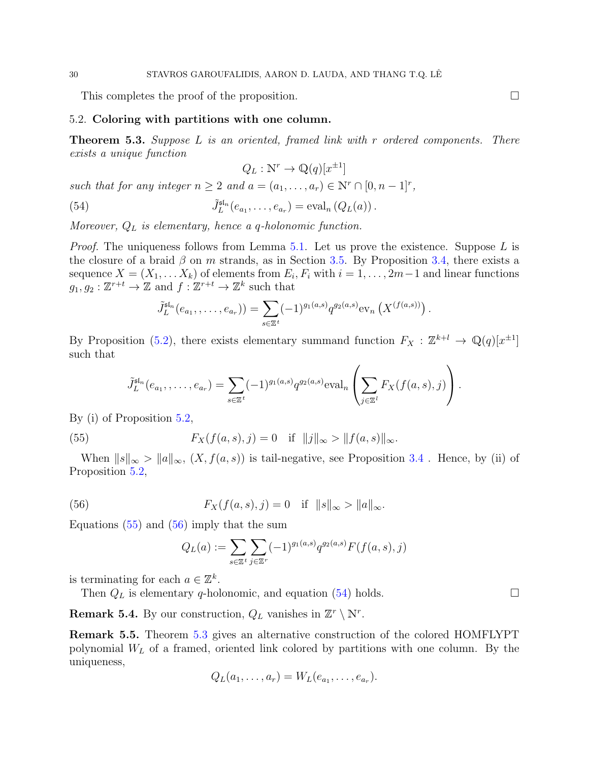This completes the proof of the proposition. □

### 5.2. Coloring with partitions with one column.

**Theorem 5.3.** *Suppose $L$ is an oriented, framed link with $r$ ordered components. There exists a unique function*

$$Q_L : \mathbb{N}^r \to \mathbb{Q}(q)[x^{\pm 1}]$$

*such that for any integer $n \geq 2$ and $a = (a_1, \dots, a_r) \in \mathbb{N}^r \cap [0, n-1]^r$,*

$$\tilde{J}_L^{\mathfrak{sl}_n}(e_{a_1}, \dots, e_{a_r}) = \mathrm{eval}_n\left(Q_L(a)\right). \tag{54}$$

*Moreover, $Q_L$ is elementary, hence a $q$-holonomic function.*

*Proof.* The uniqueness follows from Lemma 5.1. Let us prove the existence. Suppose $L$ is the closure of a braid $\beta$ on $m$ strands, as in Section 3.5. By Proposition 3.4, there exists a sequence $X = (X_1, \dots X_k)$ of elements from $E_i, F_i$ with $i = 1, \dots, 2m-1$ and linear functions $g_1, g_2 : \mathbb{Z}^{r+t} \to \mathbb{Z}$ and $f : \mathbb{Z}^{r+t} \to \mathbb{Z}^k$ such that

$$\tilde{J}_L^{\mathfrak{sl}_n}(e_{a_1}, , \dots, e_{a_r})) = \sum_{s \in \mathbb{Z}^t} (-1)^{g_1(a,s)} q^{g_2(a,s)} \mathrm{ev}_n\left(X^{(f(a,s))}\right).$$

By Proposition (5.2), there exists elementary summand function $F_X : \mathbb{Z}^{k+l} \to \mathbb{Q}(q)[x^{\pm 1}]$ such that

$$\tilde{J}_L^{\mathfrak{sl}_n}(e_{a_1}, , \dots, e_{a_r}) = \sum_{s \in \mathbb{Z}^t} (-1)^{g_1(a,s)} q^{g_2(a,s)} \mathrm{eval}_n\left(\sum_{j \in \mathbb{Z}^l} F_X(f(a,s), j)\right).$$

By (i) of Proposition 5.2,

$$F_X(f(a,s), j) = 0 \quad \text{if} \quad \|j\|_\infty > \|f(a,s)\|_\infty. \tag{55}$$

When $\|s\|_\infty > \|a\|_\infty$, $(X, f(a,s))$ is tail-negative, see Proposition 3.4 . Hence, by (ii) of Proposition 5.2,

$$F_X(f(a,s), j) = 0 \quad \text{if} \quad \|s\|_\infty > \|a\|_\infty. \tag{56}$$

Equations (55) and (56) imply that the sum

$$Q_L(a) := \sum_{s \in \mathbb{Z}^t} \sum_{j \in \mathbb{Z}^r} (-1)^{g_1(a,s)} q^{g_2(a,s)} F(f(a,s), j)$$

is terminating for each $a \in \mathbb{Z}^k$.

Then $Q_L$ is elementary $q$-holonomic, and equation (54) holds. □

**Remark 5.4.** By our construction, $Q_L$ vanishes in $\mathbb{Z}^r \setminus \mathbb{N}^r$.

**Remark 5.5.** Theorem 5.3 gives an alternative construction of the colored HOMFLYPT polynomial $W_L$ of a framed, oriented link colored by partitions with one column. By the uniqueness,

$$Q_L(a_1, \dots, a_r) = W_L(e_{a_1}, \dots, e_{a_r}).$$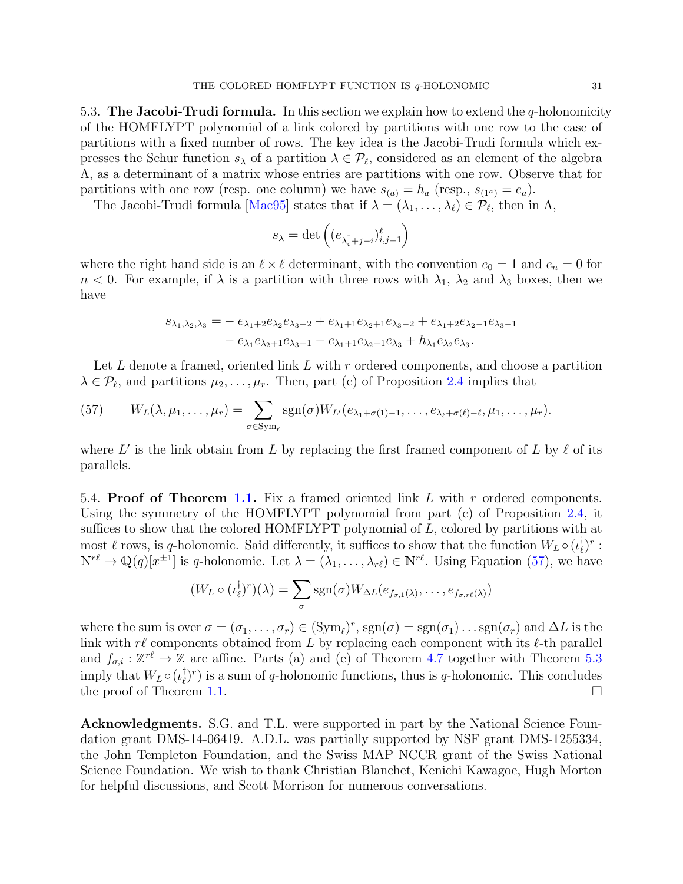5.3. **The Jacobi-Trudi formula.** In this section we explain how to extend the $q$-holonomicity of the HOMFLYPT polynomial of a link colored by partitions with one row to the case of partitions with a fixed number of rows. The key idea is the Jacobi-Trudi formula which expresses the Schur function $s_\lambda$ of a partition $\lambda \in \mathcal{P}_\ell$, considered as an element of the algebra $\Lambda$, as a determinant of a matrix whose entries are partitions with one row. Observe that for partitions with one row (resp. one column) we have $s_{(a)} = h_a$ (resp., $s_{(1^a)} = e_a$).

The Jacobi-Trudi formula [Mac95] states that if $\lambda = (\lambda_1, \dots, \lambda_\ell) \in \mathcal{P}_\ell$, then in $\Lambda$,

$$s_\lambda = \det\left( (e_{\lambda_i^\dagger + j - i})_{i,j=1}^\ell \right)$$

where the right hand side is an $\ell \times \ell$ determinant, with the convention $e_0 = 1$ and $e_n = 0$ for $n < 0$. For example, if $\lambda$ is a partition with three rows with $\lambda_1$, $\lambda_2$ and $\lambda_3$ boxes, then we have

$$\begin{aligned} s_{\lambda_1,\lambda_2,\lambda_3} = &- e_{\lambda_1+2} e_{\lambda_2} e_{\lambda_3-2} + e_{\lambda_1+1} e_{\lambda_2+1} e_{\lambda_3-2} + e_{\lambda_1+2} e_{\lambda_2-1} e_{\lambda_3-1} \\ &- e_{\lambda_1} e_{\lambda_2+1} e_{\lambda_3-1} - e_{\lambda_1+1} e_{\lambda_2-1} e_{\lambda_3} + h_{\lambda_1} e_{\lambda_2} e_{\lambda_3}. \end{aligned}$$

Let $L$ denote a framed, oriented link $L$ with $r$ ordered components, and choose a partition $\lambda \in \mathcal{P}_\ell$, and partitions $\mu_2, \dots, \mu_r$. Then, part (c) of Proposition 2.4 implies that

$$W_L(\lambda, \mu_1, \dots, \mu_r) = \sum_{\sigma \in \mathrm{Sym}_\ell} \mathrm{sgn}(\sigma) W_{L'}(e_{\lambda_1+\sigma(1)-1}, \dots, e_{\lambda_\ell+\sigma(\ell)-\ell}, \mu_1, \dots, \mu_r). \tag{57}$$

where $L'$ is the link obtain from $L$ by replacing the first framed component of $L$ by $\ell$ of its parallels.

5.4. **Proof of Theorem 1.1.** Fix a framed oriented link $L$ with $r$ ordered components. Using the symmetry of the HOMFLYPT polynomial from part (c) of Proposition 2.4, it suffices to show that the colored HOMFLYPT polynomial of $L$, colored by partitions with at most $\ell$ rows, is $q$-holonomic. Said differently, it suffices to show that the function $W_L \circ (\iota_\ell^\dagger)^r : \mathbb{N}^{r\ell} \to \mathbb{Q}(q)[x^{\pm 1}]$ is $q$-holonomic. Let $\lambda = (\lambda_1, \dots, \lambda_{r\ell}) \in \mathbb{N}^{r\ell}$. Using Equation (57), we have

$$(W_L \circ (\iota_\ell^\dagger)^r)(\lambda) = \sum_\sigma \mathrm{sgn}(\sigma) W_{\Delta L}(e_{f_{\sigma,1}(\lambda)}, \dots, e_{f_{\sigma,r\ell}(\lambda)})$$

where the sum is over $\sigma = (\sigma_1, \dots, \sigma_r) \in (\mathrm{Sym}_\ell)^r$, $\mathrm{sgn}(\sigma) = \mathrm{sgn}(\sigma_1) \dots \mathrm{sgn}(\sigma_r)$ and $\Delta L$ is the link with $r\ell$ components obtained from $L$ by replacing each component with its $\ell$-th parallel and $f_{\sigma,i} : \mathbb{Z}^{r\ell} \to \mathbb{Z}$ are affine. Parts (a) and (e) of Theorem 4.7 together with Theorem 5.3 imply that $W_L \circ (\iota_\ell^\dagger)^r)$ is a sum of $q$-holonomic functions, thus is $q$-holonomic. This concludes the proof of Theorem 1.1. $\square$

**Acknowledgments.** S.G. and T.L. were supported in part by the National Science Foundation grant DMS-14-06419. A.D.L. was partially supported by NSF grant DMS-1255334, the John Templeton Foundation, and the Swiss MAP NCCR grant of the Swiss National Science Foundation. We wish to thank Christian Blanchet, Kenichi Kawagoe, Hugh Morton for helpful discussions, and Scott Morrison for numerous conversations.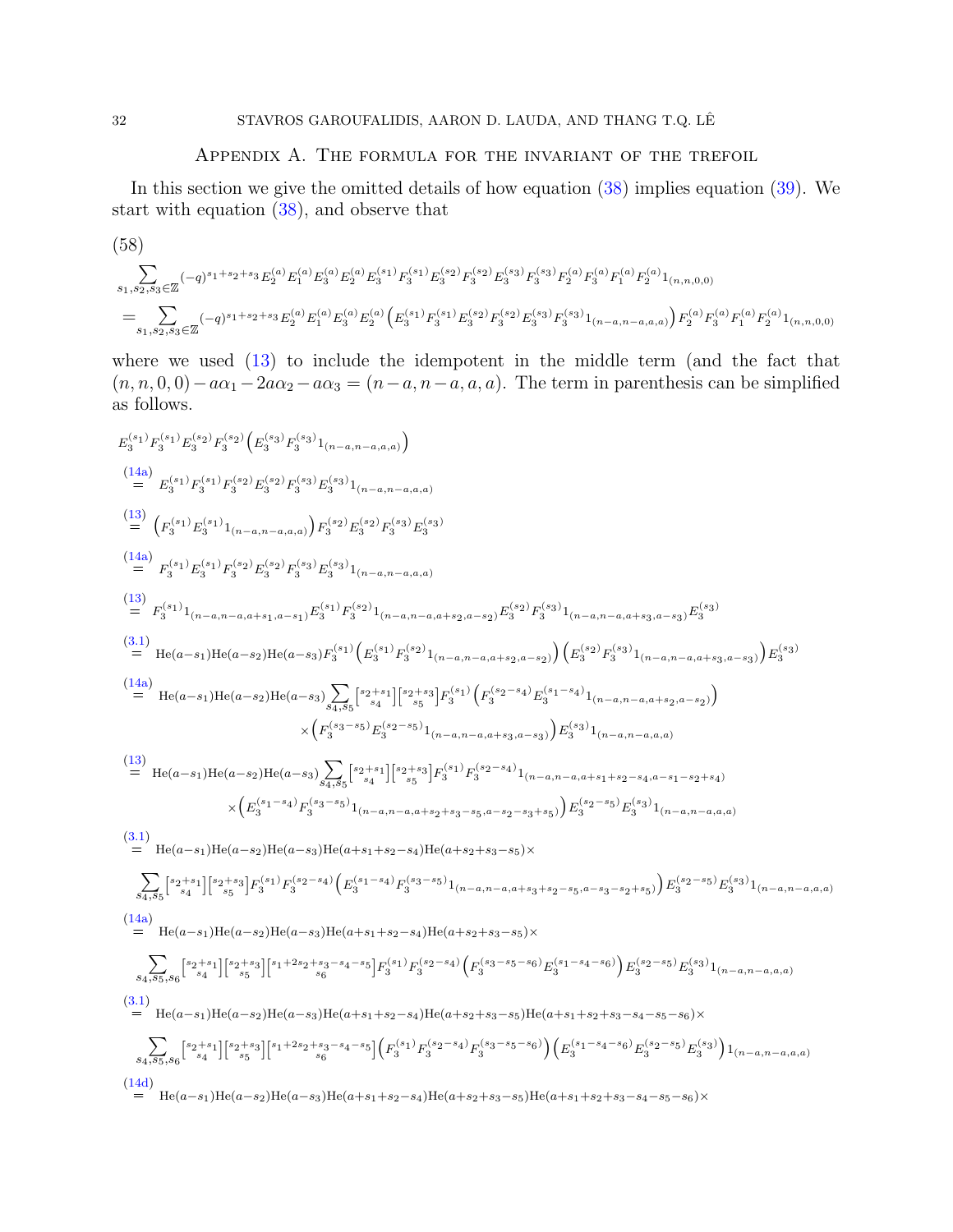## Appendix A. The formula for the invariant of the trefoil

In this section we give the omitted details of how equation (38) implies equation (39). We start with equation (38), and observe that

(58)

$$\sum_{s_1,s_2,s_3\in\mathbb{Z}}(-q)^{s_1+s_2+s_3}E_2^{(a)}E_1^{(a)}E_3^{(a)}E_2^{(a)}E_3^{(s_1)}F_3^{(s_1)}E_3^{(s_2)}F_3^{(s_2)}E_3^{(s_3)}F_3^{(s_3)}F_2^{(a)}F_3^{(a)}F_1^{(a)}F_2^{(a)}1_{(n,n,0,0)}$$
$$=\sum_{s_1,s_2,s_3\in\mathbb{Z}}(-q)^{s_1+s_2+s_3}E_2^{(a)}E_1^{(a)}E_3^{(a)}E_2^{(a)}\left(E_3^{(s_1)}F_3^{(s_1)}E_3^{(s_2)}F_3^{(s_2)}E_3^{(s_3)}F_3^{(s_3)}1_{(n-a,n-a,a,a)}\right)F_2^{(a)}F_3^{(a)}F_1^{(a)}F_2^{(a)}1_{(n,n,0,0)}$$

where we used (13) to include the idempotent in the middle term (and the fact that $(n,n,0,0)-a\alpha_1-2a\alpha_2-a\alpha_3=(n-a,n-a,a,a)$. The term in parenthesis can be simplified as follows.

$$E_3^{(s_1)}F_3^{(s_1)}E_3^{(s_2)}F_3^{(s_2)}\left(E_3^{(s_3)}F_3^{(s_3)}1_{(n-a,n-a,a,a)}\right)$$

$$\overset{(14a)}{=}\; E_3^{(s_1)}F_3^{(s_1)}F_3^{(s_2)}E_3^{(s_2)}F_3^{(s_3)}E_3^{(s_3)}1_{(n-a,n-a,a,a)}$$

$$\overset{(13)}{=}\; \left(F_3^{(s_1)}E_3^{(s_1)}1_{(n-a,n-a,a,a)}\right)F_3^{(s_2)}E_3^{(s_2)}F_3^{(s_3)}E_3^{(s_3)}$$

$$\overset{(14a)}{=}\; F_3^{(s_1)}E_3^{(s_1)}F_3^{(s_2)}E_3^{(s_2)}F_3^{(s_3)}E_3^{(s_3)}1_{(n-a,n-a,a,a)}$$

$$\overset{(13)}{=}\; F_3^{(s_1)}1_{(n-a,n-a,a+s_1,a-s_1)}E_3^{(s_1)}F_3^{(s_2)}1_{(n-a,n-a,a+s_2,a-s_2)}E_3^{(s_2)}F_3^{(s_3)}1_{(n-a,n-a,a+s_3,a-s_3)}E_3^{(s_3)}$$

$$\overset{(3.1)}{=}\; \mathrm{He}(a-s_1)\mathrm{He}(a-s_2)\mathrm{He}(a-s_3)F_3^{(s_1)}\left(E_3^{(s_1)}F_3^{(s_2)}1_{(n-a,n-a,a+s_2,a-s_2)}\right)\left(E_3^{(s_2)}F_3^{(s_3)}1_{(n-a,n-a,a+s_3,a-s_3)}\right)E_3^{(s_3)}$$

$$\overset{(14a)}{=}\; \mathrm{He}(a-s_1)\mathrm{He}(a-s_2)\mathrm{He}(a-s_3)\sum_{s_4,s_5}\begin{bmatrix}s_2+s_1\\ s_4\end{bmatrix}\begin{bmatrix}s_2+s_3\\ s_5\end{bmatrix}F_3^{(s_1)}\left(F_3^{(s_2-s_4)}E_3^{(s_1-s_4)}1_{(n-a,n-a,a+s_2,a-s_2)}\right)$$
$$\times\left(F_3^{(s_3-s_5)}E_3^{(s_2-s_5)}1_{(n-a,n-a,a+s_3,a-s_3)}\right)E_3^{(s_3)}1_{(n-a,n-a,a,a)}$$

$$\overset{(13)}{=}\; \mathrm{He}(a-s_1)\mathrm{He}(a-s_2)\mathrm{He}(a-s_3)\sum_{s_4,s_5}\begin{bmatrix}s_2+s_1\\ s_4\end{bmatrix}\begin{bmatrix}s_2+s_3\\ s_5\end{bmatrix}F_3^{(s_1)}F_3^{(s_2-s_4)}1_{(n-a,n-a,a+s_1+s_2-s_4,a-s_1-s_2+s_4)}$$
$$\times\left(E_3^{(s_1-s_4)}F_3^{(s_3-s_5)}1_{(n-a,n-a,a+s_2+s_3-s_5,a-s_2-s_3+s_5)}\right)E_3^{(s_2-s_5)}E_3^{(s_3)}1_{(n-a,n-a,a,a)}$$

$$\overset{(3.1)}{=}\; \mathrm{He}(a-s_1)\mathrm{He}(a-s_2)\mathrm{He}(a-s_3)\mathrm{He}(a+s_1+s_2-s_4)\mathrm{He}(a+s_2+s_3-s_5)\times$$
$$\sum_{s_4,s_5}\begin{bmatrix}s_2+s_1\\ s_4\end{bmatrix}\begin{bmatrix}s_2+s_3\\ s_5\end{bmatrix}F_3^{(s_1)}F_3^{(s_2-s_4)}\left(E_3^{(s_1-s_4)}F_3^{(s_3-s_5)}1_{(n-a,n-a,a+s_3+s_2-s_5,a-s_3-s_2+s_5)}\right)E_3^{(s_2-s_5)}E_3^{(s_3)}1_{(n-a,n-a,a,a)}$$

$$\overset{(14a)}{=}\; \mathrm{He}(a-s_1)\mathrm{He}(a-s_2)\mathrm{He}(a-s_3)\mathrm{He}(a+s_1+s_2-s_4)\mathrm{He}(a+s_2+s_3-s_5)\times$$
$$\sum_{s_4,s_5,s_6}\begin{bmatrix}s_2+s_1\\ s_4\end{bmatrix}\begin{bmatrix}s_2+s_3\\ s_5\end{bmatrix}\begin{bmatrix}s_1+2s_2+s_3-s_4-s_5\\ s_6\end{bmatrix}F_3^{(s_1)}F_3^{(s_2-s_4)}\left(F_3^{(s_3-s_5-s_6)}E_3^{(s_1-s_4-s_6)}\right)E_3^{(s_2-s_5)}E_3^{(s_3)}1_{(n-a,n-a,a,a)}$$

$$\overset{(3.1)}{=}\; \mathrm{He}(a-s_1)\mathrm{He}(a-s_2)\mathrm{He}(a-s_3)\mathrm{He}(a+s_1+s_2-s_4)\mathrm{He}(a+s_2+s_3-s_5)\mathrm{He}(a+s_1+s_2+s_3-s_4-s_5-s_6)\times$$
$$\sum_{s_4,s_5,s_6}\begin{bmatrix}s_2+s_1\\ s_4\end{bmatrix}\begin{bmatrix}s_2+s_3\\ s_5\end{bmatrix}\begin{bmatrix}s_1+2s_2+s_3-s_4-s_5\\ s_6\end{bmatrix}\left(F_3^{(s_1)}F_3^{(s_2-s_4)}F_3^{(s_3-s_5-s_6)}\right)\left(E_3^{(s_1-s_4-s_6)}E_3^{(s_2-s_5)}E_3^{(s_3)}\right)1_{(n-a,n-a,a,a)}$$

$$\overset{(14d)}{=}\; \mathrm{He}(a-s_1)\mathrm{He}(a-s_2)\mathrm{He}(a-s_3)\mathrm{He}(a+s_1+s_2-s_4)\mathrm{He}(a+s_2+s_3-s_5)\mathrm{He}(a+s_1+s_2+s_3-s_4-s_5-s_6)\times$$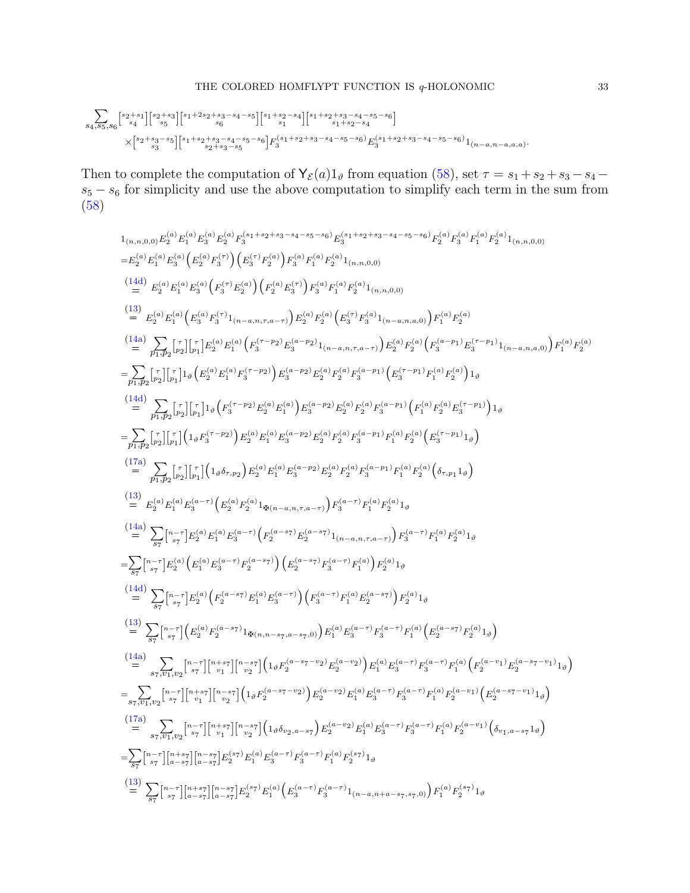$$\sum_{s_4,s_5,s_6} \begin{bmatrix} s_2+s_1 \\ s_4 \end{bmatrix} \begin{bmatrix} s_2+s_3 \\ s_5 \end{bmatrix} \begin{bmatrix} s_1+2s_2+s_3-s_4-s_5 \\ s_6 \end{bmatrix} \begin{bmatrix} s_1+s_2-s_4 \\ s_1 \end{bmatrix} \begin{bmatrix} s_1+s_2+s_3-s_4-s_5-s_6 \\ s_1+s_2-s_4 \end{bmatrix}$$
$$\times \begin{bmatrix} s_2+s_3-s_5 \\ s_3 \end{bmatrix} \begin{bmatrix} s_1+s_2+s_3-s_4-s_5-s_6 \\ s_2+s_3-s_5 \end{bmatrix} F_3^{(s_1+s_2+s_3-s_4-s_5-s_6)} E_3^{(s_1+s_2+s_3-s_4-s_5-s_6)} 1_{(n-a,n-a,a,a)}.$$

Then to complete the computation of $\mathsf{Y}_{\mathcal{E}}(a)1_\vartheta$ from equation (58), set $\tau = s_1+s_2+s_3-s_4-s_5-s_6$ for simplicity and use the above computation to simplify each term in the sum from (58)

$$
\begin{aligned}
&1_{(n,n,0,0)}E_2^{(a)}E_1^{(a)}E_3^{(a)}E_2^{(a)}F_3^{(s_1+s_2+s_3-s_4-s_5-s_6)}E_3^{(s_1+s_2+s_3-s_4-s_5-s_6)}F_2^{(a)}F_3^{(a)}F_1^{(a)}F_2^{(a)}1_{(n,n,0,0)}\\
&=E_2^{(a)}E_1^{(a)}E_3^{(a)}\left(E_2^{(a)}F_3^{(\tau)}\right)\left(E_3^{(\tau)}F_2^{(a)}\right)F_3^{(a)}F_1^{(a)}F_2^{(a)}1_{(n,n,0,0)}\\
&\overset{(14d)}{=}E_2^{(a)}E_1^{(a)}E_3^{(a)}\left(F_3^{(\tau)}E_2^{(a)}\right)\left(F_2^{(a)}E_3^{(\tau)}\right)F_3^{(a)}F_1^{(a)}F_2^{(a)}1_{(n,n,0,0)}\\
&\overset{(13)}{=}E_2^{(a)}E_1^{(a)}\left(E_3^{(a)}F_3^{(\tau)}1_{(n-a,n,\tau,a-\tau)}\right)E_2^{(a)}F_2^{(a)}\left(E_3^{(\tau)}F_3^{(a)}1_{(n-a,n,a,0)}\right)F_1^{(a)}F_2^{(a)}\\
&\overset{(14a)}{=}\sum_{p_1,p_2}\begin{bmatrix} \tau \\ p_2 \end{bmatrix}\begin{bmatrix} \tau \\ p_1 \end{bmatrix}E_2^{(a)}E_1^{(a)}\left(F_3^{(\tau-p_2)}E_3^{(a-p_2)}1_{(n-a,n,\tau,a-\tau)}\right)E_2^{(a)}F_2^{(a)}\left(F_3^{(a-p_1)}E_3^{(\tau-p_1)}1_{(n-a,n,a,0)}\right)F_1^{(a)}F_2^{(a)}\\
&=\sum_{p_1,p_2}\begin{bmatrix} \tau \\ p_2 \end{bmatrix}\begin{bmatrix} \tau \\ p_1 \end{bmatrix}1_\vartheta\left(E_2^{(a)}E_1^{(a)}F_3^{(\tau-p_2)}\right)E_3^{(a-p_2)}E_2^{(a)}F_2^{(a)}F_3^{(a-p_1)}\left(E_3^{(\tau-p_1)}F_1^{(a)}F_2^{(a)}\right)1_\vartheta\\
&\overset{(14d)}{=}\sum_{p_1,p_2}\begin{bmatrix} \tau \\ p_2 \end{bmatrix}\begin{bmatrix} \tau \\ p_1 \end{bmatrix}1_\vartheta\left(F_3^{(\tau-p_2)}E_2^{(a)}E_1^{(a)}\right)E_3^{(a-p_2)}E_2^{(a)}F_2^{(a)}F_3^{(a-p_1)}\left(F_1^{(a)}F_2^{(a)}E_3^{(\tau-p_1)}\right)1_\vartheta\\
&=\sum_{p_1,p_2}\begin{bmatrix} \tau \\ p_2 \end{bmatrix}\begin{bmatrix} \tau \\ p_1 \end{bmatrix}\left(1_\vartheta F_3^{(\tau-p_2)}\right)E_2^{(a)}E_1^{(a)}E_3^{(a-p_2)}E_2^{(a)}F_2^{(a)}F_3^{(a-p_1)}F_1^{(a)}F_2^{(a)}\left(E_3^{(\tau-p_1)}1_\vartheta\right)\\
&\overset{(17a)}{=}\sum_{p_1,p_2}\begin{bmatrix} \tau \\ p_2 \end{bmatrix}\begin{bmatrix} \tau \\ p_1 \end{bmatrix}\left(1_\vartheta\delta_{\tau,p_2}\right)E_2^{(a)}E_1^{(a)}E_3^{(a-p_2)}E_2^{(a)}F_2^{(a)}F_3^{(a-p_1)}F_1^{(a)}F_2^{(a)}\left(\delta_{\tau,p_1}1_\vartheta\right)\\
&\overset{(13)}{=}E_2^{(a)}E_1^{(a)}E_3^{(a-\tau)}\left(E_2^{(a)}F_2^{(a)}1_{\maltese(n-a,n,\tau,a-\tau)}\right)F_3^{(a-\tau)}F_1^{(a)}F_2^{(a)}1_\vartheta\\
&\overset{(14a)}{=}\sum_{s_7}\begin{bmatrix} n-\tau \\ s_7 \end{bmatrix}E_2^{(a)}E_1^{(a)}E_3^{(a-\tau)}\left(F_2^{(a-s_7)}E_2^{(a-s_7)}1_{(n-a,n,\tau,a-\tau)}\right)F_3^{(a-\tau)}F_1^{(a)}F_2^{(a)}1_\vartheta\\
&=\sum_{s_7}\begin{bmatrix} n-\tau \\ s_7 \end{bmatrix}E_2^{(a)}\left(E_1^{(a)}E_3^{(a-\tau)}F_2^{(a-s_7)}\right)\left(E_2^{(a-s_7)}F_3^{(a-\tau)}F_1^{(a)}\right)F_2^{(a)}1_\vartheta\\
&\overset{(14d)}{=}\sum_{s_7}\begin{bmatrix} n-\tau \\ s_7 \end{bmatrix}E_2^{(a)}\left(F_2^{(a-s_7)}E_1^{(a)}E_3^{(a-\tau)}\right)\left(F_3^{(a-\tau)}F_1^{(a)}E_2^{(a-s_7)}\right)F_2^{(a)}1_\vartheta\\
&\overset{(13)}{=}\sum_{s_7}\begin{bmatrix} n-\tau \\ s_7 \end{bmatrix}\left(E_2^{(a)}F_2^{(a-s_7)}1_{\maltese(n,n-s_7,a-s_7,0)}\right)E_1^{(a)}E_3^{(a-\tau)}F_3^{(a-\tau)}F_1^{(a)}\left(E_2^{(a-s_7)}F_2^{(a)}1_\vartheta\right)\\
&\overset{(14a)}{=}\sum_{s_7,v_1,v_2}\begin{bmatrix} n-\tau \\ s_7 \end{bmatrix}\begin{bmatrix} n+s_7 \\ v_1 \end{bmatrix}\begin{bmatrix} n-s_7 \\ v_2 \end{bmatrix}\left(1_\vartheta F_2^{(a-s_7-v_2)}E_2^{(a-v_2)}\right)E_1^{(a)}E_3^{(a-\tau)}F_3^{(a-\tau)}F_1^{(a)}\left(F_2^{(a-v_1)}E_2^{(a-s_7-v_1)}1_\vartheta\right)\\
&=\sum_{s_7,v_1,v_2}\begin{bmatrix} n-\tau \\ s_7 \end{bmatrix}\begin{bmatrix} n+s_7 \\ v_1 \end{bmatrix}\begin{bmatrix} n-s_7 \\ v_2 \end{bmatrix}\left(1_\vartheta F_2^{(a-s_7-v_2)}\right)E_2^{(a-v_2)}E_1^{(a)}E_3^{(a-\tau)}F_3^{(a-\tau)}F_1^{(a)}F_2^{(a-v_1)}\left(E_2^{(a-s_7-v_1)}1_\vartheta\right)\\
&\overset{(17a)}{=}\sum_{s_7,v_1,v_2}\begin{bmatrix} n-\tau \\ s_7 \end{bmatrix}\begin{bmatrix} n+s_7 \\ v_1 \end{bmatrix}\begin{bmatrix} n-s_7 \\ v_2 \end{bmatrix}\left(1_\vartheta\delta_{v_2,a-s_7}\right)E_2^{(a-v_2)}E_1^{(a)}E_3^{(a-\tau)}F_3^{(a-\tau)}F_1^{(a)}F_2^{(a-v_1)}\left(\delta_{v_1,a-s_7}1_\vartheta\right)\\
&=\sum_{s_7}\begin{bmatrix} n-\tau \\ s_7 \end{bmatrix}\begin{bmatrix} n+s_7 \\ a-s_7 \end{bmatrix}\begin{bmatrix} n-s_7 \\ a-s_7 \end{bmatrix}E_2^{(s_7)}E_1^{(a)}E_3^{(a-\tau)}F_3^{(a-\tau)}F_1^{(a)}F_2^{(s_7)}1_\vartheta\\
&\overset{(13)}{=}\sum_{s_7}\begin{bmatrix} n-\tau \\ s_7 \end{bmatrix}\begin{bmatrix} n+s_7 \\ a-s_7 \end{bmatrix}\begin{bmatrix} n-s_7 \\ a-s_7 \end{bmatrix}E_2^{(s_7)}E_1^{(a)}\left(E_3^{(a-\tau)}F_3^{(a-\tau)}1_{(n-a,n+a-s_7,s_7,0)}\right)F_1^{(a)}F_2^{(s_7)}1_\vartheta
\end{aligned}
$$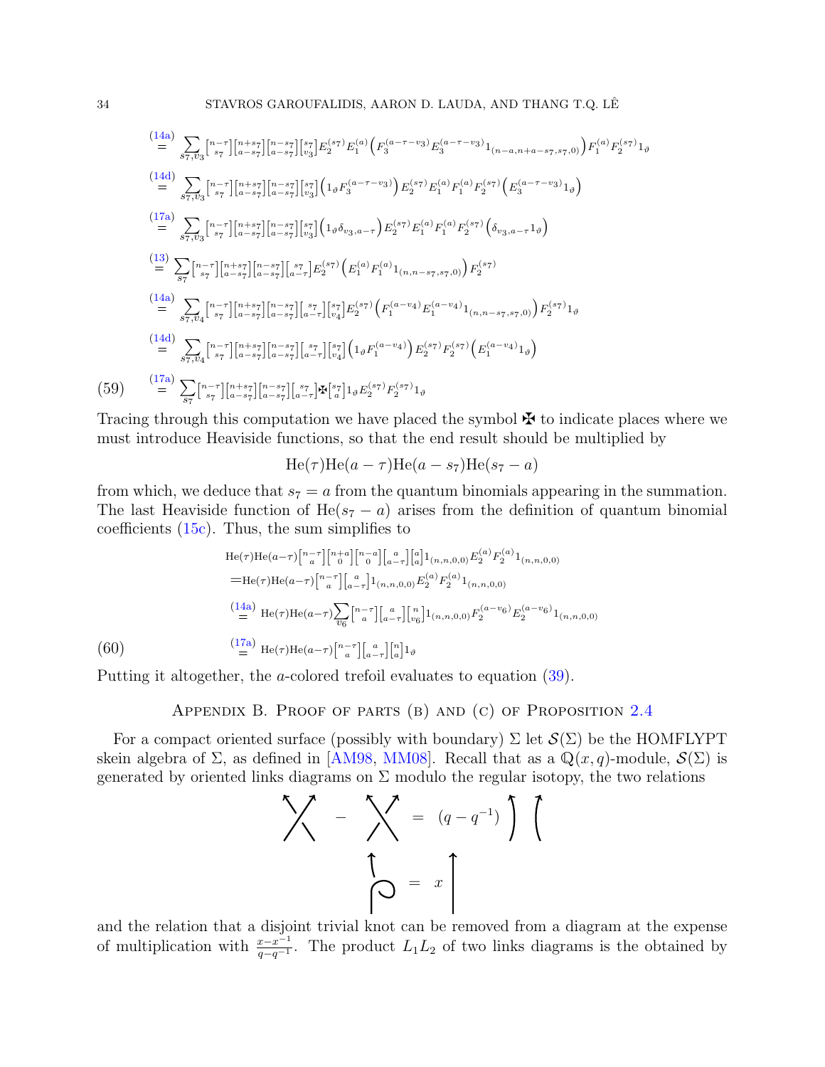$$
\begin{aligned}
&\overset{(14a)}{=} \sum_{s_7,v_3} \begin{bmatrix} n-\tau \\ s_7 \end{bmatrix}\begin{bmatrix} n+s_7 \\ a-s_7 \end{bmatrix}\begin{bmatrix} n-s_7 \\ a-s_7 \end{bmatrix}\begin{bmatrix} s_7 \\ v_3 \end{bmatrix} E_2^{(s_7)} E_1^{(a)} \left( F_3^{(a-\tau-v_3)} E_3^{(a-\tau-v_3)} 1_{(n-a,n+a-s_7,s_7,0)} \right) F_1^{(a)} F_2^{(s_7)} 1_\vartheta \\
&\overset{(14d)}{=} \sum_{s_7,v_3} \begin{bmatrix} n-\tau \\ s_7 \end{bmatrix}\begin{bmatrix} n+s_7 \\ a-s_7 \end{bmatrix}\begin{bmatrix} n-s_7 \\ a-s_7 \end{bmatrix}\begin{bmatrix} s_7 \\ v_3 \end{bmatrix} \left( 1_\vartheta F_3^{(a-\tau-v_3)} \right) E_2^{(s_7)} E_1^{(a)} F_1^{(a)} F_2^{(s_7)} \left( E_3^{(a-\tau-v_3)} 1_\vartheta \right) \\
&\overset{(17a)}{=} \sum_{s_7,v_3} \begin{bmatrix} n-\tau \\ s_7 \end{bmatrix}\begin{bmatrix} n+s_7 \\ a-s_7 \end{bmatrix}\begin{bmatrix} n-s_7 \\ a-s_7 \end{bmatrix}\begin{bmatrix} s_7 \\ v_3 \end{bmatrix} \left( 1_\vartheta \delta_{v_3,a-\tau} \right) E_2^{(s_7)} E_1^{(a)} F_1^{(a)} F_2^{(s_7)} \left( \delta_{v_3,a-\tau} 1_\vartheta \right) \\
&\overset{(13)}{=} \sum_{s_7} \begin{bmatrix} n-\tau \\ s_7 \end{bmatrix}\begin{bmatrix} n+s_7 \\ a-s_7 \end{bmatrix}\begin{bmatrix} n-s_7 \\ a-s_7 \end{bmatrix}\begin{bmatrix} s_7 \\ a-\tau \end{bmatrix} E_2^{(s_7)} \left( E_1^{(a)} F_1^{(a)} 1_{(n,n-s_7,s_7,0)} \right) F_2^{(s_7)} \\
&\overset{(14a)}{=} \sum_{s_7,v_4} \begin{bmatrix} n-\tau \\ s_7 \end{bmatrix}\begin{bmatrix} n+s_7 \\ a-s_7 \end{bmatrix}\begin{bmatrix} n-s_7 \\ a-s_7 \end{bmatrix}\begin{bmatrix} s_7 \\ a-\tau \end{bmatrix}\begin{bmatrix} s_7 \\ v_4 \end{bmatrix} E_2^{(s_7)} \left( F_1^{(a-v_4)} E_1^{(a-v_4)} 1_{(n,n-s_7,s_7,0)} \right) F_2^{(s_7)} 1_\vartheta \\
&\overset{(14d)}{=} \sum_{s_7,v_4} \begin{bmatrix} n-\tau \\ s_7 \end{bmatrix}\begin{bmatrix} n+s_7 \\ a-s_7 \end{bmatrix}\begin{bmatrix} n-s_7 \\ a-s_7 \end{bmatrix}\begin{bmatrix} s_7 \\ a-\tau \end{bmatrix}\begin{bmatrix} s_7 \\ v_4 \end{bmatrix} \left( 1_\vartheta F_1^{(a-v_4)} \right) E_2^{(s_7)} F_2^{(s_7)} \left( E_1^{(a-v_4)} 1_\vartheta \right) \\
&\overset{(17a)}{=} \sum_{s_7} \begin{bmatrix} n-\tau \\ s_7 \end{bmatrix}\begin{bmatrix} n+s_7 \\ a-s_7 \end{bmatrix}\begin{bmatrix} n-s_7 \\ a-s_7 \end{bmatrix}\begin{bmatrix} s_7 \\ a-\tau \end{bmatrix} ✠ \begin{bmatrix} s_7 \\ a \end{bmatrix} 1_\vartheta E_2^{(s_7)} F_2^{(s_7)} 1_\vartheta
\end{aligned} \tag{59}
$$

Tracing through this computation we have placed the symbol ✠ to indicate places where we must introduce Heaviside functions, so that the end result should be multiplied by

$$\mathrm{He}(\tau)\mathrm{He}(a-\tau)\mathrm{He}(a-s_7)\mathrm{He}(s_7-a)$$

from which, we deduce that $s_7 = a$ from the quantum binomials appearing in the summation. The last Heaviside function of $\mathrm{He}(s_7 - a)$ arises from the definition of quantum binomial coefficients (15c). Thus, the sum simplifies to

$$
\begin{aligned}
&\mathrm{He}(\tau)\mathrm{He}(a-\tau)\begin{bmatrix} n-\tau \\ a \end{bmatrix}\begin{bmatrix} n+a \\ 0 \end{bmatrix}\begin{bmatrix} n-a \\ 0 \end{bmatrix}\begin{bmatrix} a \\ a-\tau \end{bmatrix}\begin{bmatrix} a \\ a \end{bmatrix} 1_{(n,n,0,0)} E_2^{(a)} F_2^{(a)} 1_{(n,n,0,0)} \\
&= \mathrm{He}(\tau)\mathrm{He}(a-\tau)\begin{bmatrix} n-\tau \\ a \end{bmatrix}\begin{bmatrix} a \\ a-\tau \end{bmatrix} 1_{(n,n,0,0)} E_2^{(a)} F_2^{(a)} 1_{(n,n,0,0)} \\
&\overset{(14a)}{=} \mathrm{He}(\tau)\mathrm{He}(a-\tau) \sum_{v_6} \begin{bmatrix} n-\tau \\ a \end{bmatrix}\begin{bmatrix} a \\ a-\tau \end{bmatrix}\begin{bmatrix} n \\ v_6 \end{bmatrix} 1_{(n,n,0,0)} F_2^{(a-v_6)} E_2^{(a-v_6)} 1_{(n,n,0,0)} \\
&\overset{(17a)}{=} \mathrm{He}(\tau)\mathrm{He}(a-\tau)\begin{bmatrix} n-\tau \\ a \end{bmatrix}\begin{bmatrix} a \\ a-\tau \end{bmatrix}\begin{bmatrix} n \\ a \end{bmatrix} 1_\vartheta
\end{aligned} \tag{60}
$$

Putting it altogether, the $a$-colored trefoil evaluates to equation (39).

## Appendix B. Proof of parts (b) and (c) of Proposition 2.4

For a compact oriented surface (possibly with boundary) $\Sigma$ let $\mathcal{S}(\Sigma)$ be the HOMFLYPT skein algebra of $\Sigma$, as defined in [AM98, MM08]. Recall that as a $\mathbb{Q}(x,q)$-module, $\mathcal{S}(\Sigma)$ is generated by oriented links diagrams on $\Sigma$ modulo the regular isotopy, the two relations

$$\text{(positive crossing)} - \text{(negative crossing)} = (q - q^{-1}) \, \text{(two parallel upward strands)}$$

$$\text{(strand with kink)} = x \, \text{(straight upward strand)}$$

and the relation that a disjoint trivial knot can be removed from a diagram at the expense of multiplication with $\frac{x - x^{-1}}{q - q^{-1}}$. The product $L_1 L_2$ of two links diagrams is the obtained by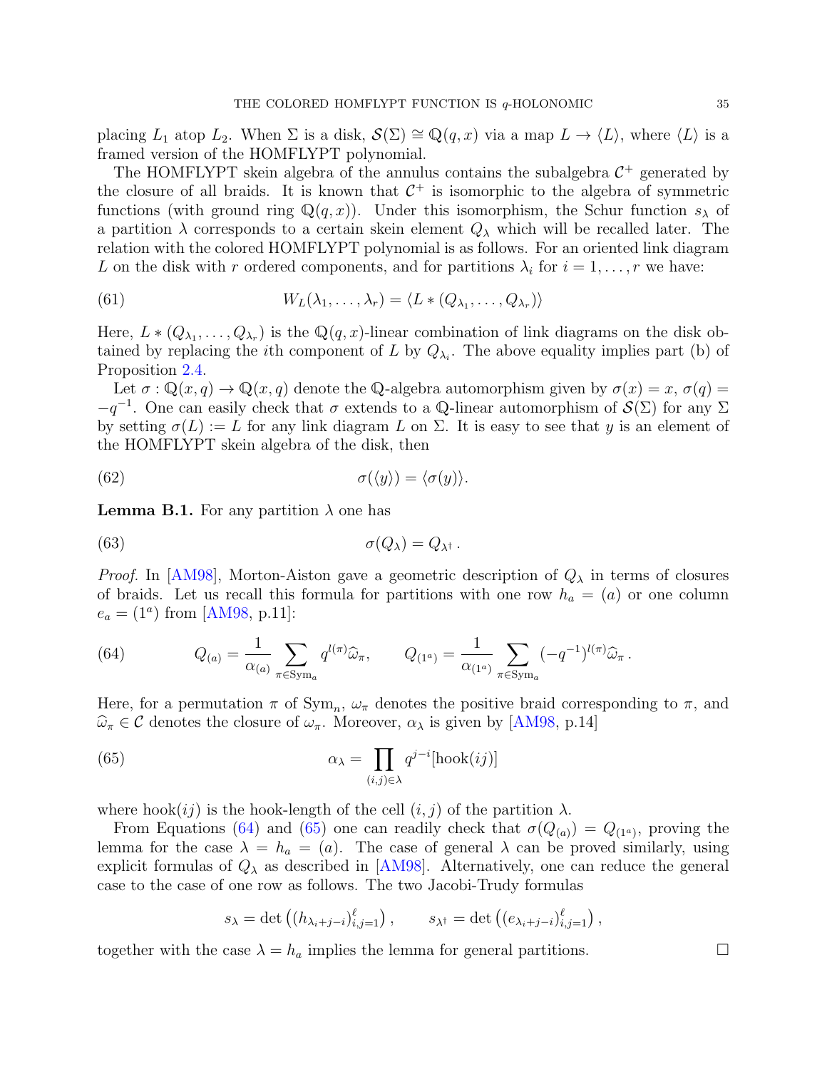placing $L_1$ atop $L_2$. When $\Sigma$ is a disk, $\mathcal{S}(\Sigma) \cong \mathbb{Q}(q,x)$ via a map $L \to \langle L \rangle$, where $\langle L \rangle$ is a framed version of the HOMFLYPT polynomial.

The HOMFLYPT skein algebra of the annulus contains the subalgebra $\mathcal{C}^+$ generated by the closure of all braids. It is known that $\mathcal{C}^+$ is isomorphic to the algebra of symmetric functions (with ground ring $\mathbb{Q}(q,x)$). Under this isomorphism, the Schur function $s_\lambda$ of a partition $\lambda$ corresponds to a certain skein element $Q_\lambda$ which will be recalled later. The relation with the colored HOMFLYPT polynomial is as follows. For an oriented link diagram $L$ on the disk with $r$ ordered components, and for partitions $\lambda_i$ for $i = 1, \dots, r$ we have:

$$W_L(\lambda_1, \dots, \lambda_r) = \langle L * (Q_{\lambda_1}, \dots, Q_{\lambda_r}) \rangle \tag{61}$$

Here, $L * (Q_{\lambda_1}, \dots, Q_{\lambda_r})$ is the $\mathbb{Q}(q,x)$-linear combination of link diagrams on the disk obtained by replacing the $i$th component of $L$ by $Q_{\lambda_i}$. The above equality implies part (b) of Proposition 2.4.

Let $\sigma : \mathbb{Q}(x,q) \to \mathbb{Q}(x,q)$ denote the $\mathbb{Q}$-algebra automorphism given by $\sigma(x) = x$, $\sigma(q) = -q^{-1}$. One can easily check that $\sigma$ extends to a $\mathbb{Q}$-linear automorphism of $\mathcal{S}(\Sigma)$ for any $\Sigma$ by setting $\sigma(L) := L$ for any link diagram $L$ on $\Sigma$. It is easy to see that $y$ is an element of the HOMFLYPT skein algebra of the disk, then

$$\sigma(\langle y \rangle) = \langle \sigma(y) \rangle. \tag{62}$$

**Lemma B.1.** For any partition $\lambda$ one has

$$\sigma(Q_\lambda) = Q_{\lambda^\dagger}. \tag{63}$$

*Proof.* In [AM98], Morton-Aiston gave a geometric description of $Q_\lambda$ in terms of closures of braids. Let us recall this formula for partitions with one row $h_a = (a)$ or one column $e_a = (1^a)$ from [AM98, p.11]:

$$Q_{(a)} = \frac{1}{\alpha_{(a)}} \sum_{\pi \in \mathrm{Sym}_a} q^{l(\pi)} \widehat{\omega}_\pi, \qquad Q_{(1^a)} = \frac{1}{\alpha_{(1^a)}} \sum_{\pi \in \mathrm{Sym}_a} (-q^{-1})^{l(\pi)} \widehat{\omega}_\pi. \tag{64}$$

Here, for a permutation $\pi$ of $\mathrm{Sym}_n$, $\omega_\pi$ denotes the positive braid corresponding to $\pi$, and $\widehat{\omega}_\pi \in \mathcal{C}$ denotes the closure of $\omega_\pi$. Moreover, $\alpha_\lambda$ is given by [AM98, p.14]

$$\alpha_\lambda = \prod_{(i,j) \in \lambda} q^{j-i} [\mathrm{hook}(ij)] \tag{65}$$

where $\mathrm{hook}(ij)$ is the hook-length of the cell $(i,j)$ of the partition $\lambda$.

From Equations (64) and (65) one can readily check that $\sigma(Q_{(a)}) = Q_{(1^a)}$, proving the lemma for the case $\lambda = h_a = (a)$. The case of general $\lambda$ can be proved similarly, using explicit formulas of $Q_\lambda$ as described in [AM98]. Alternatively, one can reduce the general case to the case of one row as follows. The two Jacobi-Trudy formulas

$$s_\lambda = \det\left( (h_{\lambda_i + j - i})_{i,j=1}^{\ell} \right), \qquad s_{\lambda^\dagger} = \det\left( (e_{\lambda_i + j - i})_{i,j=1}^{\ell} \right),$$

together with the case $\lambda = h_a$ implies the lemma for general partitions. $\square$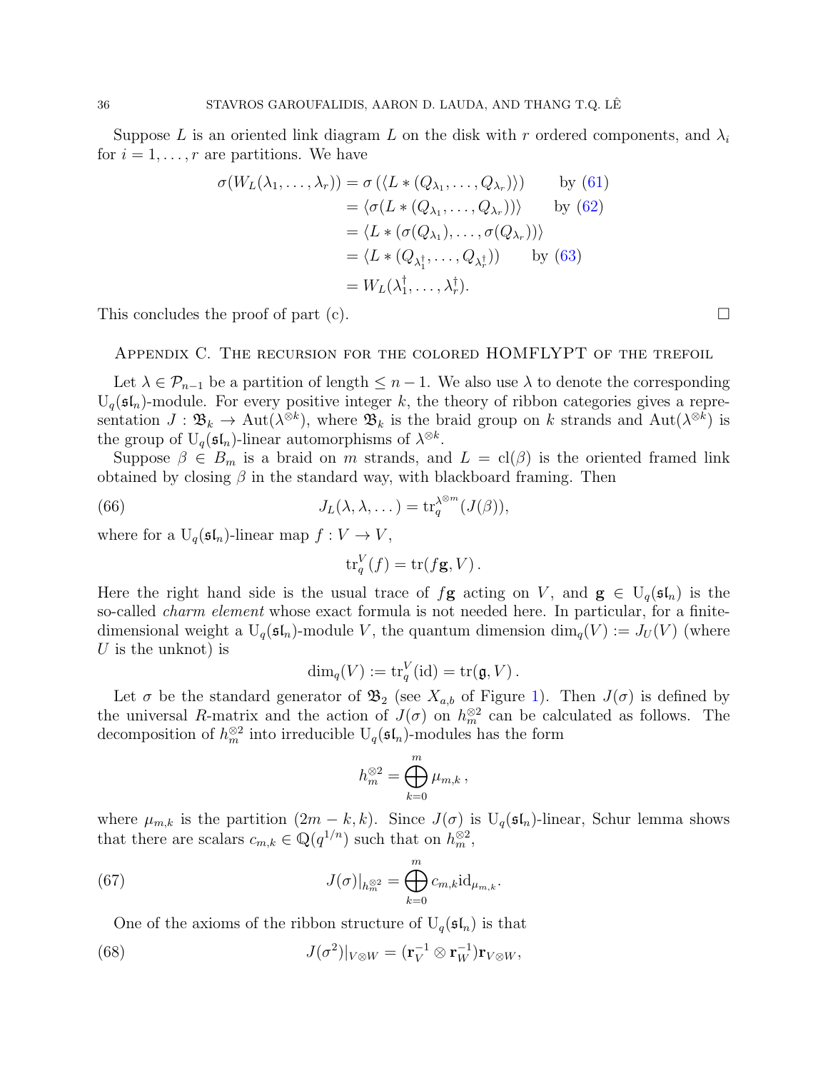Suppose $L$ is an oriented link diagram $L$ on the disk with $r$ ordered components, and $\lambda_i$ for $i = 1, \dots, r$ are partitions. We have

$$
\begin{aligned}
\sigma(W_L(\lambda_1, \dots, \lambda_r)) &= \sigma\left(\langle L * (Q_{\lambda_1}, \dots, Q_{\lambda_r})\rangle\right) \qquad \text{by (61)} \\
&= \langle \sigma(L * (Q_{\lambda_1}, \dots, Q_{\lambda_r}))\rangle \qquad \text{by (62)} \\
&= \langle L * (\sigma(Q_{\lambda_1}), \dots, \sigma(Q_{\lambda_r}))\rangle \\
&= \langle L * (Q_{\lambda_1^\dagger}, \dots, Q_{\lambda_r^\dagger})\rangle \qquad \text{by (63)} \\
&= W_L(\lambda_1^\dagger, \dots, \lambda_r^\dagger).
\end{aligned}
$$

This concludes the proof of part (c). $\square$

## Appendix C. The recursion for the colored HOMFLYPT of the trefoil

Let $\lambda \in \mathcal{P}_{n-1}$ be a partition of length $\leq n-1$. We also use $\lambda$ to denote the corresponding $\mathrm{U}_q(\mathfrak{sl}_n)$-module. For every positive integer $k$, the theory of ribbon categories gives a representation $J : \mathfrak{B}_k \to \mathrm{Aut}(\lambda^{\otimes k})$, where $\mathfrak{B}_k$ is the braid group on $k$ strands and $\mathrm{Aut}(\lambda^{\otimes k})$ is the group of $\mathrm{U}_q(\mathfrak{sl}_n)$-linear automorphisms of $\lambda^{\otimes k}$.

Suppose $\beta \in B_m$ is a braid on $m$ strands, and $L = \mathrm{cl}(\beta)$ is the oriented framed link obtained by closing $\beta$ in the standard way, with blackboard framing. Then

$$
J_L(\lambda, \lambda, \dots) = \mathrm{tr}_q^{\lambda^{\otimes m}}(J(\beta)), \tag{66}
$$

where for a $\mathrm{U}_q(\mathfrak{sl}_n)$-linear map $f : V \to V$,

$$
\mathrm{tr}_q^V(f) = \mathrm{tr}(f\mathbf{g}, V)\,.
$$

Here the right hand side is the usual trace of $f\mathbf{g}$ acting on $V$, and $\mathbf{g} \in \mathrm{U}_q(\mathfrak{sl}_n)$ is the so-called *charm element* whose exact formula is not needed here. In particular, for a finite-dimensional weight a $\mathrm{U}_q(\mathfrak{sl}_n)$-module $V$, the quantum dimension $\dim_q(V) := J_U(V)$ (where $U$ is the unknot) is

$$
\dim_q(V) := \mathrm{tr}_q^V(\mathrm{id}) = \mathrm{tr}(\mathfrak{g}, V)\,.
$$

Let $\sigma$ be the standard generator of $\mathfrak{B}_2$ (see $X_{a,b}$ of Figure 1). Then $J(\sigma)$ is defined by the universal $R$-matrix and the action of $J(\sigma)$ on $h_m^{\otimes 2}$ can be calculated as follows. The decomposition of $h_m^{\otimes 2}$ into irreducible $\mathrm{U}_q(\mathfrak{sl}_n)$-modules has the form

$$
h_m^{\otimes 2} = \bigoplus_{k=0}^{m} \mu_{m,k}\,,
$$

where $\mu_{m,k}$ is the partition $(2m-k, k)$. Since $J(\sigma)$ is $\mathrm{U}_q(\mathfrak{sl}_n)$-linear, Schur lemma shows that there are scalars $c_{m,k} \in \mathbb{Q}(q^{1/n})$ such that on $h_m^{\otimes 2}$,

$$
J(\sigma)|_{h_m^{\otimes 2}} = \bigoplus_{k=0}^{m} c_{m,k}\mathrm{id}_{\mu_{m,k}}. \tag{67}
$$

One of the axioms of the ribbon structure of $\mathrm{U}_q(\mathfrak{sl}_n)$ is that

$$
J(\sigma^2)|_{V \otimes W} = (\mathbf{r}_V^{-1} \otimes \mathbf{r}_W^{-1})\mathbf{r}_{V \otimes W}, \tag{68}
$$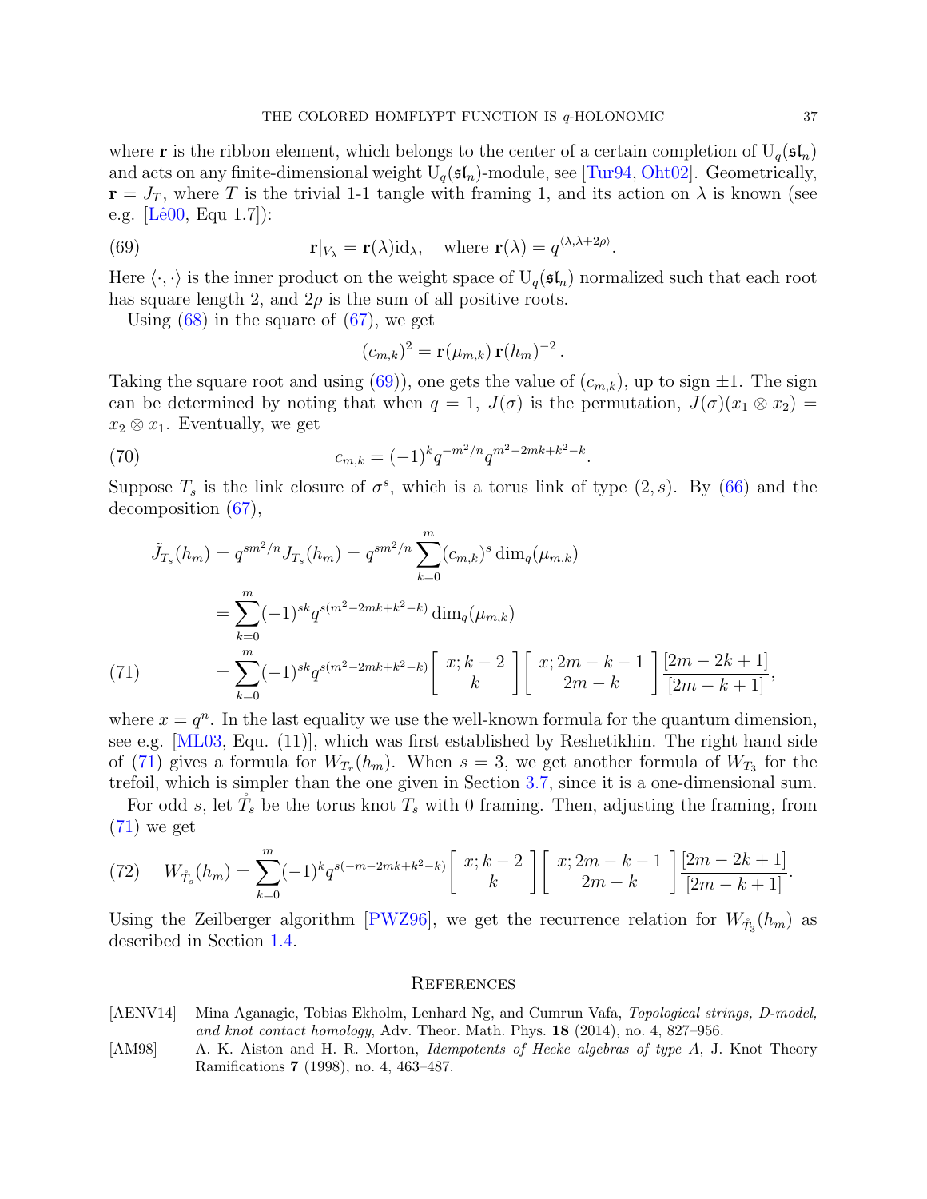where $\mathbf{r}$ is the ribbon element, which belongs to the center of a certain completion of $\mathrm{U}_q(\mathfrak{sl}_n)$ and acts on any finite-dimensional weight $\mathrm{U}_q(\mathfrak{sl}_n)$-module, see [Tur94, Oht02]. Geometrically, $\mathbf{r} = J_T$, where $T$ is the trivial 1-1 tangle with framing 1, and its action on $\lambda$ is known (see e.g. [Lê00, Equ 1.7]):

$$\mathbf{r}|_{V_\lambda} = \mathbf{r}(\lambda)\mathrm{id}_\lambda, \quad \text{where } \mathbf{r}(\lambda) = q^{\langle \lambda, \lambda + 2\rho\rangle}. \tag{69}$$

Here $\langle \cdot, \cdot \rangle$ is the inner product on the weight space of $\mathrm{U}_q(\mathfrak{sl}_n)$ normalized such that each root has square length 2, and $2\rho$ is the sum of all positive roots.

Using (68) in the square of (67), we get

$$(c_{m,k})^2 = \mathbf{r}(\mu_{m,k})\, \mathbf{r}(h_m)^{-2}\,.$$

Taking the square root and using (69)), one gets the value of $(c_{m,k})$, up to sign $\pm 1$. The sign can be determined by noting that when $q = 1$, $J(\sigma)$ is the permutation, $J(\sigma)(x_1 \otimes x_2) = x_2 \otimes x_1$. Eventually, we get

$$c_{m,k} = (-1)^k q^{-m^2/n} q^{m^2 - 2mk + k^2 - k}. \tag{70}$$

Suppose $T_s$ is the link closure of $\sigma^s$, which is a torus link of type $(2, s)$. By (66) and the decomposition (67),

$$\begin{aligned}
\tilde{J}_{T_s}(h_m) &= q^{sm^2/n} J_{T_s}(h_m) = q^{sm^2/n} \sum_{k=0}^{m} (c_{m,k})^s \dim_q(\mu_{m,k}) \\
&= \sum_{k=0}^{m} (-1)^{sk} q^{s(m^2 - 2mk + k^2 - k)} \dim_q(\mu_{m,k}) \\
&= \sum_{k=0}^{m} (-1)^{sk} q^{s(m^2 - 2mk + k^2 - k)} \begin{bmatrix} x; k-2 \\ k \end{bmatrix} \begin{bmatrix} x; 2m-k-1 \\ 2m-k \end{bmatrix} \frac{[2m-2k+1]}{[2m-k+1]},
\end{aligned} \tag{71}$$

where $x = q^n$. In the last equality we use the well-known formula for the quantum dimension, see e.g. [ML03, Equ. (11)], which was first established by Reshetikhin. The right hand side of (71) gives a formula for $W_{T_r}(h_m)$. When $s = 3$, we get another formula of $W_{T_3}$ for the trefoil, which is simpler than the one given in Section 3.7, since it is a one-dimensional sum.

For odd $s$, let $\mathring{T}_s$ be the torus knot $T_s$ with 0 framing. Then, adjusting the framing, from (71) we get

$$W_{\mathring{T}_s}(h_m) = \sum_{k=0}^{m} (-1)^k q^{s(-m - 2mk + k^2 - k)} \begin{bmatrix} x; k-2 \\ k \end{bmatrix} \begin{bmatrix} x; 2m-k-1 \\ 2m-k \end{bmatrix} \frac{[2m-2k+1]}{[2m-k+1]}. \tag{72}$$

Using the Zeilberger algorithm [PWZ96], we get the recurrence relation for $W_{\mathring{T}_3}(h_m)$ as described in Section 1.4.

## References

[AENV14] Mina Aganagic, Tobias Ekholm, Lenhard Ng, and Cumrun Vafa, *Topological strings, D-model, and knot contact homology*, Adv. Theor. Math. Phys. **18** (2014), no. 4, 827–956.

[AM98] A. K. Aiston and H. R. Morton, *Idempotents of Hecke algebras of type A*, J. Knot Theory Ramifications **7** (1998), no. 4, 463–487.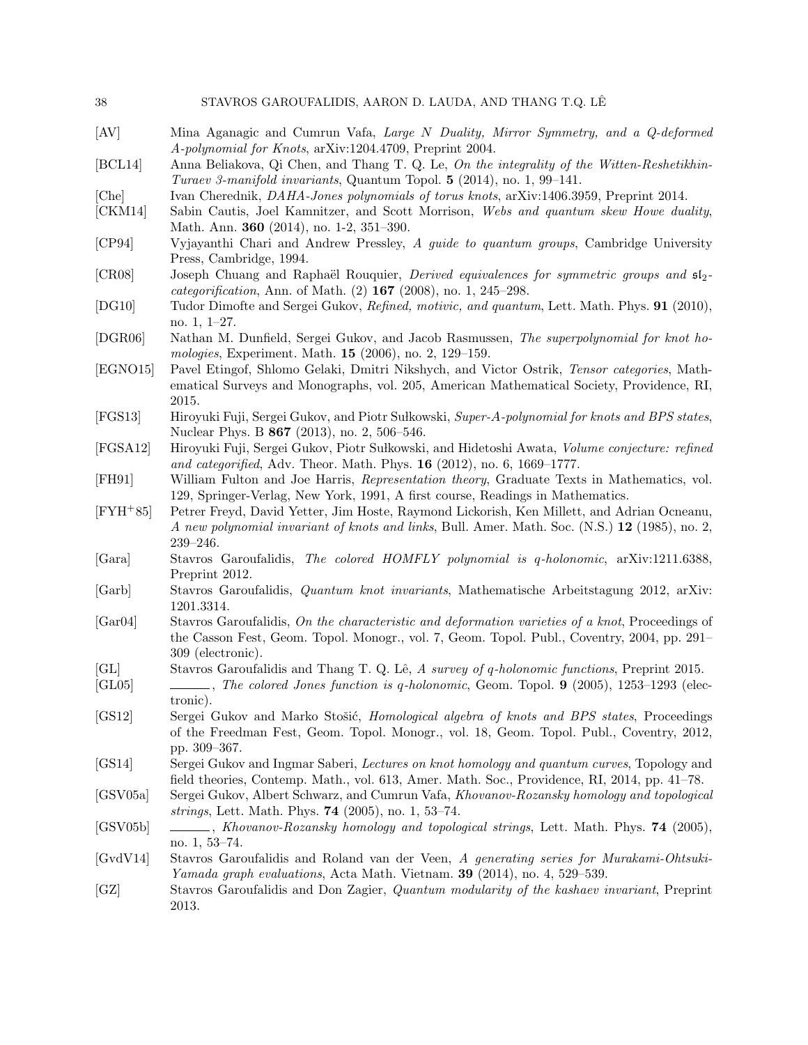- [AV] Mina Aganagic and Cumrun Vafa, *Large N Duality, Mirror Symmetry, and a Q-deformed A-polynomial for Knots*, arXiv:1204.4709, Preprint 2004.
- [BCL14] Anna Beliakova, Qi Chen, and Thang T. Q. Le, *On the integrality of the Witten-Reshetikhin-Turaev 3-manifold invariants*, Quantum Topol. **5** (2014), no. 1, 99–141.
- [Che] Ivan Cherednik, *DAHA-Jones polynomials of torus knots*, arXiv:1406.3959, Preprint 2014.
- [CKM14] Sabin Cautis, Joel Kamnitzer, and Scott Morrison, *Webs and quantum skew Howe duality*, Math. Ann. **360** (2014), no. 1-2, 351–390.
- [CP94] Vyjayanthi Chari and Andrew Pressley, *A guide to quantum groups*, Cambridge University Press, Cambridge, 1994.
- [CR08] Joseph Chuang and Raphaël Rouquier, *Derived equivalences for symmetric groups and $\mathfrak{sl}_2$-categorification*, Ann. of Math. (2) **167** (2008), no. 1, 245–298.
- [DG10] Tudor Dimofte and Sergei Gukov, *Refined, motivic, and quantum*, Lett. Math. Phys. **91** (2010), no. 1, 1–27.
- [DGR06] Nathan M. Dunfield, Sergei Gukov, and Jacob Rasmussen, *The superpolynomial for knot homologies*, Experiment. Math. **15** (2006), no. 2, 129–159.
- [EGNO15] Pavel Etingof, Shlomo Gelaki, Dmitri Nikshych, and Victor Ostrik, *Tensor categories*, Mathematical Surveys and Monographs, vol. 205, American Mathematical Society, Providence, RI, 2015.
- [FGS13] Hiroyuki Fuji, Sergei Gukov, and Piotr Sułkowski, *Super-A-polynomial for knots and BPS states*, Nuclear Phys. B **867** (2013), no. 2, 506–546.
- [FGSA12] Hiroyuki Fuji, Sergei Gukov, Piotr Sułkowski, and Hidetoshi Awata, *Volume conjecture: refined and categorified*, Adv. Theor. Math. Phys. **16** (2012), no. 6, 1669–1777.
- [FH91] William Fulton and Joe Harris, *Representation theory*, Graduate Texts in Mathematics, vol. 129, Springer-Verlag, New York, 1991, A first course, Readings in Mathematics.
- [FYH+85] Petrer Freyd, David Yetter, Jim Hoste, Raymond Lickorish, Ken Millett, and Adrian Ocneanu, *A new polynomial invariant of knots and links*, Bull. Amer. Math. Soc. (N.S.) **12** (1985), no. 2, 239–246.
- [Gara] Stavros Garoufalidis, *The colored HOMFLY polynomial is q-holonomic*, arXiv:1211.6388, Preprint 2012.
- [Garb] Stavros Garoufalidis, *Quantum knot invariants*, Mathematische Arbeitstagung 2012, arXiv: 1201.3314.
- [Gar04] Stavros Garoufalidis, *On the characteristic and deformation varieties of a knot*, Proceedings of the Casson Fest, Geom. Topol. Monogr., vol. 7, Geom. Topol. Publ., Coventry, 2004, pp. 291–309 (electronic).
- [GL] Stavros Garoufalidis and Thang T. Q. Lê, *A survey of q-holonomic functions*, Preprint 2015.
- [GL05] ______, *The colored Jones function is q-holonomic*, Geom. Topol. **9** (2005), 1253–1293 (electronic).
- [GS12] Sergei Gukov and Marko Stošić, *Homological algebra of knots and BPS states*, Proceedings of the Freedman Fest, Geom. Topol. Monogr., vol. 18, Geom. Topol. Publ., Coventry, 2012, pp. 309–367.
- [GS14] Sergei Gukov and Ingmar Saberi, *Lectures on knot homology and quantum curves*, Topology and field theories, Contemp. Math., vol. 613, Amer. Math. Soc., Providence, RI, 2014, pp. 41–78.
- [GSV05a] Sergei Gukov, Albert Schwarz, and Cumrun Vafa, *Khovanov-Rozansky homology and topological strings*, Lett. Math. Phys. **74** (2005), no. 1, 53–74.
- [GSV05b] ______, *Khovanov-Rozansky homology and topological strings*, Lett. Math. Phys. **74** (2005), no. 1, 53–74.
- [GvdV14] Stavros Garoufalidis and Roland van der Veen, *A generating series for Murakami-Ohtsuki-Yamada graph evaluations*, Acta Math. Vietnam. **39** (2014), no. 4, 529–539.
- [GZ] Stavros Garoufalidis and Don Zagier, *Quantum modularity of the kashaev invariant*, Preprint 2013.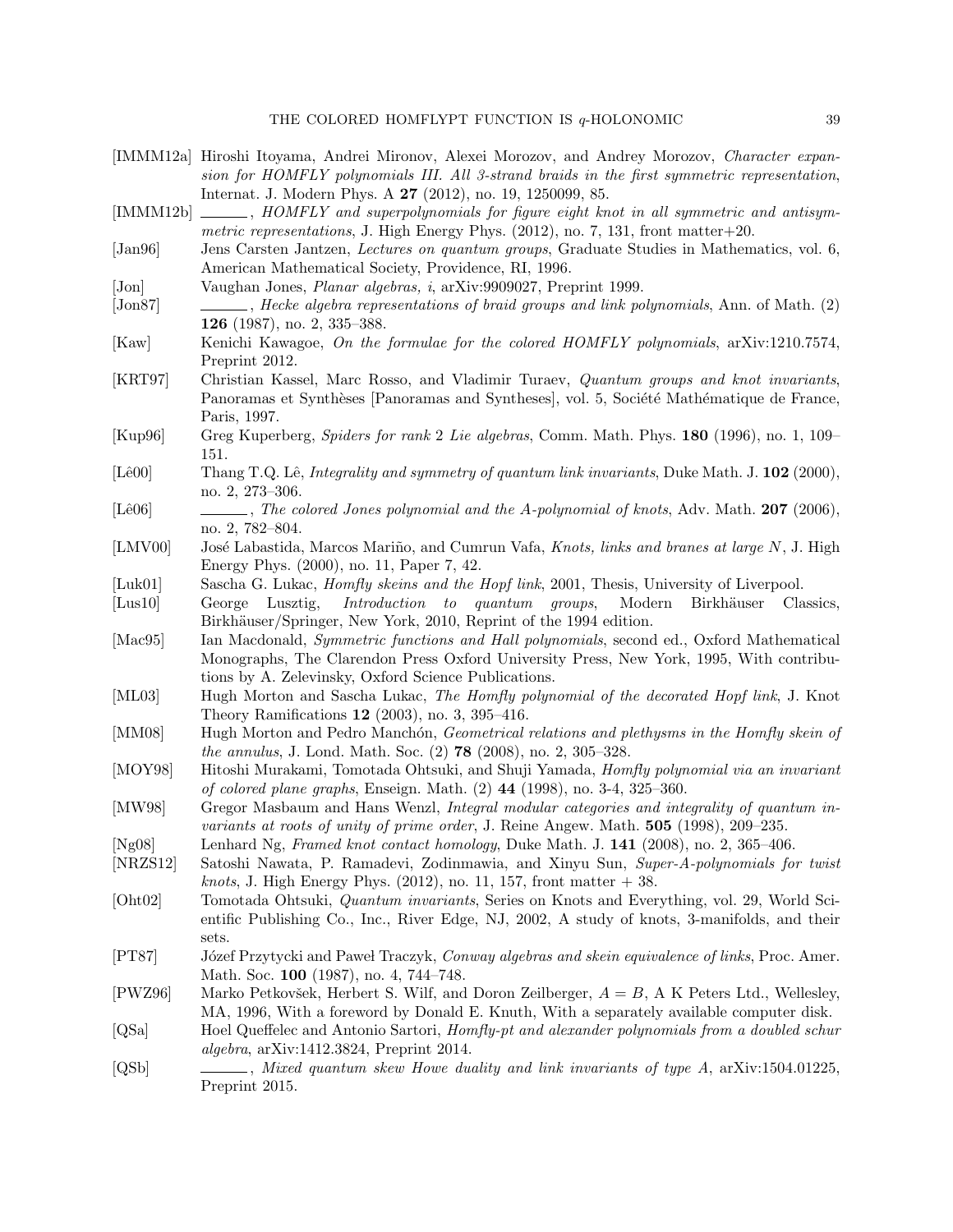[IMMM12a] Hiroshi Itoyama, Andrei Mironov, Alexei Morozov, and Andrey Morozov, *Character expansion for HOMFLY polynomials III. All 3-strand braids in the first symmetric representation*, Internat. J. Modern Phys. A **27** (2012), no. 19, 1250099, 85.

[IMMM12b] ______, *HOMFLY and superpolynomials for figure eight knot in all symmetric and antisymmetric representations*, J. High Energy Phys. (2012), no. 7, 131, front matter+20.

[Jan96] Jens Carsten Jantzen, *Lectures on quantum groups*, Graduate Studies in Mathematics, vol. 6, American Mathematical Society, Providence, RI, 1996.

[Jon] Vaughan Jones, *Planar algebras, i*, arXiv:9909027, Preprint 1999.

[Jon87] ______, *Hecke algebra representations of braid groups and link polynomials*, Ann. of Math. (2) **126** (1987), no. 2, 335–388.

[Kaw] Kenichi Kawagoe, *On the formulae for the colored HOMFLY polynomials*, arXiv:1210.7574, Preprint 2012.

[KRT97] Christian Kassel, Marc Rosso, and Vladimir Turaev, *Quantum groups and knot invariants*, Panoramas et Synthèses [Panoramas and Syntheses], vol. 5, Société Mathématique de France, Paris, 1997.

[Kup96] Greg Kuperberg, *Spiders for rank 2 Lie algebras*, Comm. Math. Phys. **180** (1996), no. 1, 109–151.

[Lê00] Thang T.Q. Lê, *Integrality and symmetry of quantum link invariants*, Duke Math. J. **102** (2000), no. 2, 273–306.

[Lê06] ______, *The colored Jones polynomial and the A-polynomial of knots*, Adv. Math. **207** (2006), no. 2, 782–804.

[LMV00] José Labastida, Marcos Mariño, and Cumrun Vafa, *Knots, links and branes at large N*, J. High Energy Phys. (2000), no. 11, Paper 7, 42.

[Luk01] Sascha G. Lukac, *Homfly skeins and the Hopf link*, 2001, Thesis, University of Liverpool.

[Lus10] George Lusztig, *Introduction to quantum groups*, Modern Birkhäuser Classics, Birkhäuser/Springer, New York, 2010, Reprint of the 1994 edition.

[Mac95] Ian Macdonald, *Symmetric functions and Hall polynomials*, second ed., Oxford Mathematical Monographs, The Clarendon Press Oxford University Press, New York, 1995, With contributions by A. Zelevinsky, Oxford Science Publications.

[ML03] Hugh Morton and Sascha Lukac, *The Homfly polynomial of the decorated Hopf link*, J. Knot Theory Ramifications **12** (2003), no. 3, 395–416.

[MM08] Hugh Morton and Pedro Manchón, *Geometrical relations and plethysms in the Homfly skein of the annulus*, J. Lond. Math. Soc. (2) **78** (2008), no. 2, 305–328.

[MOY98] Hitoshi Murakami, Tomotada Ohtsuki, and Shuji Yamada, *Homfly polynomial via an invariant of colored plane graphs*, Enseign. Math. (2) **44** (1998), no. 3-4, 325–360.

[MW98] Gregor Masbaum and Hans Wenzl, *Integral modular categories and integrality of quantum invariants at roots of unity of prime order*, J. Reine Angew. Math. **505** (1998), 209–235.

[Ng08] Lenhard Ng, *Framed knot contact homology*, Duke Math. J. **141** (2008), no. 2, 365–406.

[NRZS12] Satoshi Nawata, P. Ramadevi, Zodinmawia, and Xinyu Sun, *Super-A-polynomials for twist knots*, J. High Energy Phys. (2012), no. 11, 157, front matter + 38.

[Oht02] Tomotada Ohtsuki, *Quantum invariants*, Series on Knots and Everything, vol. 29, World Scientific Publishing Co., Inc., River Edge, NJ, 2002, A study of knots, 3-manifolds, and their sets.

[PT87] Józef Przytycki and Paweł Traczyk, *Conway algebras and skein equivalence of links*, Proc. Amer. Math. Soc. **100** (1987), no. 4, 744–748.

[PWZ96] Marko Petkovšek, Herbert S. Wilf, and Doron Zeilberger, *A = B*, A K Peters Ltd., Wellesley, MA, 1996, With a foreword by Donald E. Knuth, With a separately available computer disk.

[QSa] Hoel Queffelec and Antonio Sartori, *Homfly-pt and alexander polynomials from a doubled schur algebra*, arXiv:1412.3824, Preprint 2014.

[QSb] ______, *Mixed quantum skew Howe duality and link invariants of type A*, arXiv:1504.01225, Preprint 2015.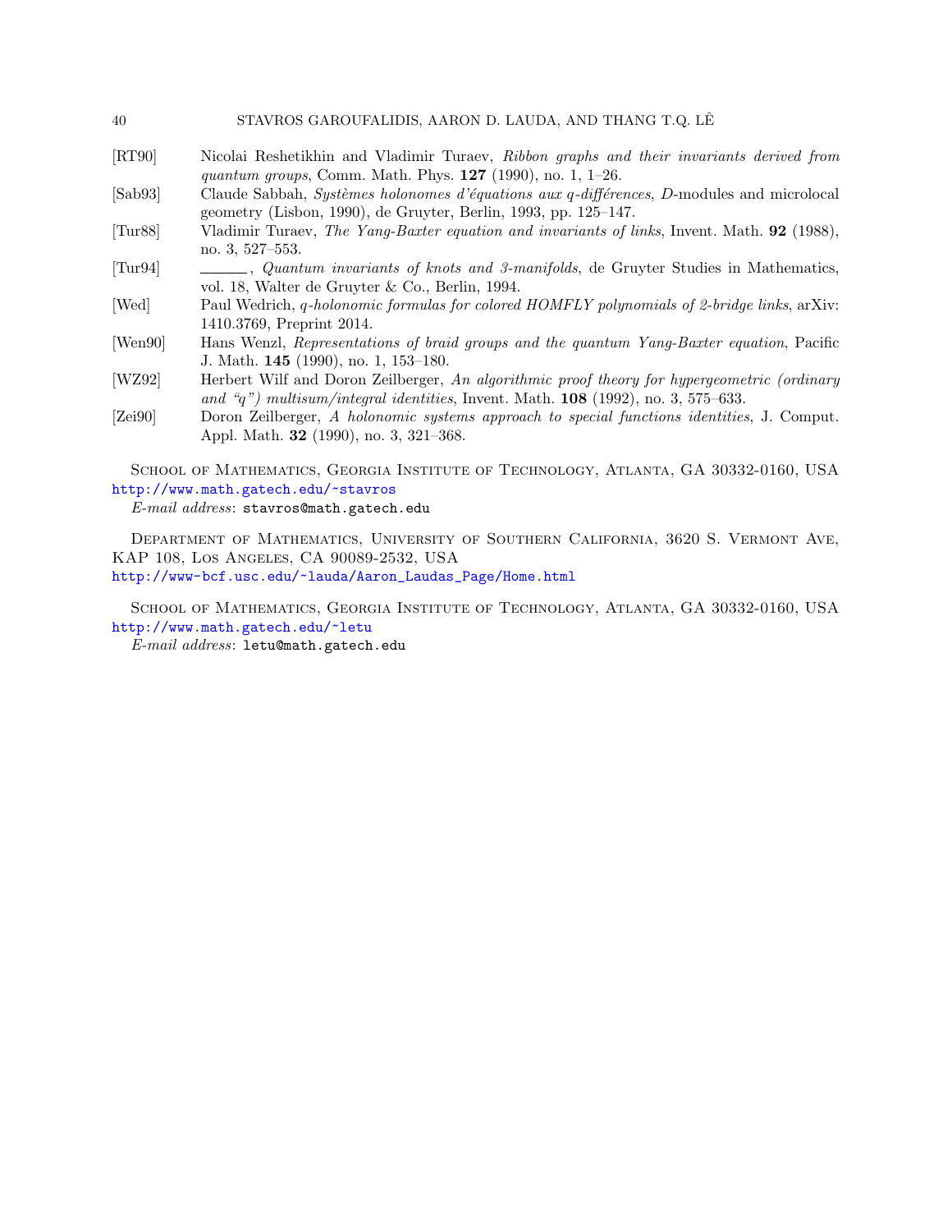[RT90] Nicolai Reshetikhin and Vladimir Turaev, *Ribbon graphs and their invariants derived from quantum groups*, Comm. Math. Phys. **127** (1990), no. 1, 1–26.

[Sab93] Claude Sabbah, *Systèmes holonomes d'équations aux q-différences*, D-modules and microlocal geometry (Lisbon, 1990), de Gruyter, Berlin, 1993, pp. 125–147.

[Tur88] Vladimir Turaev, *The Yang-Baxter equation and invariants of links*, Invent. Math. **92** (1988), no. 3, 527–553.

[Tur94] ______, *Quantum invariants of knots and 3-manifolds*, de Gruyter Studies in Mathematics, vol. 18, Walter de Gruyter & Co., Berlin, 1994.

[Wed] Paul Wedrich, *q-holonomic formulas for colored HOMFLY polynomials of 2-bridge links*, arXiv: 1410.3769, Preprint 2014.

[Wen90] Hans Wenzl, *Representations of braid groups and the quantum Yang-Baxter equation*, Pacific J. Math. **145** (1990), no. 1, 153–180.

[WZ92] Herbert Wilf and Doron Zeilberger, *An algorithmic proof theory for hypergeometric (ordinary and "q") multisum/integral identities*, Invent. Math. **108** (1992), no. 3, 575–633.

[Zei90] Doron Zeilberger, *A holonomic systems approach to special functions identities*, J. Comput. Appl. Math. **32** (1990), no. 3, 321–368.

School of Mathematics, Georgia Institute of Technology, Atlanta, GA 30332-0160, USA
http://www.math.gatech.edu/~stavros
*E-mail address*: stavros@math.gatech.edu

Department of Mathematics, University of Southern California, 3620 S. Vermont Ave, KAP 108, Los Angeles, CA 90089-2532, USA
http://www-bcf.usc.edu/~lauda/Aaron_Laudas_Page/Home.html

School of Mathematics, Georgia Institute of Technology, Atlanta, GA 30332-0160, USA
http://www.math.gatech.edu/~letu
*E-mail address*: letu@math.gatech.edu